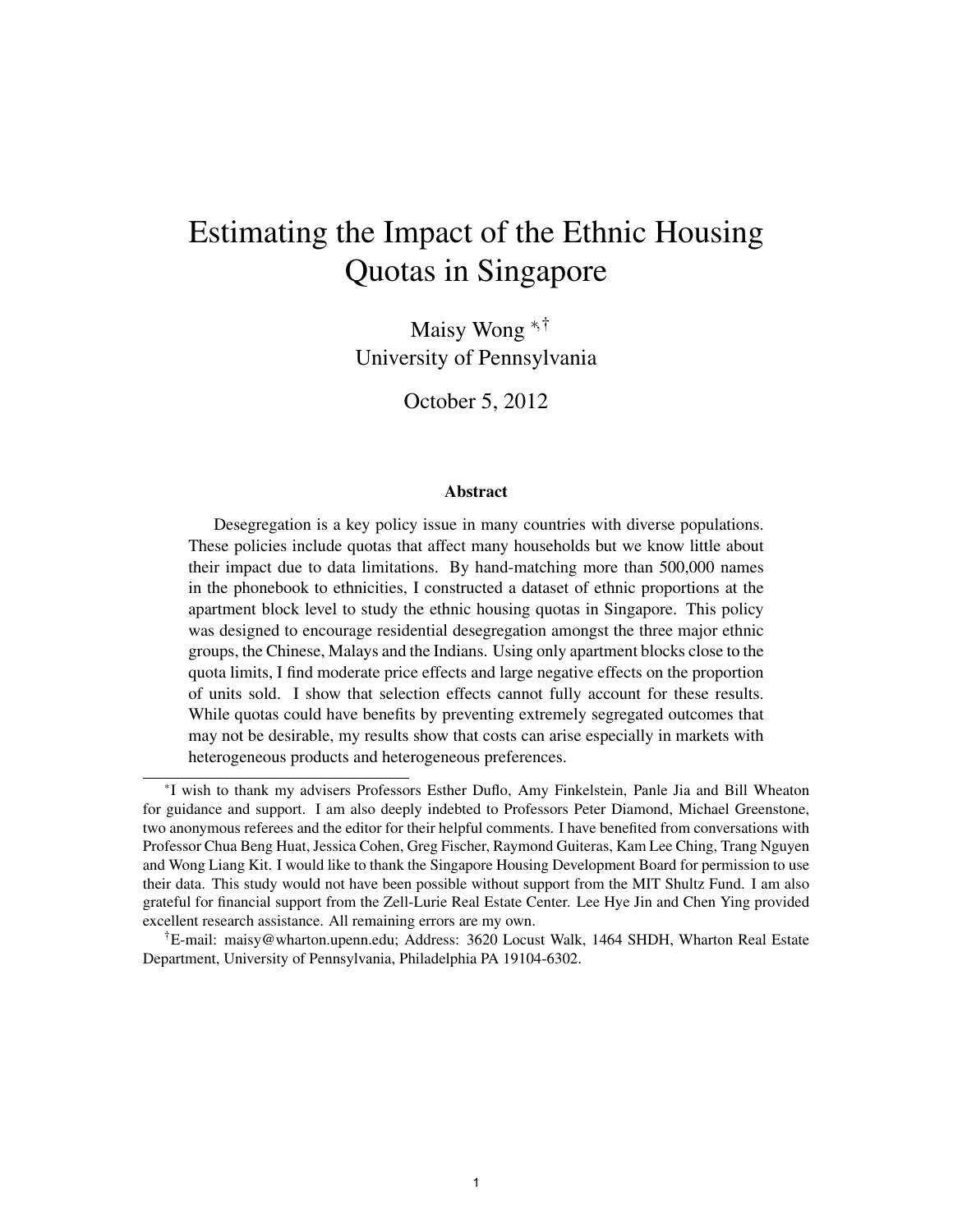# Estimating the Impact of the Ethnic Housing Quotas in Singapore

Maisy Wong [*,†]
University of Pennsylvania

October 5, 2012

### Abstract

Desegregation is a key policy issue in many countries with diverse populations. These policies include quotas that affect many households but we know little about their impact due to data limitations. By hand-matching more than 500,000 names in the phonebook to ethnicities, I constructed a dataset of ethnic proportions at the apartment block level to study the ethnic housing quotas in Singapore. This policy was designed to encourage residential desegregation amongst the three major ethnic groups, the Chinese, Malays and the Indians. Using only apartment blocks close to the quota limits, I find moderate price effects and large negative effects on the proportion of units sold. I show that selection effects cannot fully account for these results. While quotas could have benefits by preventing extremely segregated outcomes that may not be desirable, my results show that costs can arise especially in markets with heterogeneous products and heterogeneous preferences.

---

[*] I wish to thank my advisers Professors Esther Duflo, Amy Finkelstein, Panle Jia and Bill Wheaton for guidance and support. I am also deeply indebted to Professors Peter Diamond, Michael Greenstone, two anonymous referees and the editor for their helpful comments. I have benefited from conversations with Professor Chua Beng Huat, Jessica Cohen, Greg Fischer, Raymond Guiteras, Kam Lee Ching, Trang Nguyen and Wong Liang Kit. I would like to thank the Singapore Housing Development Board for permission to use their data. This study would not have been possible without support from the MIT Shultz Fund. I am also grateful for financial support from the Zell-Lurie Real Estate Center. Lee Hye Jin and Chen Ying provided excellent research assistance. All remaining errors are my own.

[†] E-mail: maisy@wharton.upenn.edu; Address: 3620 Locust Walk, 1464 SHDH, Wharton Real Estate Department, University of Pennsylvania, Philadelphia PA 19104-6302.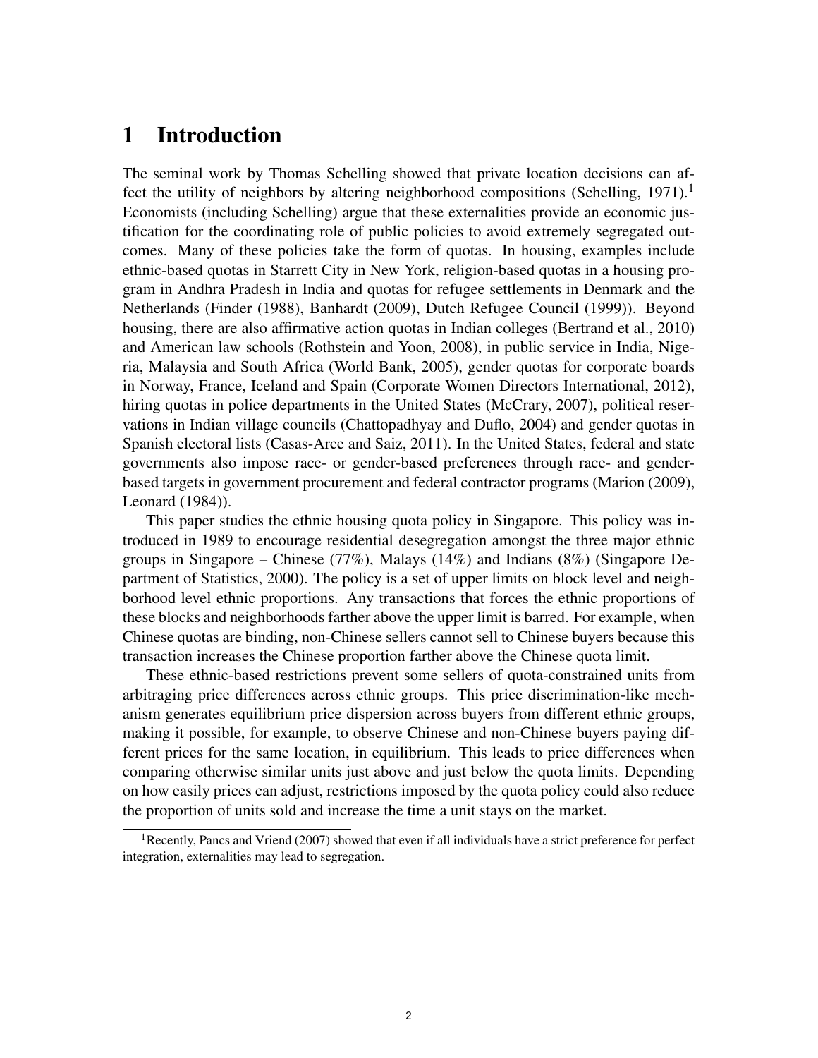# 1 Introduction

The seminal work by Thomas Schelling showed that private location decisions can affect the utility of neighbors by altering neighborhood compositions (Schelling, 1971).[1] Economists (including Schelling) argue that these externalities provide an economic justification for the coordinating role of public policies to avoid extremely segregated outcomes. Many of these policies take the form of quotas. In housing, examples include ethnic-based quotas in Starrett City in New York, religion-based quotas in a housing program in Andhra Pradesh in India and quotas for refugee settlements in Denmark and the Netherlands (Finder (1988), Banhardt (2009), Dutch Refugee Council (1999)). Beyond housing, there are also affirmative action quotas in Indian colleges (Bertrand et al., 2010) and American law schools (Rothstein and Yoon, 2008), in public service in India, Nigeria, Malaysia and South Africa (World Bank, 2005), gender quotas for corporate boards in Norway, France, Iceland and Spain (Corporate Women Directors International, 2012), hiring quotas in police departments in the United States (McCrary, 2007), political reservations in Indian village councils (Chattopadhyay and Duflo, 2004) and gender quotas in Spanish electoral lists (Casas-Arce and Saiz, 2011). In the United States, federal and state governments also impose race- or gender-based preferences through race- and gender-based targets in government procurement and federal contractor programs (Marion (2009), Leonard (1984)).

This paper studies the ethnic housing quota policy in Singapore. This policy was introduced in 1989 to encourage residential desegregation amongst the three major ethnic groups in Singapore – Chinese (77%), Malays (14%) and Indians (8%) (Singapore Department of Statistics, 2000). The policy is a set of upper limits on block level and neighborhood level ethnic proportions. Any transactions that forces the ethnic proportions of these blocks and neighborhoods farther above the upper limit is barred. For example, when Chinese quotas are binding, non-Chinese sellers cannot sell to Chinese buyers because this transaction increases the Chinese proportion farther above the Chinese quota limit.

These ethnic-based restrictions prevent some sellers of quota-constrained units from arbitraging price differences across ethnic groups. This price discrimination-like mechanism generates equilibrium price dispersion across buyers from different ethnic groups, making it possible, for example, to observe Chinese and non-Chinese buyers paying different prices for the same location, in equilibrium. This leads to price differences when comparing otherwise similar units just above and just below the quota limits. Depending on how easily prices can adjust, restrictions imposed by the quota policy could also reduce the proportion of units sold and increase the time a unit stays on the market.

[1] Recently, Pancs and Vriend (2007) showed that even if all individuals have a strict preference for perfect integration, externalities may lead to segregation.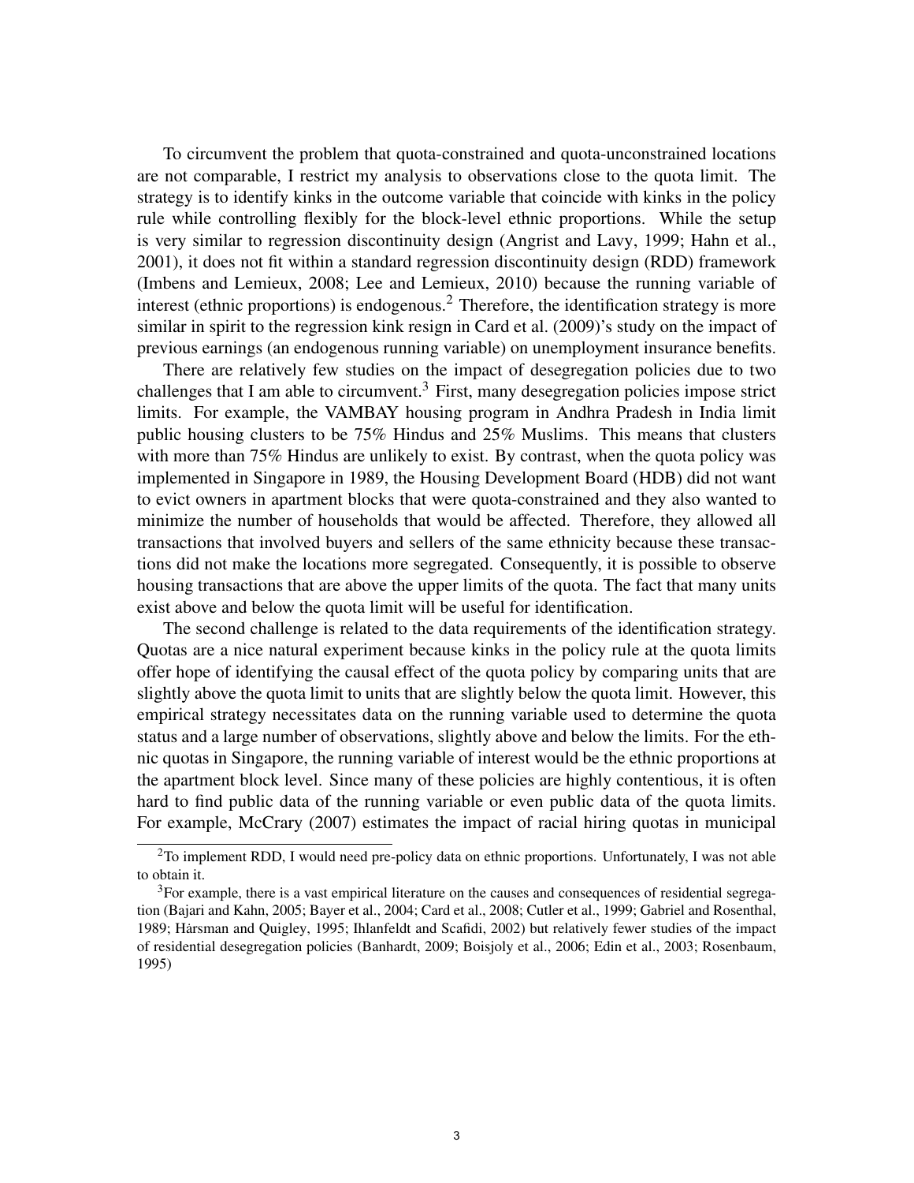To circumvent the problem that quota-constrained and quota-unconstrained locations are not comparable, I restrict my analysis to observations close to the quota limit. The strategy is to identify kinks in the outcome variable that coincide with kinks in the policy rule while controlling flexibly for the block-level ethnic proportions. While the setup is very similar to regression discontinuity design (Angrist and Lavy, 1999; Hahn et al., 2001), it does not fit within a standard regression discontinuity design (RDD) framework (Imbens and Lemieux, 2008; Lee and Lemieux, 2010) because the running variable of interest (ethnic proportions) is endogenous.[2] Therefore, the identification strategy is more similar in spirit to the regression kink resign in Card et al. (2009)'s study on the impact of previous earnings (an endogenous running variable) on unemployment insurance benefits.

There are relatively few studies on the impact of desegregation policies due to two challenges that I am able to circumvent.[3] First, many desegregation policies impose strict limits. For example, the VAMBAY housing program in Andhra Pradesh in India limit public housing clusters to be 75% Hindus and 25% Muslims. This means that clusters with more than 75% Hindus are unlikely to exist. By contrast, when the quota policy was implemented in Singapore in 1989, the Housing Development Board (HDB) did not want to evict owners in apartment blocks that were quota-constrained and they also wanted to minimize the number of households that would be affected. Therefore, they allowed all transactions that involved buyers and sellers of the same ethnicity because these transactions did not make the locations more segregated. Consequently, it is possible to observe housing transactions that are above the upper limits of the quota. The fact that many units exist above and below the quota limit will be useful for identification.

The second challenge is related to the data requirements of the identification strategy. Quotas are a nice natural experiment because kinks in the policy rule at the quota limits offer hope of identifying the causal effect of the quota policy by comparing units that are slightly above the quota limit to units that are slightly below the quota limit. However, this empirical strategy necessitates data on the running variable used to determine the quota status and a large number of observations, slightly above and below the limits. For the ethnic quotas in Singapore, the running variable of interest would be the ethnic proportions at the apartment block level. Since many of these policies are highly contentious, it is often hard to find public data of the running variable or even public data of the quota limits. For example, McCrary (2007) estimates the impact of racial hiring quotas in municipal

[2] To implement RDD, I would need pre-policy data on ethnic proportions. Unfortunately, I was not able to obtain it.

[3] For example, there is a vast empirical literature on the causes and consequences of residential segregation (Bajari and Kahn, 2005; Bayer et al., 2004; Card et al., 2008; Cutler et al., 1999; Gabriel and Rosenthal, 1989; Hårsman and Quigley, 1995; Ihlanfeldt and Scafidi, 2002) but relatively fewer studies of the impact of residential desegregation policies (Banhardt, 2009; Boisjoly et al., 2006; Edin et al., 2003; Rosenbaum, 1995)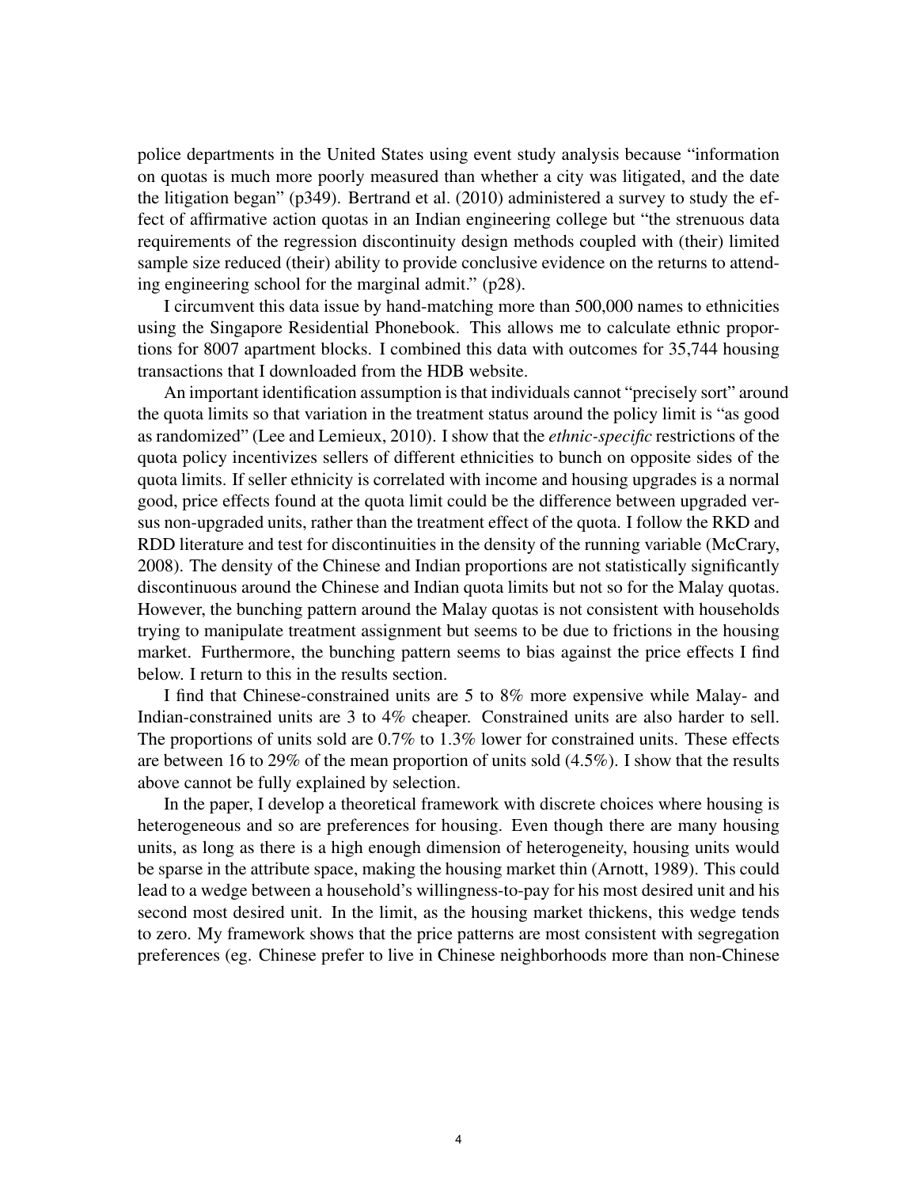police departments in the United States using event study analysis because "information on quotas is much more poorly measured than whether a city was litigated, and the date the litigation began" (p349). Bertrand et al. (2010) administered a survey to study the effect of affirmative action quotas in an Indian engineering college but "the strenuous data requirements of the regression discontinuity design methods coupled with (their) limited sample size reduced (their) ability to provide conclusive evidence on the returns to attending engineering school for the marginal admit." (p28).

I circumvent this data issue by hand-matching more than 500,000 names to ethnicities using the Singapore Residential Phonebook. This allows me to calculate ethnic proportions for 8007 apartment blocks. I combined this data with outcomes for 35,744 housing transactions that I downloaded from the HDB website.

An important identification assumption is that individuals cannot "precisely sort" around the quota limits so that variation in the treatment status around the policy limit is "as good as randomized" (Lee and Lemieux, 2010). I show that the *ethnic-specific* restrictions of the quota policy incentivizes sellers of different ethnicities to bunch on opposite sides of the quota limits. If seller ethnicity is correlated with income and housing upgrades is a normal good, price effects found at the quota limit could be the difference between upgraded versus non-upgraded units, rather than the treatment effect of the quota. I follow the RKD and RDD literature and test for discontinuities in the density of the running variable (McCrary, 2008). The density of the Chinese and Indian proportions are not statistically significantly discontinuous around the Chinese and Indian quota limits but not so for the Malay quotas. However, the bunching pattern around the Malay quotas is not consistent with households trying to manipulate treatment assignment but seems to be due to frictions in the housing market. Furthermore, the bunching pattern seems to bias against the price effects I find below. I return to this in the results section.

I find that Chinese-constrained units are 5 to 8% more expensive while Malay- and Indian-constrained units are 3 to 4% cheaper. Constrained units are also harder to sell. The proportions of units sold are 0.7% to 1.3% lower for constrained units. These effects are between 16 to 29% of the mean proportion of units sold (4.5%). I show that the results above cannot be fully explained by selection.

In the paper, I develop a theoretical framework with discrete choices where housing is heterogeneous and so are preferences for housing. Even though there are many housing units, as long as there is a high enough dimension of heterogeneity, housing units would be sparse in the attribute space, making the housing market thin (Arnott, 1989). This could lead to a wedge between a household's willingness-to-pay for his most desired unit and his second most desired unit. In the limit, as the housing market thickens, this wedge tends to zero. My framework shows that the price patterns are most consistent with segregation preferences (eg. Chinese prefer to live in Chinese neighborhoods more than non-Chinese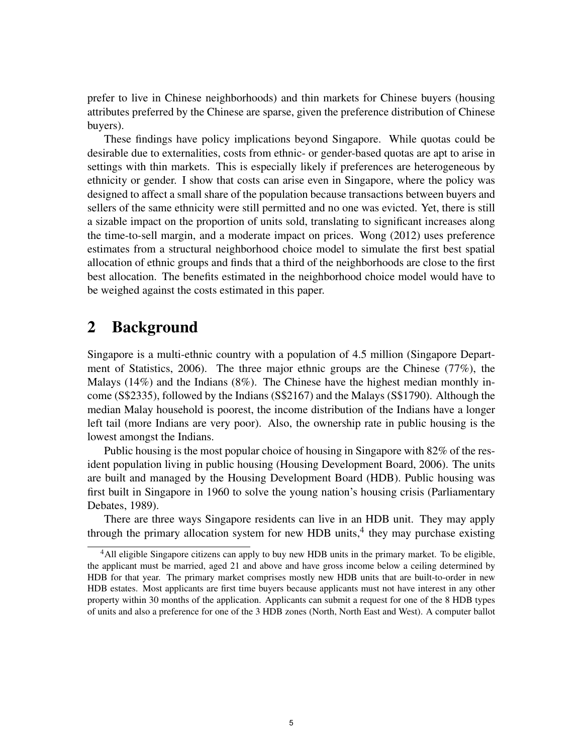prefer to live in Chinese neighborhoods) and thin markets for Chinese buyers (housing attributes preferred by the Chinese are sparse, given the preference distribution of Chinese buyers).

These findings have policy implications beyond Singapore. While quotas could be desirable due to externalities, costs from ethnic- or gender-based quotas are apt to arise in settings with thin markets. This is especially likely if preferences are heterogeneous by ethnicity or gender. I show that costs can arise even in Singapore, where the policy was designed to affect a small share of the population because transactions between buyers and sellers of the same ethnicity were still permitted and no one was evicted. Yet, there is still a sizable impact on the proportion of units sold, translating to significant increases along the time-to-sell margin, and a moderate impact on prices. Wong (2012) uses preference estimates from a structural neighborhood choice model to simulate the first best spatial allocation of ethnic groups and finds that a third of the neighborhoods are close to the first best allocation. The benefits estimated in the neighborhood choice model would have to be weighed against the costs estimated in this paper.

## 2 Background

Singapore is a multi-ethnic country with a population of 4.5 million (Singapore Department of Statistics, 2006). The three major ethnic groups are the Chinese (77%), the Malays (14%) and the Indians (8%). The Chinese have the highest median monthly income (S$2335), followed by the Indians (S$2167) and the Malays (S$1790). Although the median Malay household is poorest, the income distribution of the Indians have a longer left tail (more Indians are very poor). Also, the ownership rate in public housing is the lowest amongst the Indians.

Public housing is the most popular choice of housing in Singapore with 82% of the resident population living in public housing (Housing Development Board, 2006). The units are built and managed by the Housing Development Board (HDB). Public housing was first built in Singapore in 1960 to solve the young nation's housing crisis (Parliamentary Debates, 1989).

There are three ways Singapore residents can live in an HDB unit. They may apply through the primary allocation system for new HDB units,[4] they may purchase existing

[4] All eligible Singapore citizens can apply to buy new HDB units in the primary market. To be eligible, the applicant must be married, aged 21 and above and have gross income below a ceiling determined by HDB for that year. The primary market comprises mostly new HDB units that are built-to-order in new HDB estates. Most applicants are first time buyers because applicants must not have interest in any other property within 30 months of the application. Applicants can submit a request for one of the 8 HDB types of units and also a preference for one of the 3 HDB zones (North, North East and West). A computer ballot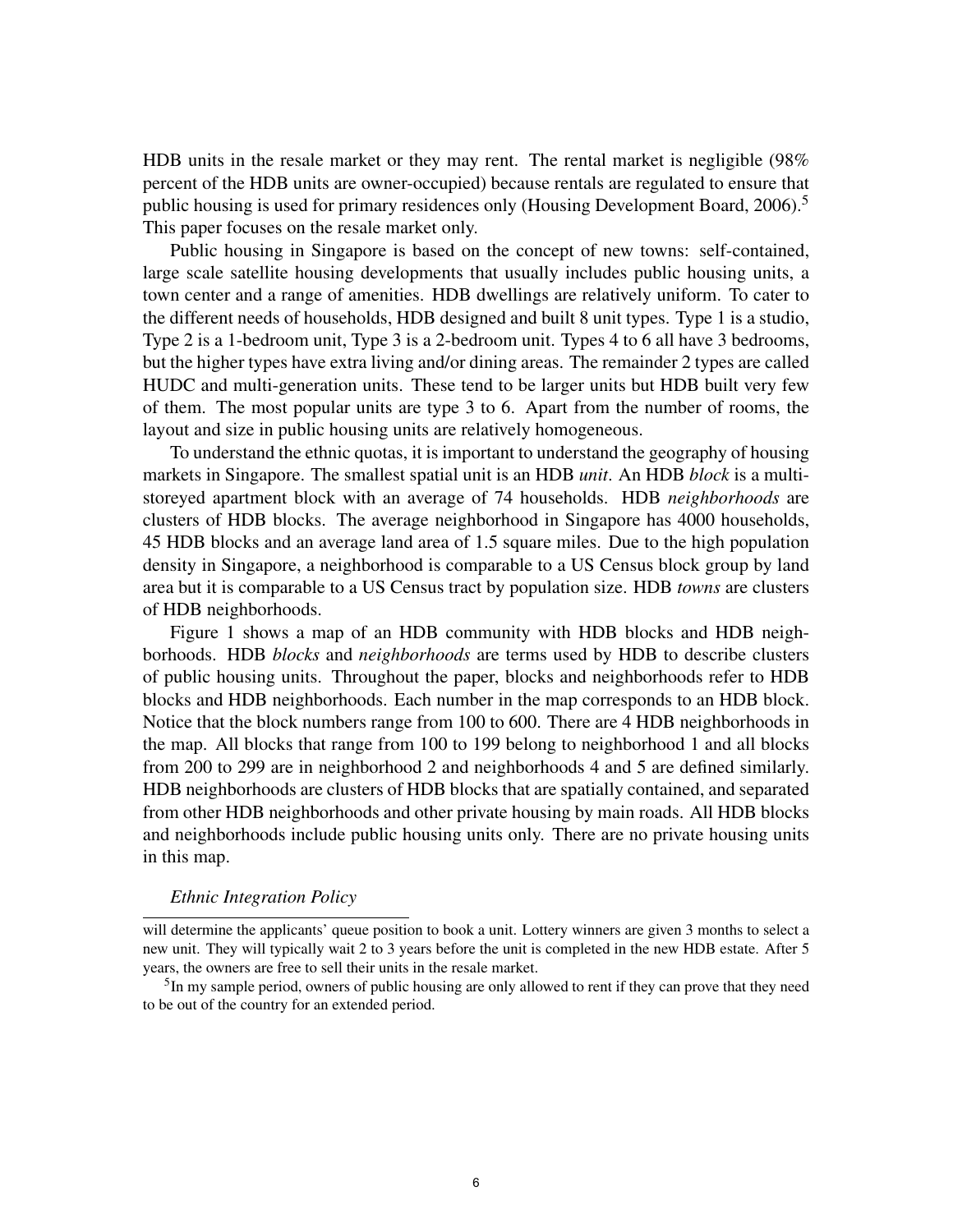HDB units in the resale market or they may rent. The rental market is negligible (98% percent of the HDB units are owner-occupied) because rentals are regulated to ensure that public housing is used for primary residences only (Housing Development Board, 2006).[5] This paper focuses on the resale market only.

Public housing in Singapore is based on the concept of new towns: self-contained, large scale satellite housing developments that usually includes public housing units, a town center and a range of amenities. HDB dwellings are relatively uniform. To cater to the different needs of households, HDB designed and built 8 unit types. Type 1 is a studio, Type 2 is a 1-bedroom unit, Type 3 is a 2-bedroom unit. Types 4 to 6 all have 3 bedrooms, but the higher types have extra living and/or dining areas. The remainder 2 types are called HUDC and multi-generation units. These tend to be larger units but HDB built very few of them. The most popular units are type 3 to 6. Apart from the number of rooms, the layout and size in public housing units are relatively homogeneous.

To understand the ethnic quotas, it is important to understand the geography of housing markets in Singapore. The smallest spatial unit is an HDB *unit*. An HDB *block* is a multi-storeyed apartment block with an average of 74 households. HDB *neighborhoods* are clusters of HDB blocks. The average neighborhood in Singapore has 4000 households, 45 HDB blocks and an average land area of 1.5 square miles. Due to the high population density in Singapore, a neighborhood is comparable to a US Census block group by land area but it is comparable to a US Census tract by population size. HDB *towns* are clusters of HDB neighborhoods.

Figure 1 shows a map of an HDB community with HDB blocks and HDB neighborhoods. HDB *blocks* and *neighborhoods* are terms used by HDB to describe clusters of public housing units. Throughout the paper, blocks and neighborhoods refer to HDB blocks and HDB neighborhoods. Each number in the map corresponds to an HDB block. Notice that the block numbers range from 100 to 600. There are 4 HDB neighborhoods in the map. All blocks that range from 100 to 199 belong to neighborhood 1 and all blocks from 200 to 299 are in neighborhood 2 and neighborhoods 4 and 5 are defined similarly. HDB neighborhoods are clusters of HDB blocks that are spatially contained, and separated from other HDB neighborhoods and other private housing by main roads. All HDB blocks and neighborhoods include public housing units only. There are no private housing units in this map.

*Ethnic Integration Policy*

---

will determine the applicants' queue position to book a unit. Lottery winners are given 3 months to select a new unit. They will typically wait 2 to 3 years before the unit is completed in the new HDB estate. After 5 years, the owners are free to sell their units in the resale market.

[5] In my sample period, owners of public housing are only allowed to rent if they can prove that they need to be out of the country for an extended period.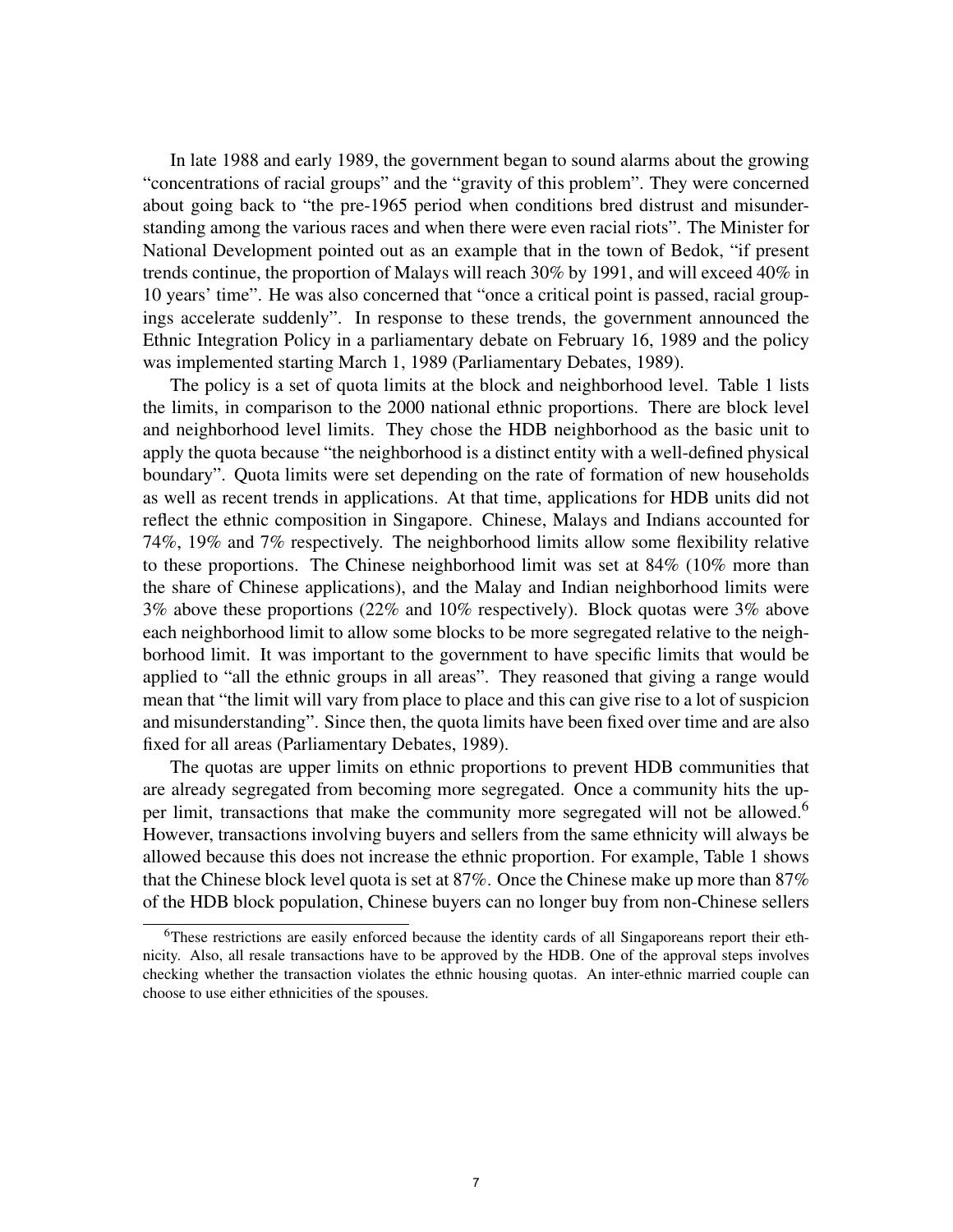In late 1988 and early 1989, the government began to sound alarms about the growing "concentrations of racial groups" and the "gravity of this problem". They were concerned about going back to "the pre-1965 period when conditions bred distrust and misunderstanding among the various races and when there were even racial riots". The Minister for National Development pointed out as an example that in the town of Bedok, "if present trends continue, the proportion of Malays will reach 30% by 1991, and will exceed 40% in 10 years' time". He was also concerned that "once a critical point is passed, racial groupings accelerate suddenly". In response to these trends, the government announced the Ethnic Integration Policy in a parliamentary debate on February 16, 1989 and the policy was implemented starting March 1, 1989 (Parliamentary Debates, 1989).

The policy is a set of quota limits at the block and neighborhood level. Table 1 lists the limits, in comparison to the 2000 national ethnic proportions. There are block level and neighborhood level limits. They chose the HDB neighborhood as the basic unit to apply the quota because "the neighborhood is a distinct entity with a well-defined physical boundary". Quota limits were set depending on the rate of formation of new households as well as recent trends in applications. At that time, applications for HDB units did not reflect the ethnic composition in Singapore. Chinese, Malays and Indians accounted for 74%, 19% and 7% respectively. The neighborhood limits allow some flexibility relative to these proportions. The Chinese neighborhood limit was set at 84% (10% more than the share of Chinese applications), and the Malay and Indian neighborhood limits were 3% above these proportions (22% and 10% respectively). Block quotas were 3% above each neighborhood limit to allow some blocks to be more segregated relative to the neighborhood limit. It was important to the government to have specific limits that would be applied to "all the ethnic groups in all areas". They reasoned that giving a range would mean that "the limit will vary from place to place and this can give rise to a lot of suspicion and misunderstanding". Since then, the quota limits have been fixed over time and are also fixed for all areas (Parliamentary Debates, 1989).

The quotas are upper limits on ethnic proportions to prevent HDB communities that are already segregated from becoming more segregated. Once a community hits the upper limit, transactions that make the community more segregated will not be allowed.[6] However, transactions involving buyers and sellers from the same ethnicity will always be allowed because this does not increase the ethnic proportion. For example, Table 1 shows that the Chinese block level quota is set at 87%. Once the Chinese make up more than 87% of the HDB block population, Chinese buyers can no longer buy from non-Chinese sellers

[6] These restrictions are easily enforced because the identity cards of all Singaporeans report their ethnicity. Also, all resale transactions have to be approved by the HDB. One of the approval steps involves checking whether the transaction violates the ethnic housing quotas. An inter-ethnic married couple can choose to use either ethnicities of the spouses.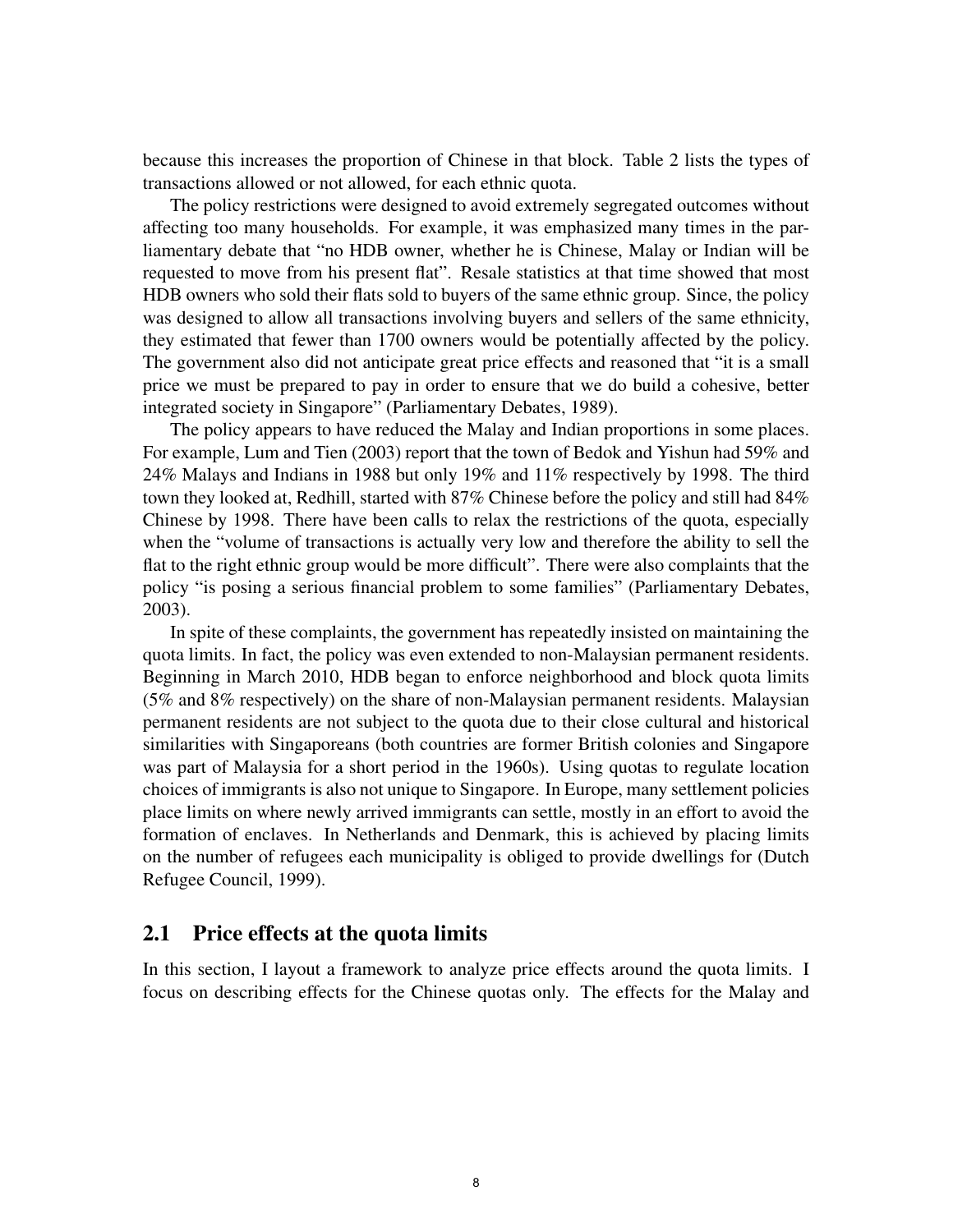because this increases the proportion of Chinese in that block. Table 2 lists the types of transactions allowed or not allowed, for each ethnic quota.

The policy restrictions were designed to avoid extremely segregated outcomes without affecting too many households. For example, it was emphasized many times in the parliamentary debate that "no HDB owner, whether he is Chinese, Malay or Indian will be requested to move from his present flat". Resale statistics at that time showed that most HDB owners who sold their flats sold to buyers of the same ethnic group. Since, the policy was designed to allow all transactions involving buyers and sellers of the same ethnicity, they estimated that fewer than 1700 owners would be potentially affected by the policy. The government also did not anticipate great price effects and reasoned that "it is a small price we must be prepared to pay in order to ensure that we do build a cohesive, better integrated society in Singapore" (Parliamentary Debates, 1989).

The policy appears to have reduced the Malay and Indian proportions in some places. For example, Lum and Tien (2003) report that the town of Bedok and Yishun had 59% and 24% Malays and Indians in 1988 but only 19% and 11% respectively by 1998. The third town they looked at, Redhill, started with 87% Chinese before the policy and still had 84% Chinese by 1998. There have been calls to relax the restrictions of the quota, especially when the "volume of transactions is actually very low and therefore the ability to sell the flat to the right ethnic group would be more difficult". There were also complaints that the policy "is posing a serious financial problem to some families" (Parliamentary Debates, 2003).

In spite of these complaints, the government has repeatedly insisted on maintaining the quota limits. In fact, the policy was even extended to non-Malaysian permanent residents. Beginning in March 2010, HDB began to enforce neighborhood and block quota limits (5% and 8% respectively) on the share of non-Malaysian permanent residents. Malaysian permanent residents are not subject to the quota due to their close cultural and historical similarities with Singaporeans (both countries are former British colonies and Singapore was part of Malaysia for a short period in the 1960s). Using quotas to regulate location choices of immigrants is also not unique to Singapore. In Europe, many settlement policies place limits on where newly arrived immigrants can settle, mostly in an effort to avoid the formation of enclaves. In Netherlands and Denmark, this is achieved by placing limits on the number of refugees each municipality is obliged to provide dwellings for (Dutch Refugee Council, 1999).

## 2.1 Price effects at the quota limits

In this section, I layout a framework to analyze price effects around the quota limits. I focus on describing effects for the Chinese quotas only. The effects for the Malay and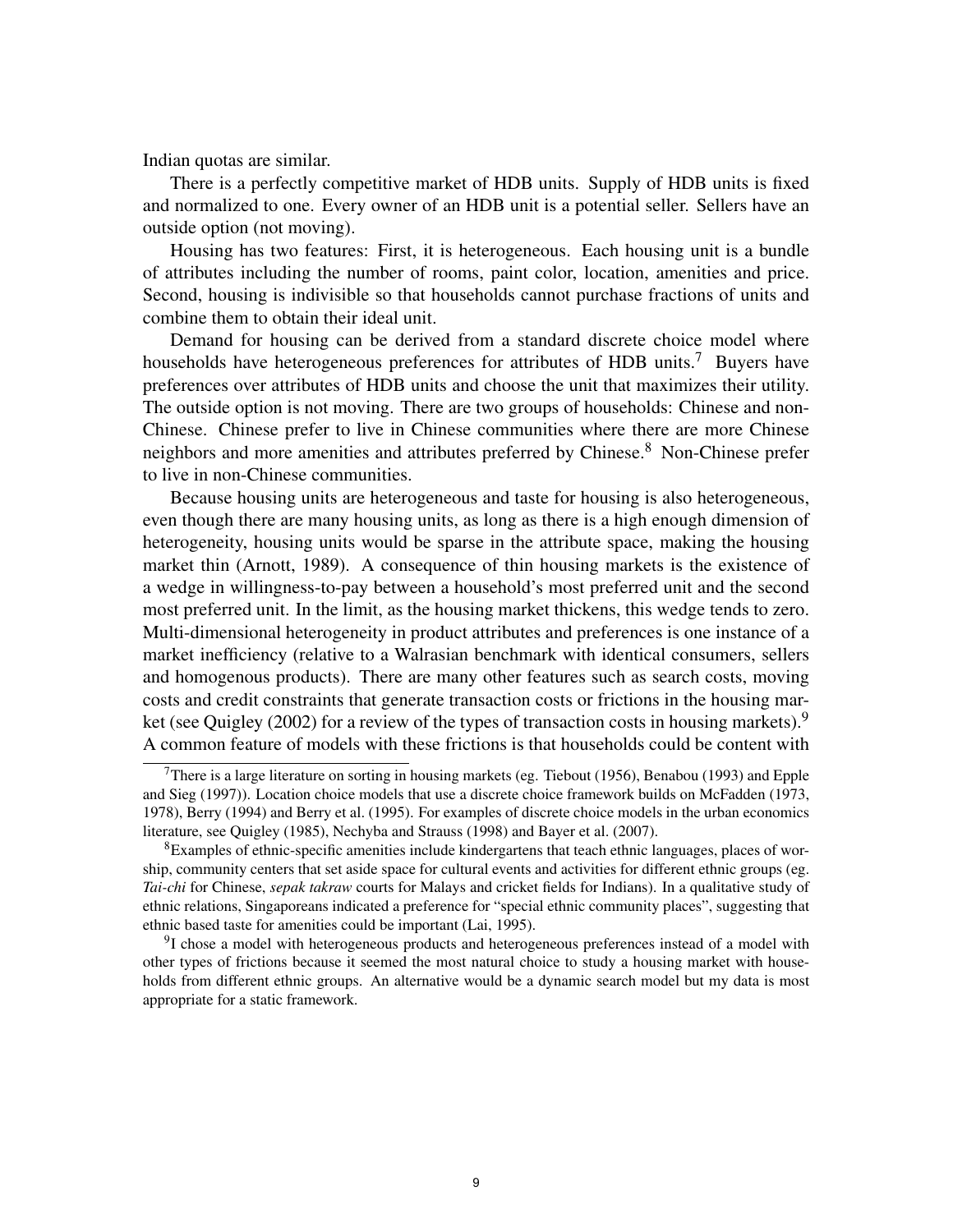Indian quotas are similar.

There is a perfectly competitive market of HDB units. Supply of HDB units is fixed and normalized to one. Every owner of an HDB unit is a potential seller. Sellers have an outside option (not moving).

Housing has two features: First, it is heterogeneous. Each housing unit is a bundle of attributes including the number of rooms, paint color, location, amenities and price. Second, housing is indivisible so that households cannot purchase fractions of units and combine them to obtain their ideal unit.

Demand for housing can be derived from a standard discrete choice model where households have heterogeneous preferences for attributes of HDB units.[7] Buyers have preferences over attributes of HDB units and choose the unit that maximizes their utility. The outside option is not moving. There are two groups of households: Chinese and non-Chinese. Chinese prefer to live in Chinese communities where there are more Chinese neighbors and more amenities and attributes preferred by Chinese.[8] Non-Chinese prefer to live in non-Chinese communities.

Because housing units are heterogeneous and taste for housing is also heterogeneous, even though there are many housing units, as long as there is a high enough dimension of heterogeneity, housing units would be sparse in the attribute space, making the housing market thin (Arnott, 1989). A consequence of thin housing markets is the existence of a wedge in willingness-to-pay between a household's most preferred unit and the second most preferred unit. In the limit, as the housing market thickens, this wedge tends to zero. Multi-dimensional heterogeneity in product attributes and preferences is one instance of a market inefficiency (relative to a Walrasian benchmark with identical consumers, sellers and homogenous products). There are many other features such as search costs, moving costs and credit constraints that generate transaction costs or frictions in the housing market (see Quigley (2002) for a review of the types of transaction costs in housing markets).[9] A common feature of models with these frictions is that households could be content with

[7] There is a large literature on sorting in housing markets (eg. Tiebout (1956), Benabou (1993) and Epple and Sieg (1997)). Location choice models that use a discrete choice framework builds on McFadden (1973, 1978), Berry (1994) and Berry et al. (1995). For examples of discrete choice models in the urban economics literature, see Quigley (1985), Nechyba and Strauss (1998) and Bayer et al. (2007).

[8] Examples of ethnic-specific amenities include kindergartens that teach ethnic languages, places of worship, community centers that set aside space for cultural events and activities for different ethnic groups (eg. *Tai-chi* for Chinese, *sepak takraw* courts for Malays and cricket fields for Indians). In a qualitative study of ethnic relations, Singaporeans indicated a preference for "special ethnic community places", suggesting that ethnic based taste for amenities could be important (Lai, 1995).

[9] I chose a model with heterogeneous products and heterogeneous preferences instead of a model with other types of frictions because it seemed the most natural choice to study a housing market with households from different ethnic groups. An alternative would be a dynamic search model but my data is most appropriate for a static framework.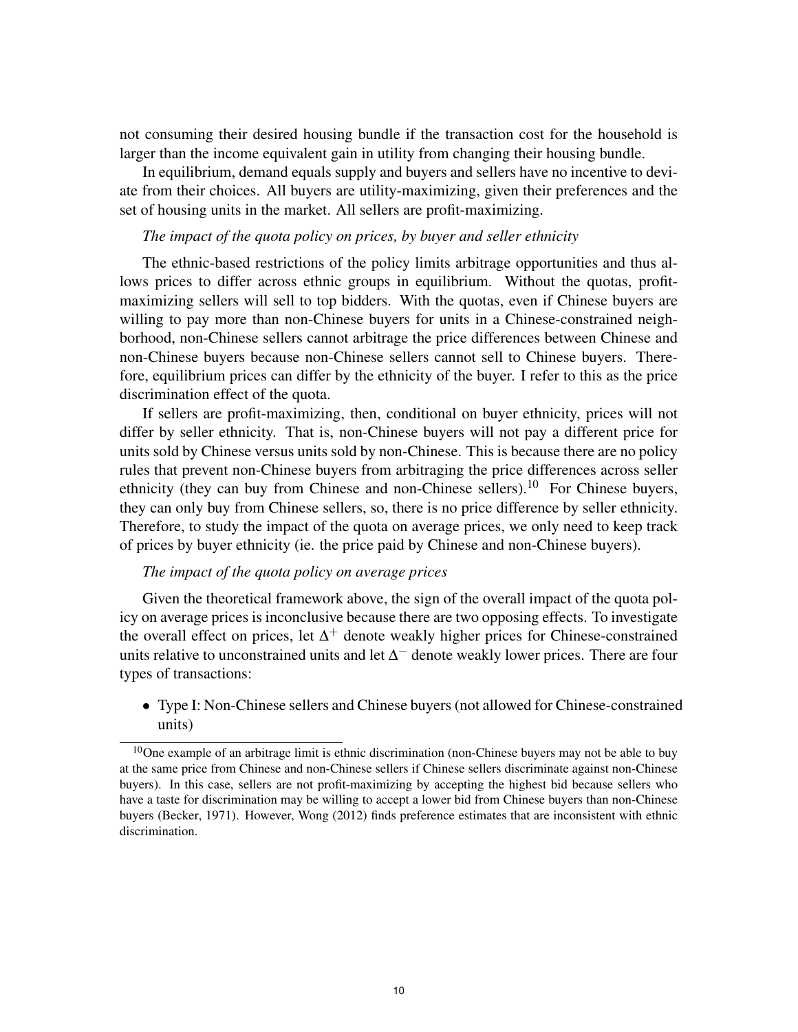not consuming their desired housing bundle if the transaction cost for the household is larger than the income equivalent gain in utility from changing their housing bundle.

In equilibrium, demand equals supply and buyers and sellers have no incentive to deviate from their choices. All buyers are utility-maximizing, given their preferences and the set of housing units in the market. All sellers are profit-maximizing.

*The impact of the quota policy on prices, by buyer and seller ethnicity*

The ethnic-based restrictions of the policy limits arbitrage opportunities and thus allows prices to differ across ethnic groups in equilibrium. Without the quotas, profit-maximizing sellers will sell to top bidders. With the quotas, even if Chinese buyers are willing to pay more than non-Chinese buyers for units in a Chinese-constrained neighborhood, non-Chinese sellers cannot arbitrage the price differences between Chinese and non-Chinese buyers because non-Chinese sellers cannot sell to Chinese buyers. Therefore, equilibrium prices can differ by the ethnicity of the buyer. I refer to this as the price discrimination effect of the quota.

If sellers are profit-maximizing, then, conditional on buyer ethnicity, prices will not differ by seller ethnicity. That is, non-Chinese buyers will not pay a different price for units sold by Chinese versus units sold by non-Chinese. This is because there are no policy rules that prevent non-Chinese buyers from arbitraging the price differences across seller ethnicity (they can buy from Chinese and non-Chinese sellers).[10] For Chinese buyers, they can only buy from Chinese sellers, so, there is no price difference by seller ethnicity. Therefore, to study the impact of the quota on average prices, we only need to keep track of prices by buyer ethnicity (ie. the price paid by Chinese and non-Chinese buyers).

*The impact of the quota policy on average prices*

Given the theoretical framework above, the sign of the overall impact of the quota policy on average prices is inconclusive because there are two opposing effects. To investigate the overall effect on prices, let $\Delta^+$ denote weakly higher prices for Chinese-constrained units relative to unconstrained units and let $\Delta^-$ denote weakly lower prices. There are four types of transactions:

- Type I: Non-Chinese sellers and Chinese buyers (not allowed for Chinese-constrained units)

[10] One example of an arbitrage limit is ethnic discrimination (non-Chinese buyers may not be able to buy at the same price from Chinese and non-Chinese sellers if Chinese sellers discriminate against non-Chinese buyers). In this case, sellers are not profit-maximizing by accepting the highest bid because sellers who have a taste for discrimination may be willing to accept a lower bid from Chinese buyers than non-Chinese buyers (Becker, 1971). However, Wong (2012) finds preference estimates that are inconsistent with ethnic discrimination.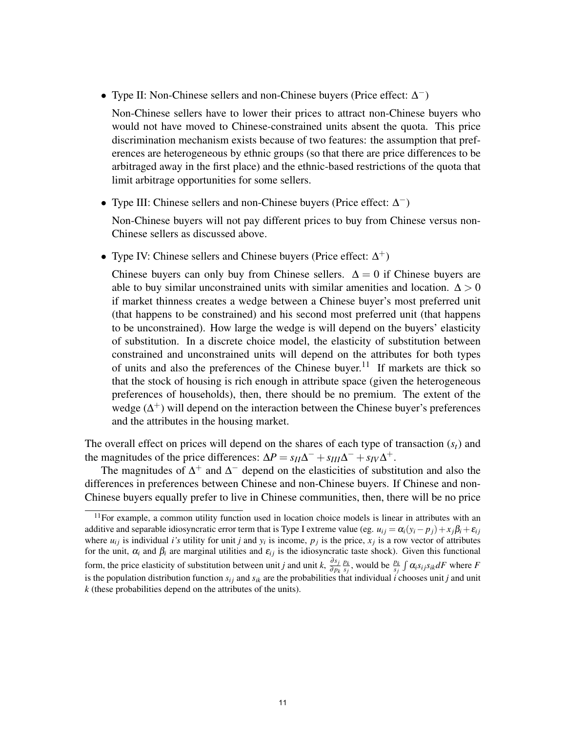- Type II: Non-Chinese sellers and non-Chinese buyers (Price effect: $\Delta^-$)

  Non-Chinese sellers have to lower their prices to attract non-Chinese buyers who would not have moved to Chinese-constrained units absent the quota. This price discrimination mechanism exists because of two features: the assumption that preferences are heterogeneous by ethnic groups (so that there are price differences to be arbitraged away in the first place) and the ethnic-based restrictions of the quota that limit arbitrage opportunities for some sellers.

- Type III: Chinese sellers and non-Chinese buyers (Price effect: $\Delta^-$)

  Non-Chinese buyers will not pay different prices to buy from Chinese versus non-Chinese sellers as discussed above.

- Type IV: Chinese sellers and Chinese buyers (Price effect: $\Delta^+$)

  Chinese buyers can only buy from Chinese sellers. $\Delta = 0$ if Chinese buyers are able to buy similar unconstrained units with similar amenities and location. $\Delta > 0$ if market thinness creates a wedge between a Chinese buyer's most preferred unit (that happens to be constrained) and his second most preferred unit (that happens to be unconstrained). How large the wedge is will depend on the buyers' elasticity of substitution. In a discrete choice model, the elasticity of substitution between constrained and unconstrained units will depend on the attributes for both types of units and also the preferences of the Chinese buyer.[11] If markets are thick so that the stock of housing is rich enough in attribute space (given the heterogeneous preferences of households), then, there should be no premium. The extent of the wedge ($\Delta^+$) will depend on the interaction between the Chinese buyer's preferences and the attributes in the housing market.

The overall effect on prices will depend on the shares of each type of transaction ($s_t$) and the magnitudes of the price differences: $\Delta P = s_{II}\Delta^- + s_{III}\Delta^- + s_{IV}\Delta^+$.

The magnitudes of $\Delta^+$ and $\Delta^-$ depend on the elasticities of substitution and also the differences in preferences between Chinese and non-Chinese buyers. If Chinese and non-Chinese buyers equally prefer to live in Chinese communities, then, there will be no price

[11] For example, a common utility function used in location choice models is linear in attributes with an additive and separable idiosyncratic error term that is Type I extreme value (eg. $u_{ij} = \alpha_i(y_i - p_j) + x_j\beta_i + \varepsilon_{ij}$ where $u_{ij}$ is individual $i$'s utility for unit $j$ and $y_i$ is income, $p_j$ is the price, $x_j$ is a row vector of attributes for the unit, $\alpha_i$ and $\beta_i$ are marginal utilities and $\varepsilon_{ij}$ is the idiosyncratic taste shock). Given this functional form, the price elasticity of substitution between unit $j$ and unit $k$, $\frac{\partial s_j}{\partial p_k}\frac{p_k}{s_j}$, would be $\frac{p_k}{s_j}\int \alpha_i s_{ij} s_{ik} dF$ where $F$ is the population distribution function $s_{ij}$ and $s_{ik}$ are the probabilities that individual $i$ chooses unit $j$ and unit $k$ (these probabilities depend on the attributes of the units).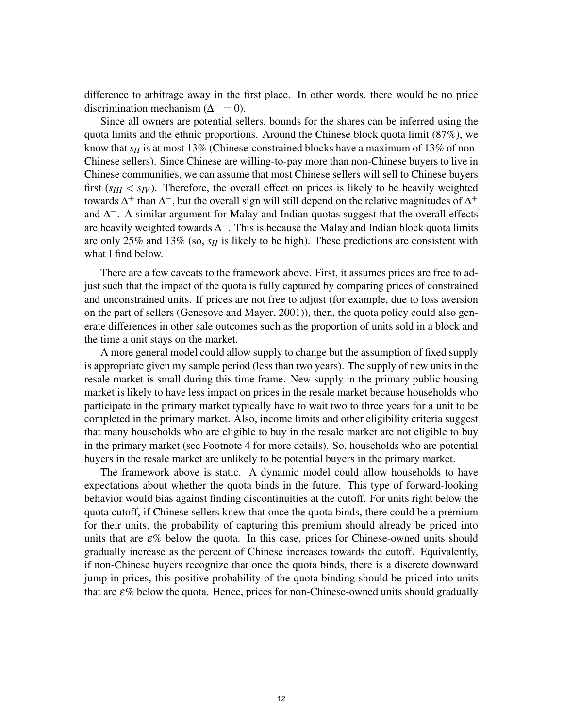difference to arbitrage away in the first place. In other words, there would be no price discrimination mechanism ($\Delta^- = 0$).

Since all owners are potential sellers, bounds for the shares can be inferred using the quota limits and the ethnic proportions. Around the Chinese block quota limit (87%), we know that $s_{II}$ is at most 13% (Chinese-constrained blocks have a maximum of 13% of non-Chinese sellers). Since Chinese are willing-to-pay more than non-Chinese buyers to live in Chinese communities, we can assume that most Chinese sellers will sell to Chinese buyers first ($s_{III} < s_{IV}$). Therefore, the overall effect on prices is likely to be heavily weighted towards $\Delta^+$ than $\Delta^-$, but the overall sign will still depend on the relative magnitudes of $\Delta^+$ and $\Delta^-$. A similar argument for Malay and Indian quotas suggest that the overall effects are heavily weighted towards $\Delta^-$. This is because the Malay and Indian block quota limits are only 25% and 13% (so, $s_{II}$ is likely to be high). These predictions are consistent with what I find below.

There are a few caveats to the framework above. First, it assumes prices are free to adjust such that the impact of the quota is fully captured by comparing prices of constrained and unconstrained units. If prices are not free to adjust (for example, due to loss aversion on the part of sellers (Genesove and Mayer, 2001)), then, the quota policy could also generate differences in other sale outcomes such as the proportion of units sold in a block and the time a unit stays on the market.

A more general model could allow supply to change but the assumption of fixed supply is appropriate given my sample period (less than two years). The supply of new units in the resale market is small during this time frame. New supply in the primary public housing market is likely to have less impact on prices in the resale market because households who participate in the primary market typically have to wait two to three years for a unit to be completed in the primary market. Also, income limits and other eligibility criteria suggest that many households who are eligible to buy in the resale market are not eligible to buy in the primary market (see Footnote 4 for more details). So, households who are potential buyers in the resale market are unlikely to be potential buyers in the primary market.

The framework above is static. A dynamic model could allow households to have expectations about whether the quota binds in the future. This type of forward-looking behavior would bias against finding discontinuities at the cutoff. For units right below the quota cutoff, if Chinese sellers knew that once the quota binds, there could be a premium for their units, the probability of capturing this premium should already be priced into units that are $\varepsilon$% below the quota. In this case, prices for Chinese-owned units should gradually increase as the percent of Chinese increases towards the cutoff. Equivalently, if non-Chinese buyers recognize that once the quota binds, there is a discrete downward jump in prices, this positive probability of the quota binding should be priced into units that are $\varepsilon$% below the quota. Hence, prices for non-Chinese-owned units should gradually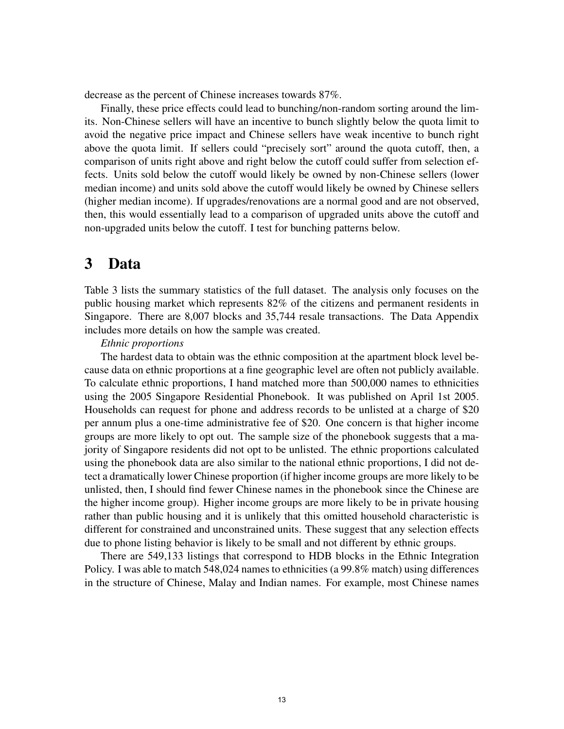decrease as the percent of Chinese increases towards 87%.

Finally, these price effects could lead to bunching/non-random sorting around the limits. Non-Chinese sellers will have an incentive to bunch slightly below the quota limit to avoid the negative price impact and Chinese sellers have weak incentive to bunch right above the quota limit. If sellers could "precisely sort" around the quota cutoff, then, a comparison of units right above and right below the cutoff could suffer from selection effects. Units sold below the cutoff would likely be owned by non-Chinese sellers (lower median income) and units sold above the cutoff would likely be owned by Chinese sellers (higher median income). If upgrades/renovations are a normal good and are not observed, then, this would essentially lead to a comparison of upgraded units above the cutoff and non-upgraded units below the cutoff. I test for bunching patterns below.

# 3 Data

Table 3 lists the summary statistics of the full dataset. The analysis only focuses on the public housing market which represents 82% of the citizens and permanent residents in Singapore. There are 8,007 blocks and 35,744 resale transactions. The Data Appendix includes more details on how the sample was created.

*Ethnic proportions*

The hardest data to obtain was the ethnic composition at the apartment block level because data on ethnic proportions at a fine geographic level are often not publicly available. To calculate ethnic proportions, I hand matched more than 500,000 names to ethnicities using the 2005 Singapore Residential Phonebook. It was published on April 1st 2005. Households can request for phone and address records to be unlisted at a charge of $20 per annum plus a one-time administrative fee of $20. One concern is that higher income groups are more likely to opt out. The sample size of the phonebook suggests that a majority of Singapore residents did not opt to be unlisted. The ethnic proportions calculated using the phonebook data are also similar to the national ethnic proportions, I did not detect a dramatically lower Chinese proportion (if higher income groups are more likely to be unlisted, then, I should find fewer Chinese names in the phonebook since the Chinese are the higher income group). Higher income groups are more likely to be in private housing rather than public housing and it is unlikely that this omitted household characteristic is different for constrained and unconstrained units. These suggest that any selection effects due to phone listing behavior is likely to be small and not different by ethnic groups.

There are 549,133 listings that correspond to HDB blocks in the Ethnic Integration Policy. I was able to match 548,024 names to ethnicities (a 99.8% match) using differences in the structure of Chinese, Malay and Indian names. For example, most Chinese names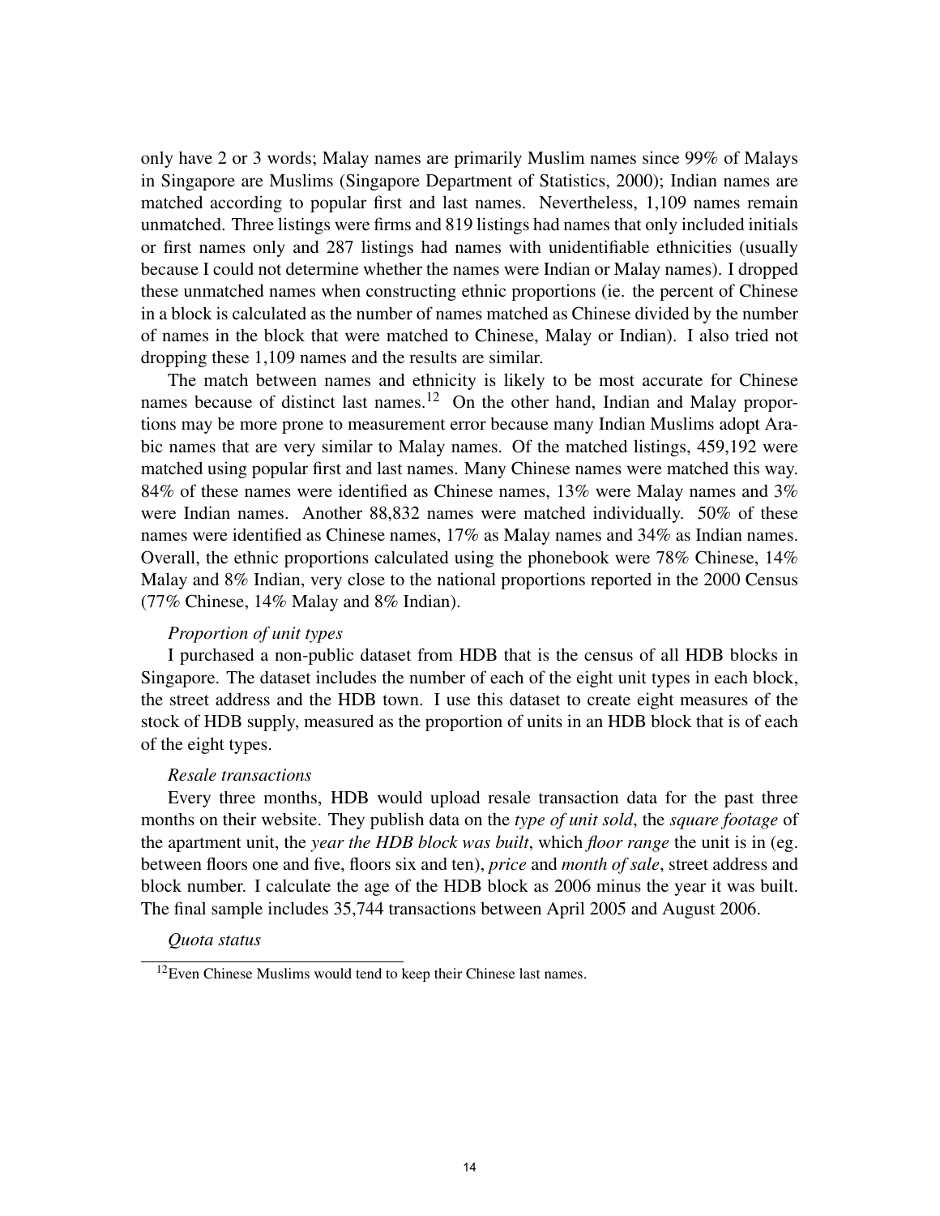only have 2 or 3 words; Malay names are primarily Muslim names since 99% of Malays in Singapore are Muslims (Singapore Department of Statistics, 2000); Indian names are matched according to popular first and last names. Nevertheless, 1,109 names remain unmatched. Three listings were firms and 819 listings had names that only included initials or first names only and 287 listings had names with unidentifiable ethnicities (usually because I could not determine whether the names were Indian or Malay names). I dropped these unmatched names when constructing ethnic proportions (ie. the percent of Chinese in a block is calculated as the number of names matched as Chinese divided by the number of names in the block that were matched to Chinese, Malay or Indian). I also tried not dropping these 1,109 names and the results are similar.

The match between names and ethnicity is likely to be most accurate for Chinese names because of distinct last names.[12] On the other hand, Indian and Malay proportions may be more prone to measurement error because many Indian Muslims adopt Arabic names that are very similar to Malay names. Of the matched listings, 459,192 were matched using popular first and last names. Many Chinese names were matched this way. 84% of these names were identified as Chinese names, 13% were Malay names and 3% were Indian names. Another 88,832 names were matched individually. 50% of these names were identified as Chinese names, 17% as Malay names and 34% as Indian names. Overall, the ethnic proportions calculated using the phonebook were 78% Chinese, 14% Malay and 8% Indian, very close to the national proportions reported in the 2000 Census (77% Chinese, 14% Malay and 8% Indian).

*Proportion of unit types*

I purchased a non-public dataset from HDB that is the census of all HDB blocks in Singapore. The dataset includes the number of each of the eight unit types in each block, the street address and the HDB town. I use this dataset to create eight measures of the stock of HDB supply, measured as the proportion of units in an HDB block that is of each of the eight types.

*Resale transactions*

Every three months, HDB would upload resale transaction data for the past three months on their website. They publish data on the *type of unit sold*, the *square footage* of the apartment unit, the *year the HDB block was built*, which *floor range* the unit is in (eg. between floors one and five, floors six and ten), *price* and *month of sale*, street address and block number. I calculate the age of the HDB block as 2006 minus the year it was built. The final sample includes 35,744 transactions between April 2005 and August 2006.

*Quota status*

[12] Even Chinese Muslims would tend to keep their Chinese last names.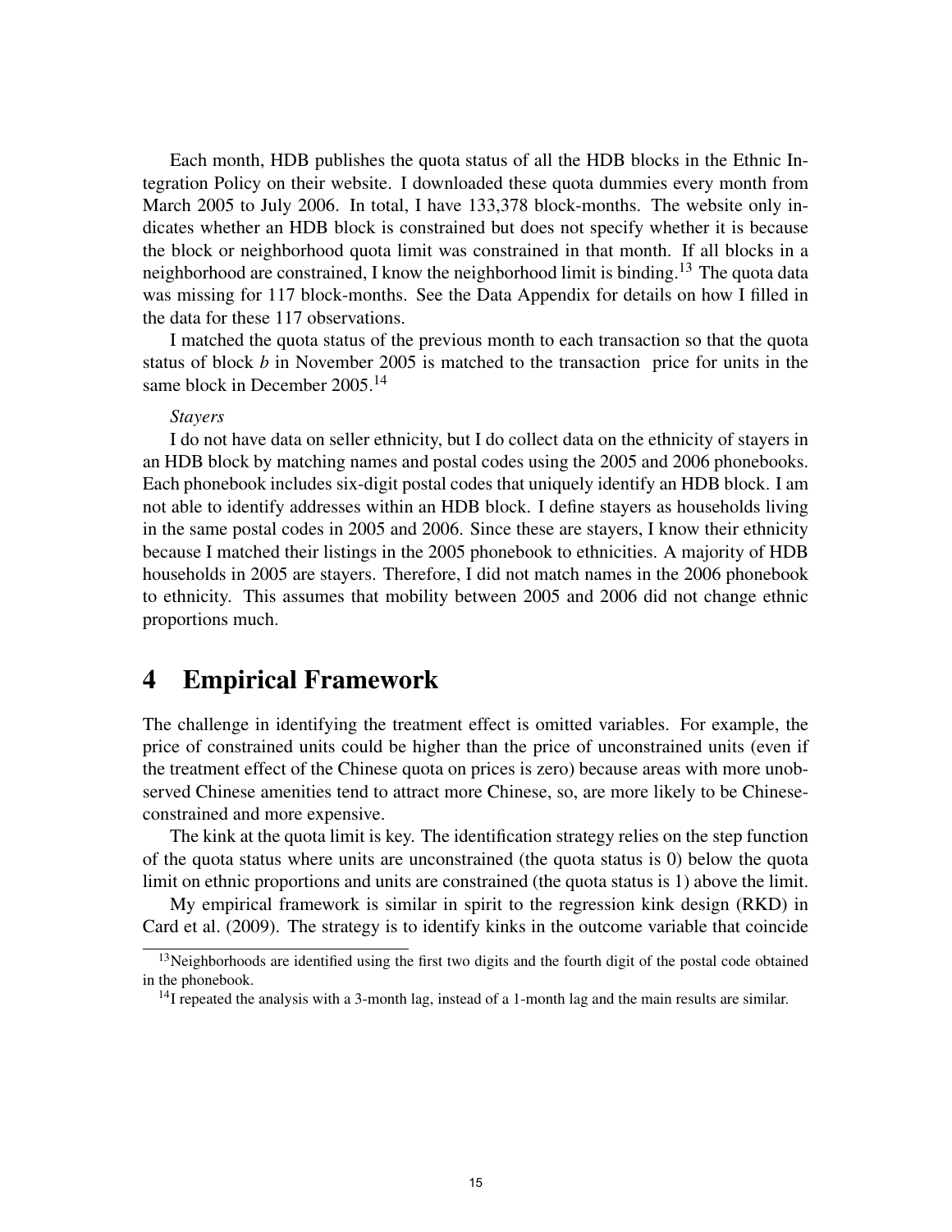Each month, HDB publishes the quota status of all the HDB blocks in the Ethnic Integration Policy on their website. I downloaded these quota dummies every month from March 2005 to July 2006. In total, I have 133,378 block-months. The website only indicates whether an HDB block is constrained but does not specify whether it is because the block or neighborhood quota limit was constrained in that month. If all blocks in a neighborhood are constrained, I know the neighborhood limit is binding.[13] The quota data was missing for 117 block-months. See the Data Appendix for details on how I filled in the data for these 117 observations.

I matched the quota status of the previous month to each transaction so that the quota status of block $b$ in November 2005 is matched to the transaction price for units in the same block in December 2005.[14]

*Stayers*

I do not have data on seller ethnicity, but I do collect data on the ethnicity of stayers in an HDB block by matching names and postal codes using the 2005 and 2006 phonebooks. Each phonebook includes six-digit postal codes that uniquely identify an HDB block. I am not able to identify addresses within an HDB block. I define stayers as households living in the same postal codes in 2005 and 2006. Since these are stayers, I know their ethnicity because I matched their listings in the 2005 phonebook to ethnicities. A majority of HDB households in 2005 are stayers. Therefore, I did not match names in the 2006 phonebook to ethnicity. This assumes that mobility between 2005 and 2006 did not change ethnic proportions much.

# 4 Empirical Framework

The challenge in identifying the treatment effect is omitted variables. For example, the price of constrained units could be higher than the price of unconstrained units (even if the treatment effect of the Chinese quota on prices is zero) because areas with more unobserved Chinese amenities tend to attract more Chinese, so, are more likely to be Chinese-constrained and more expensive.

The kink at the quota limit is key. The identification strategy relies on the step function of the quota status where units are unconstrained (the quota status is 0) below the quota limit on ethnic proportions and units are constrained (the quota status is 1) above the limit.

My empirical framework is similar in spirit to the regression kink design (RKD) in Card et al. (2009). The strategy is to identify kinks in the outcome variable that coincide

[13] Neighborhoods are identified using the first two digits and the fourth digit of the postal code obtained in the phonebook.

[14] I repeated the analysis with a 3-month lag, instead of a 1-month lag and the main results are similar.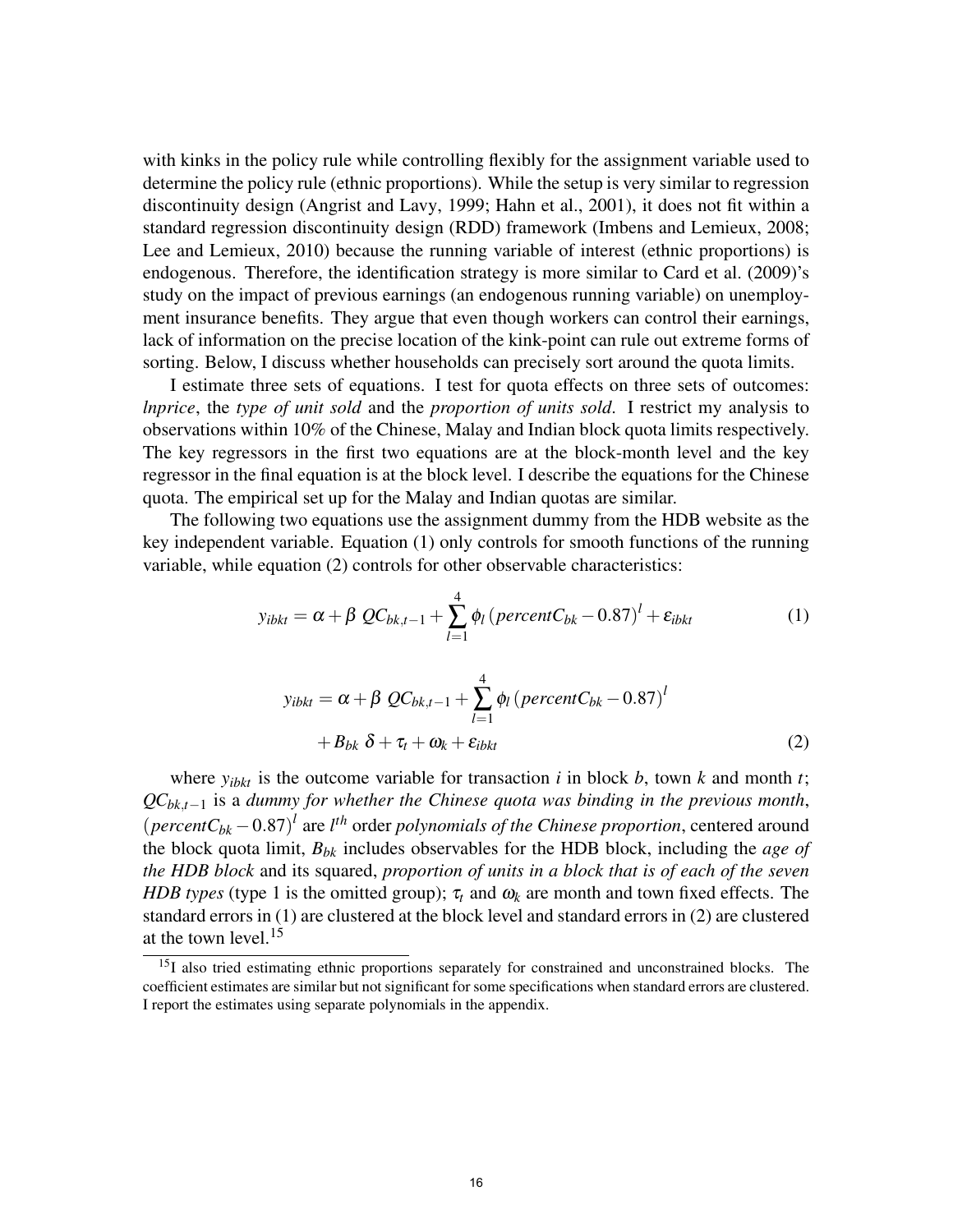with kinks in the policy rule while controlling flexibly for the assignment variable used to determine the policy rule (ethnic proportions). While the setup is very similar to regression discontinuity design (Angrist and Lavy, 1999; Hahn et al., 2001), it does not fit within a standard regression discontinuity design (RDD) framework (Imbens and Lemieux, 2008; Lee and Lemieux, 2010) because the running variable of interest (ethnic proportions) is endogenous. Therefore, the identification strategy is more similar to Card et al. (2009)'s study on the impact of previous earnings (an endogenous running variable) on unemployment insurance benefits. They argue that even though workers can control their earnings, lack of information on the precise location of the kink-point can rule out extreme forms of sorting. Below, I discuss whether households can precisely sort around the quota limits.

I estimate three sets of equations. I test for quota effects on three sets of outcomes: *lnprice*, the *type of unit sold* and the *proportion of units sold*. I restrict my analysis to observations within 10% of the Chinese, Malay and Indian block quota limits respectively. The key regressors in the first two equations are at the block-month level and the key regressor in the final equation is at the block level. I describe the equations for the Chinese quota. The empirical set up for the Malay and Indian quotas are similar.

The following two equations use the assignment dummy from the HDB website as the key independent variable. Equation (1) only controls for smooth functions of the running variable, while equation (2) controls for other observable characteristics:

$$y_{ibkt} = \alpha + \beta \; QC_{bk,t-1} + \sum_{l=1}^{4} \phi_l \left(percentC_{bk} - 0.87\right)^l + \varepsilon_{ibkt} \tag{1}$$

$$\begin{aligned} y_{ibkt} = \alpha + \beta \; QC_{bk,t-1} &+ \sum_{l=1}^{4} \phi_l \left(percentC_{bk} - 0.87\right)^l \\ &+ B_{bk} \; \delta + \tau_t + \omega_k + \varepsilon_{ibkt} \end{aligned} \tag{2}$$

where $y_{ibkt}$ is the outcome variable for transaction $i$ in block $b$, town $k$ and month $t$; $QC_{bk,t-1}$ is a *dummy for whether the Chinese quota was binding in the previous month*, $\left(percentC_{bk} - 0.87\right)^l$ are $l^{th}$ order *polynomials of the Chinese proportion*, centered around the block quota limit, $B_{bk}$ includes observables for the HDB block, including the *age of the HDB block* and its squared, *proportion of units in a block that is of each of the seven HDB types* (type 1 is the omitted group); $\tau_t$ and $\omega_k$ are month and town fixed effects. The standard errors in (1) are clustered at the block level and standard errors in (2) are clustered at the town level.[15]

[15] I also tried estimating ethnic proportions separately for constrained and unconstrained blocks. The coefficient estimates are similar but not significant for some specifications when standard errors are clustered. I report the estimates using separate polynomials in the appendix.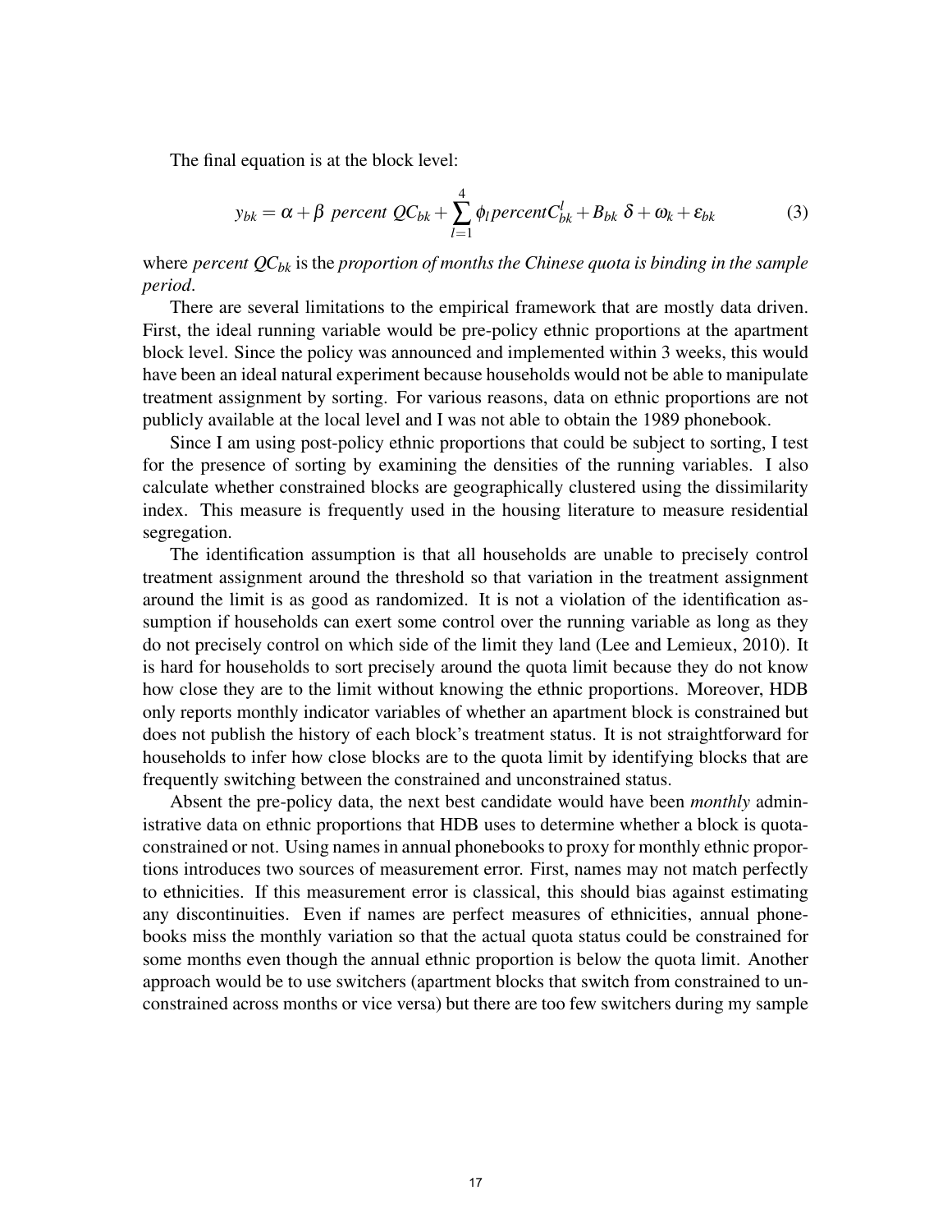The final equation is at the block level:

$$y_{bk} = \alpha + \beta \ percent \ QC_{bk} + \sum_{l=1}^{4} \phi_l percentC_{bk}^{l} + B_{bk} \ \delta + \omega_k + \varepsilon_{bk} \tag{3}$$

where *percent* $QC_{bk}$ is the *proportion of months the Chinese quota is binding in the sample period*.

There are several limitations to the empirical framework that are mostly data driven. First, the ideal running variable would be pre-policy ethnic proportions at the apartment block level. Since the policy was announced and implemented within 3 weeks, this would have been an ideal natural experiment because households would not be able to manipulate treatment assignment by sorting. For various reasons, data on ethnic proportions are not publicly available at the local level and I was not able to obtain the 1989 phonebook.

Since I am using post-policy ethnic proportions that could be subject to sorting, I test for the presence of sorting by examining the densities of the running variables. I also calculate whether constrained blocks are geographically clustered using the dissimilarity index. This measure is frequently used in the housing literature to measure residential segregation.

The identification assumption is that all households are unable to precisely control treatment assignment around the threshold so that variation in the treatment assignment around the limit is as good as randomized. It is not a violation of the identification assumption if households can exert some control over the running variable as long as they do not precisely control on which side of the limit they land (Lee and Lemieux, 2010). It is hard for households to sort precisely around the quota limit because they do not know how close they are to the limit without knowing the ethnic proportions. Moreover, HDB only reports monthly indicator variables of whether an apartment block is constrained but does not publish the history of each block's treatment status. It is not straightforward for households to infer how close blocks are to the quota limit by identifying blocks that are frequently switching between the constrained and unconstrained status.

Absent the pre-policy data, the next best candidate would have been *monthly* administrative data on ethnic proportions that HDB uses to determine whether a block is quota-constrained or not. Using names in annual phonebooks to proxy for monthly ethnic proportions introduces two sources of measurement error. First, names may not match perfectly to ethnicities. If this measurement error is classical, this should bias against estimating any discontinuities. Even if names are perfect measures of ethnicities, annual phonebooks miss the monthly variation so that the actual quota status could be constrained for some months even though the annual ethnic proportion is below the quota limit. Another approach would be to use switchers (apartment blocks that switch from constrained to unconstrained across months or vice versa) but there are too few switchers during my sample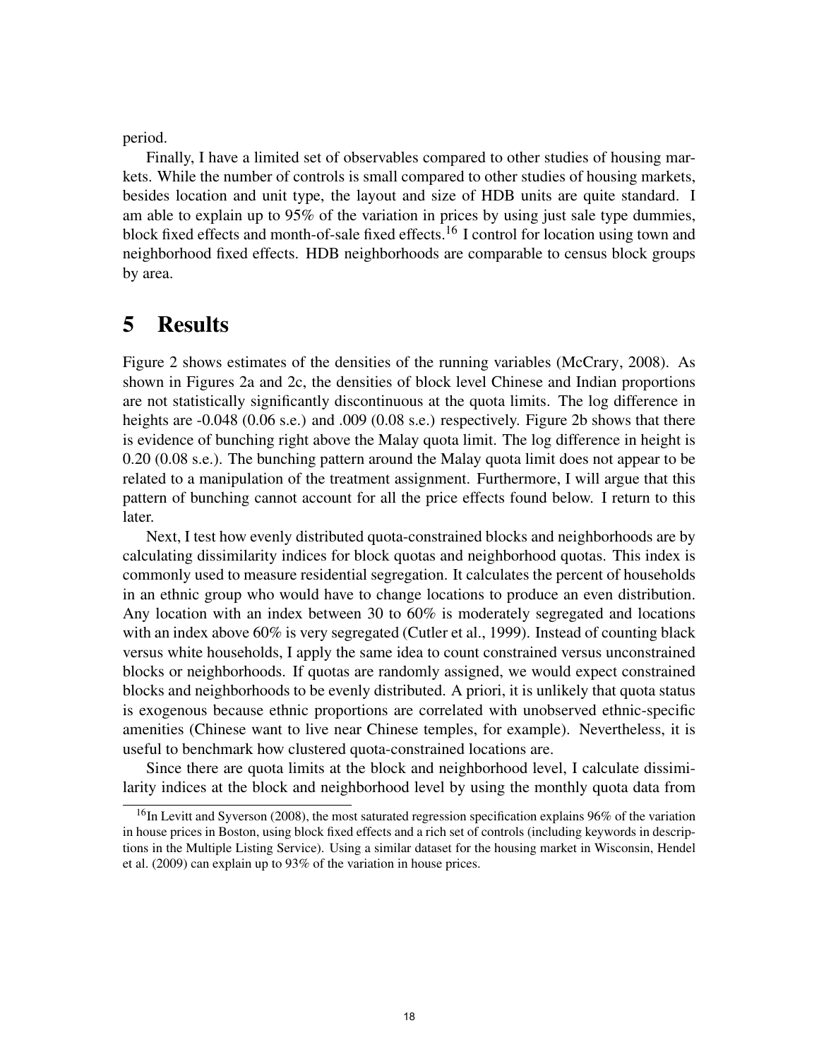period.

Finally, I have a limited set of observables compared to other studies of housing markets. While the number of controls is small compared to other studies of housing markets, besides location and unit type, the layout and size of HDB units are quite standard. I am able to explain up to 95% of the variation in prices by using just sale type dummies, block fixed effects and month-of-sale fixed effects.[16] I control for location using town and neighborhood fixed effects. HDB neighborhoods are comparable to census block groups by area.

# 5 Results

Figure 2 shows estimates of the densities of the running variables (McCrary, 2008). As shown in Figures 2a and 2c, the densities of block level Chinese and Indian proportions are not statistically significantly discontinuous at the quota limits. The log difference in heights are -0.048 (0.06 s.e.) and .009 (0.08 s.e.) respectively. Figure 2b shows that there is evidence of bunching right above the Malay quota limit. The log difference in height is 0.20 (0.08 s.e.). The bunching pattern around the Malay quota limit does not appear to be related to a manipulation of the treatment assignment. Furthermore, I will argue that this pattern of bunching cannot account for all the price effects found below. I return to this later.

Next, I test how evenly distributed quota-constrained blocks and neighborhoods are by calculating dissimilarity indices for block quotas and neighborhood quotas. This index is commonly used to measure residential segregation. It calculates the percent of households in an ethnic group who would have to change locations to produce an even distribution. Any location with an index between 30 to 60% is moderately segregated and locations with an index above 60% is very segregated (Cutler et al., 1999). Instead of counting black versus white households, I apply the same idea to count constrained versus unconstrained blocks or neighborhoods. If quotas are randomly assigned, we would expect constrained blocks and neighborhoods to be evenly distributed. A priori, it is unlikely that quota status is exogenous because ethnic proportions are correlated with unobserved ethnic-specific amenities (Chinese want to live near Chinese temples, for example). Nevertheless, it is useful to benchmark how clustered quota-constrained locations are.

Since there are quota limits at the block and neighborhood level, I calculate dissimilarity indices at the block and neighborhood level by using the monthly quota data from

[16] In Levitt and Syverson (2008), the most saturated regression specification explains 96% of the variation in house prices in Boston, using block fixed effects and a rich set of controls (including keywords in descriptions in the Multiple Listing Service). Using a similar dataset for the housing market in Wisconsin, Hendel et al. (2009) can explain up to 93% of the variation in house prices.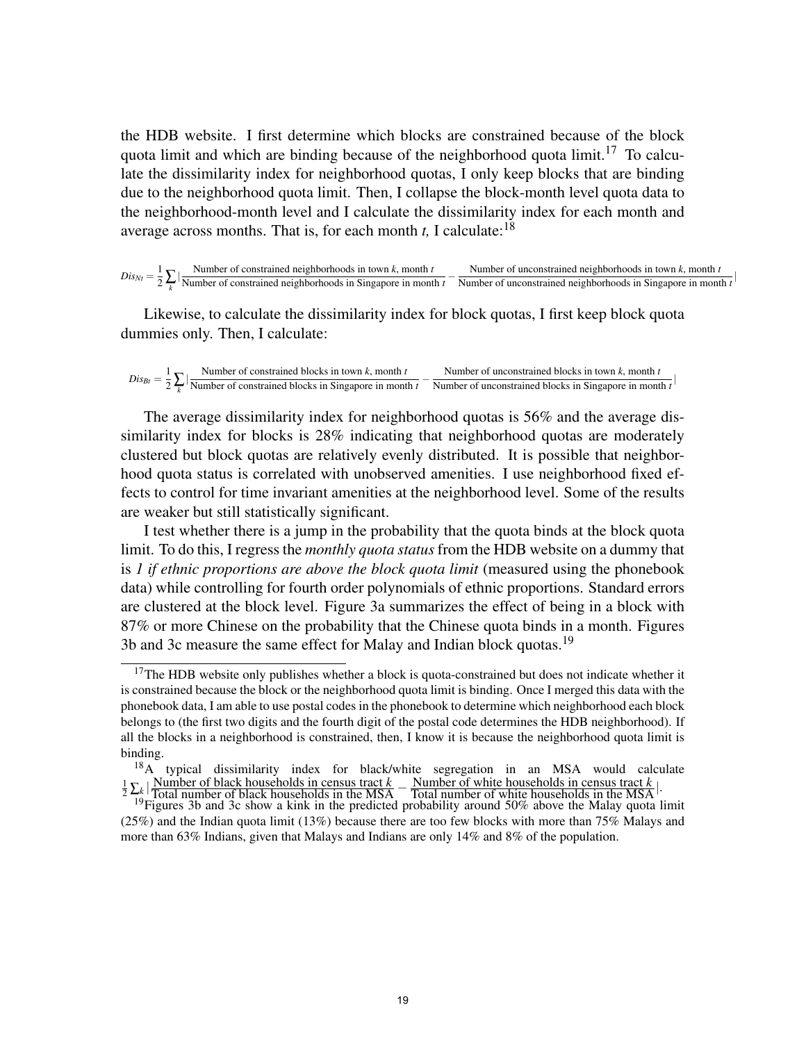the HDB website. I first determine which blocks are constrained because of the block quota limit and which are binding because of the neighborhood quota limit.[17] To calculate the dissimilarity index for neighborhood quotas, I only keep blocks that are binding due to the neighborhood quota limit. Then, I collapse the block-month level quota data to the neighborhood-month level and I calculate the dissimilarity index for each month and average across months. That is, for each month *t,* I calculate:[18]

$$Dis_{Nt} = \frac{1}{2}\sum_k \left| \frac{\text{Number of constrained neighborhoods in town } k\text{, month } t}{\text{Number of constrained neighborhoods in Singapore in month } t} - \frac{\text{Number of unconstrained neighborhoods in town } k\text{, month } t}{\text{Number of unconstrained neighborhoods in Singapore in month } t} \right|$$

Likewise, to calculate the dissimilarity index for block quotas, I first keep block quota dummies only. Then, I calculate:

$$Dis_{Bt} = \frac{1}{2}\sum_k \left| \frac{\text{Number of constrained blocks in town } k\text{, month } t}{\text{Number of constrained blocks in Singapore in month } t} - \frac{\text{Number of unconstrained blocks in town } k\text{, month } t}{\text{Number of unconstrained blocks in Singapore in month } t} \right|$$

The average dissimilarity index for neighborhood quotas is 56% and the average dissimilarity index for blocks is 28% indicating that neighborhood quotas are moderately clustered but block quotas are relatively evenly distributed. It is possible that neighborhood quota status is correlated with unobserved amenities. I use neighborhood fixed effects to control for time invariant amenities at the neighborhood level. Some of the results are weaker but still statistically significant.

I test whether there is a jump in the probability that the quota binds at the block quota limit. To do this, I regress the *monthly quota status* from the HDB website on a dummy that is *1 if ethnic proportions are above the block quota limit* (measured using the phonebook data) while controlling for fourth order polynomials of ethnic proportions. Standard errors are clustered at the block level. Figure 3a summarizes the effect of being in a block with 87% or more Chinese on the probability that the Chinese quota binds in a month. Figures 3b and 3c measure the same effect for Malay and Indian block quotas.[19]

---

[17] The HDB website only publishes whether a block is quota-constrained but does not indicate whether it is constrained because the block or the neighborhood quota limit is binding. Once I merged this data with the phonebook data, I am able to use postal codes in the phonebook to determine which neighborhood each block belongs to (the first two digits and the fourth digit of the postal code determines the HDB neighborhood). If all the blocks in a neighborhood is constrained, then, I know it is because the neighborhood quota limit is binding.

[18] A typical dissimilarity index for black/white segregation in an MSA would calculate $\frac{1}{2}\sum_k \left| \frac{\text{Number of black households in census tract } k}{\text{Total number of black households in the MSA}} - \frac{\text{Number of white households in census tract } k}{\text{Total number of white households in the MSA}} \right|$.

[19] Figures 3b and 3c show a kink in the predicted probability around 50% above the Malay quota limit (25%) and the Indian quota limit (13%) because there are too few blocks with more than 75% Malays and more than 63% Indians, given that Malays and Indians are only 14% and 8% of the population.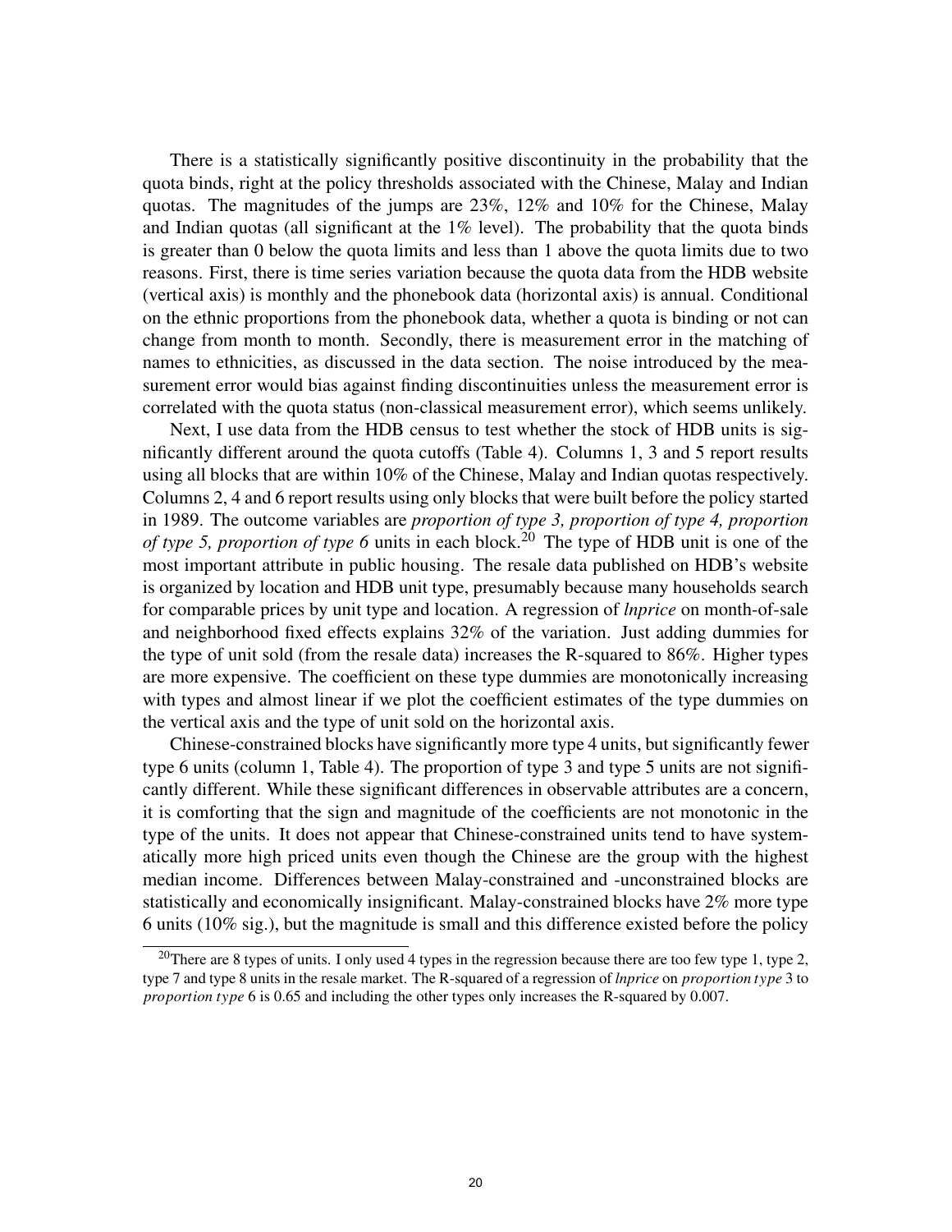There is a statistically significantly positive discontinuity in the probability that the quota binds, right at the policy thresholds associated with the Chinese, Malay and Indian quotas. The magnitudes of the jumps are 23%, 12% and 10% for the Chinese, Malay and Indian quotas (all significant at the 1% level). The probability that the quota binds is greater than 0 below the quota limits and less than 1 above the quota limits due to two reasons. First, there is time series variation because the quota data from the HDB website (vertical axis) is monthly and the phonebook data (horizontal axis) is annual. Conditional on the ethnic proportions from the phonebook data, whether a quota is binding or not can change from month to month. Secondly, there is measurement error in the matching of names to ethnicities, as discussed in the data section. The noise introduced by the measurement error would bias against finding discontinuities unless the measurement error is correlated with the quota status (non-classical measurement error), which seems unlikely.

Next, I use data from the HDB census to test whether the stock of HDB units is significantly different around the quota cutoffs (Table 4). Columns 1, 3 and 5 report results using all blocks that are within 10% of the Chinese, Malay and Indian quotas respectively. Columns 2, 4 and 6 report results using only blocks that were built before the policy started in 1989. The outcome variables are *proportion of type 3, proportion of type 4, proportion of type 5, proportion of type 6* units in each block.[20] The type of HDB unit is one of the most important attribute in public housing. The resale data published on HDB's website is organized by location and HDB unit type, presumably because many households search for comparable prices by unit type and location. A regression of *lnprice* on month-of-sale and neighborhood fixed effects explains 32% of the variation. Just adding dummies for the type of unit sold (from the resale data) increases the R-squared to 86%. Higher types are more expensive. The coefficient on these type dummies are monotonically increasing with types and almost linear if we plot the coefficient estimates of the type dummies on the vertical axis and the type of unit sold on the horizontal axis.

Chinese-constrained blocks have significantly more type 4 units, but significantly fewer type 6 units (column 1, Table 4). The proportion of type 3 and type 5 units are not significantly different. While these significant differences in observable attributes are a concern, it is comforting that the sign and magnitude of the coefficients are not monotonic in the type of the units. It does not appear that Chinese-constrained units tend to have systematically more high priced units even though the Chinese are the group with the highest median income. Differences between Malay-constrained and -unconstrained blocks are statistically and economically insignificant. Malay-constrained blocks have 2% more type 6 units (10% sig.), but the magnitude is small and this difference existed before the policy

[20] There are 8 types of units. I only used 4 types in the regression because there are too few type 1, type 2, type 7 and type 8 units in the resale market. The R-squared of a regression of *lnprice* on *proportion type* 3 to *proportion type* 6 is 0.65 and including the other types only increases the R-squared by 0.007.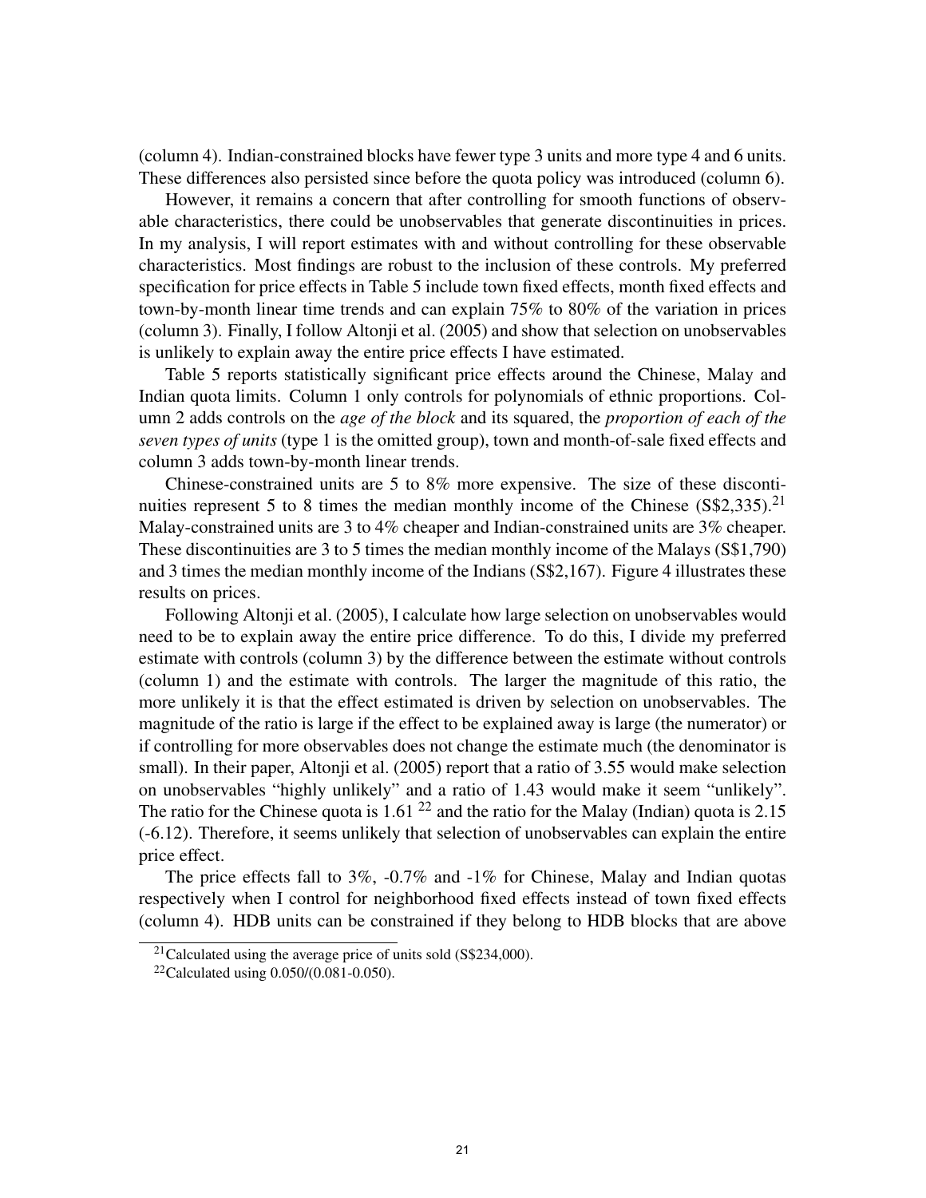(column 4). Indian-constrained blocks have fewer type 3 units and more type 4 and 6 units. These differences also persisted since before the quota policy was introduced (column 6).

However, it remains a concern that after controlling for smooth functions of observable characteristics, there could be unobservables that generate discontinuities in prices. In my analysis, I will report estimates with and without controlling for these observable characteristics. Most findings are robust to the inclusion of these controls. My preferred specification for price effects in Table 5 include town fixed effects, month fixed effects and town-by-month linear time trends and can explain 75% to 80% of the variation in prices (column 3). Finally, I follow Altonji et al. (2005) and show that selection on unobservables is unlikely to explain away the entire price effects I have estimated.

Table 5 reports statistically significant price effects around the Chinese, Malay and Indian quota limits. Column 1 only controls for polynomials of ethnic proportions. Column 2 adds controls on the *age of the block* and its squared, the *proportion of each of the seven types of units* (type 1 is the omitted group), town and month-of-sale fixed effects and column 3 adds town-by-month linear trends.

Chinese-constrained units are 5 to 8% more expensive. The size of these discontinuities represent 5 to 8 times the median monthly income of the Chinese (S$2,335).[21] Malay-constrained units are 3 to 4% cheaper and Indian-constrained units are 3% cheaper. These discontinuities are 3 to 5 times the median monthly income of the Malays (S$1,790) and 3 times the median monthly income of the Indians (S$2,167). Figure 4 illustrates these results on prices.

Following Altonji et al. (2005), I calculate how large selection on unobservables would need to be to explain away the entire price difference. To do this, I divide my preferred estimate with controls (column 3) by the difference between the estimate without controls (column 1) and the estimate with controls. The larger the magnitude of this ratio, the more unlikely it is that the effect estimated is driven by selection on unobservables. The magnitude of the ratio is large if the effect to be explained away is large (the numerator) or if controlling for more observables does not change the estimate much (the denominator is small). In their paper, Altonji et al. (2005) report that a ratio of 3.55 would make selection on unobservables "highly unlikely" and a ratio of 1.43 would make it seem "unlikely". The ratio for the Chinese quota is 1.61 [22] and the ratio for the Malay (Indian) quota is 2.15 (-6.12). Therefore, it seems unlikely that selection of unobservables can explain the entire price effect.

The price effects fall to 3%, -0.7% and -1% for Chinese, Malay and Indian quotas respectively when I control for neighborhood fixed effects instead of town fixed effects (column 4). HDB units can be constrained if they belong to HDB blocks that are above

[21] Calculated using the average price of units sold (S$234,000).

[22] Calculated using 0.050/(0.081-0.050).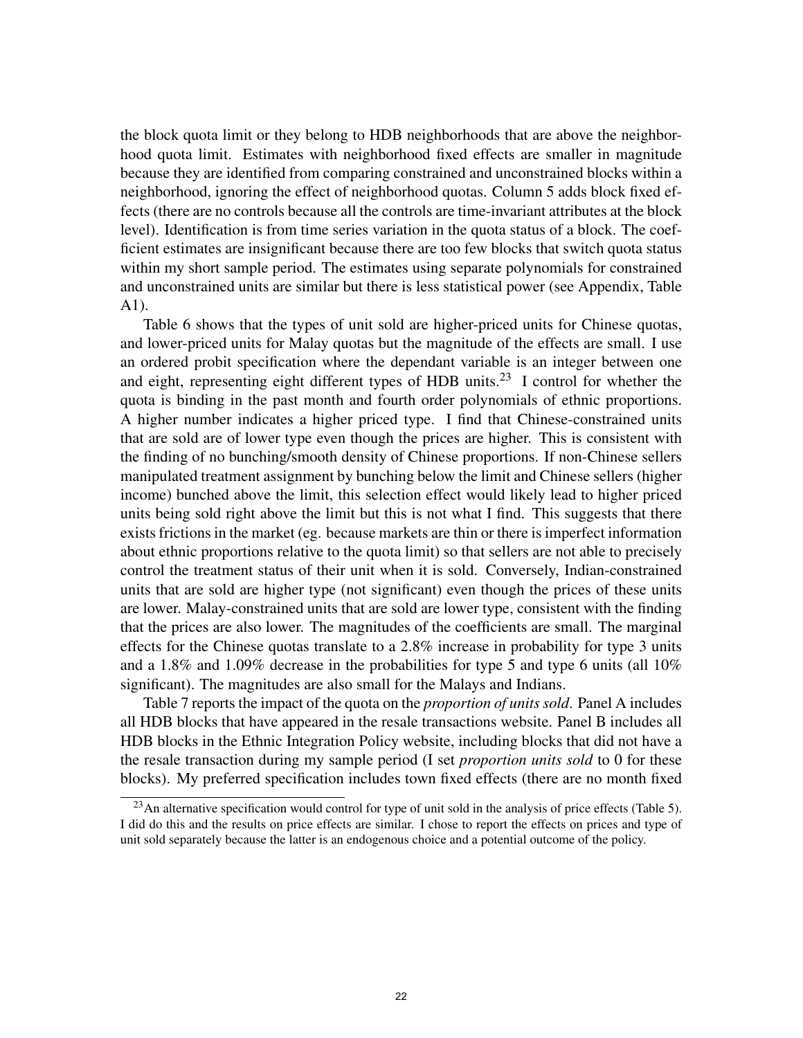the block quota limit or they belong to HDB neighborhoods that are above the neighborhood quota limit. Estimates with neighborhood fixed effects are smaller in magnitude because they are identified from comparing constrained and unconstrained blocks within a neighborhood, ignoring the effect of neighborhood quotas. Column 5 adds block fixed effects (there are no controls because all the controls are time-invariant attributes at the block level). Identification is from time series variation in the quota status of a block. The coefficient estimates are insignificant because there are too few blocks that switch quota status within my short sample period. The estimates using separate polynomials for constrained and unconstrained units are similar but there is less statistical power (see Appendix, Table A1).

Table 6 shows that the types of unit sold are higher-priced units for Chinese quotas, and lower-priced units for Malay quotas but the magnitude of the effects are small. I use an ordered probit specification where the dependant variable is an integer between one and eight, representing eight different types of HDB units.[23] I control for whether the quota is binding in the past month and fourth order polynomials of ethnic proportions. A higher number indicates a higher priced type. I find that Chinese-constrained units that are sold are of lower type even though the prices are higher. This is consistent with the finding of no bunching/smooth density of Chinese proportions. If non-Chinese sellers manipulated treatment assignment by bunching below the limit and Chinese sellers (higher income) bunched above the limit, this selection effect would likely lead to higher priced units being sold right above the limit but this is not what I find. This suggests that there exists frictions in the market (eg. because markets are thin or there is imperfect information about ethnic proportions relative to the quota limit) so that sellers are not able to precisely control the treatment status of their unit when it is sold. Conversely, Indian-constrained units that are sold are higher type (not significant) even though the prices of these units are lower. Malay-constrained units that are sold are lower type, consistent with the finding that the prices are also lower. The magnitudes of the coefficients are small. The marginal effects for the Chinese quotas translate to a 2.8% increase in probability for type 3 units and a 1.8% and 1.09% decrease in the probabilities for type 5 and type 6 units (all 10% significant). The magnitudes are also small for the Malays and Indians.

Table 7 reports the impact of the quota on the *proportion of units sold*. Panel A includes all HDB blocks that have appeared in the resale transactions website. Panel B includes all HDB blocks in the Ethnic Integration Policy website, including blocks that did not have a the resale transaction during my sample period (I set *proportion units sold* to 0 for these blocks). My preferred specification includes town fixed effects (there are no month fixed

[23] An alternative specification would control for type of unit sold in the analysis of price effects (Table 5). I did do this and the results on price effects are similar. I chose to report the effects on prices and type of unit sold separately because the latter is an endogenous choice and a potential outcome of the policy.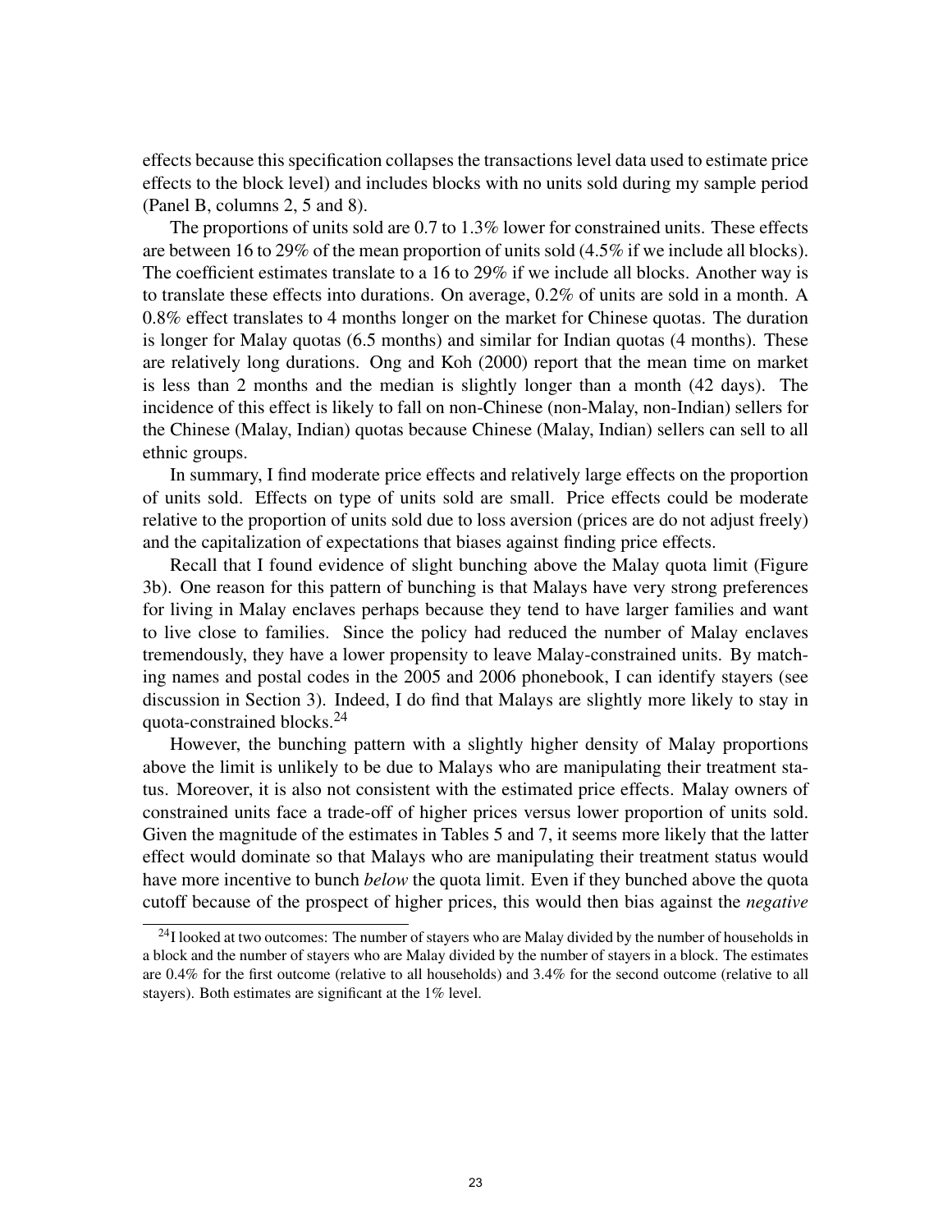effects because this specification collapses the transactions level data used to estimate price effects to the block level) and includes blocks with no units sold during my sample period (Panel B, columns 2, 5 and 8).

The proportions of units sold are 0.7 to 1.3% lower for constrained units. These effects are between 16 to 29% of the mean proportion of units sold (4.5% if we include all blocks). The coefficient estimates translate to a 16 to 29% if we include all blocks. Another way is to translate these effects into durations. On average, 0.2% of units are sold in a month. A 0.8% effect translates to 4 months longer on the market for Chinese quotas. The duration is longer for Malay quotas (6.5 months) and similar for Indian quotas (4 months). These are relatively long durations. Ong and Koh (2000) report that the mean time on market is less than 2 months and the median is slightly longer than a month (42 days). The incidence of this effect is likely to fall on non-Chinese (non-Malay, non-Indian) sellers for the Chinese (Malay, Indian) quotas because Chinese (Malay, Indian) sellers can sell to all ethnic groups.

In summary, I find moderate price effects and relatively large effects on the proportion of units sold. Effects on type of units sold are small. Price effects could be moderate relative to the proportion of units sold due to loss aversion (prices are do not adjust freely) and the capitalization of expectations that biases against finding price effects.

Recall that I found evidence of slight bunching above the Malay quota limit (Figure 3b). One reason for this pattern of bunching is that Malays have very strong preferences for living in Malay enclaves perhaps because they tend to have larger families and want to live close to families. Since the policy had reduced the number of Malay enclaves tremendously, they have a lower propensity to leave Malay-constrained units. By matching names and postal codes in the 2005 and 2006 phonebook, I can identify stayers (see discussion in Section 3). Indeed, I do find that Malays are slightly more likely to stay in quota-constrained blocks.[24]

However, the bunching pattern with a slightly higher density of Malay proportions above the limit is unlikely to be due to Malays who are manipulating their treatment status. Moreover, it is also not consistent with the estimated price effects. Malay owners of constrained units face a trade-off of higher prices versus lower proportion of units sold. Given the magnitude of the estimates in Tables 5 and 7, it seems more likely that the latter effect would dominate so that Malays who are manipulating their treatment status would have more incentive to bunch *below* the quota limit. Even if they bunched above the quota cutoff because of the prospect of higher prices, this would then bias against the *negative*

[24] I looked at two outcomes: The number of stayers who are Malay divided by the number of households in a block and the number of stayers who are Malay divided by the number of stayers in a block. The estimates are 0.4% for the first outcome (relative to all households) and 3.4% for the second outcome (relative to all stayers). Both estimates are significant at the 1% level.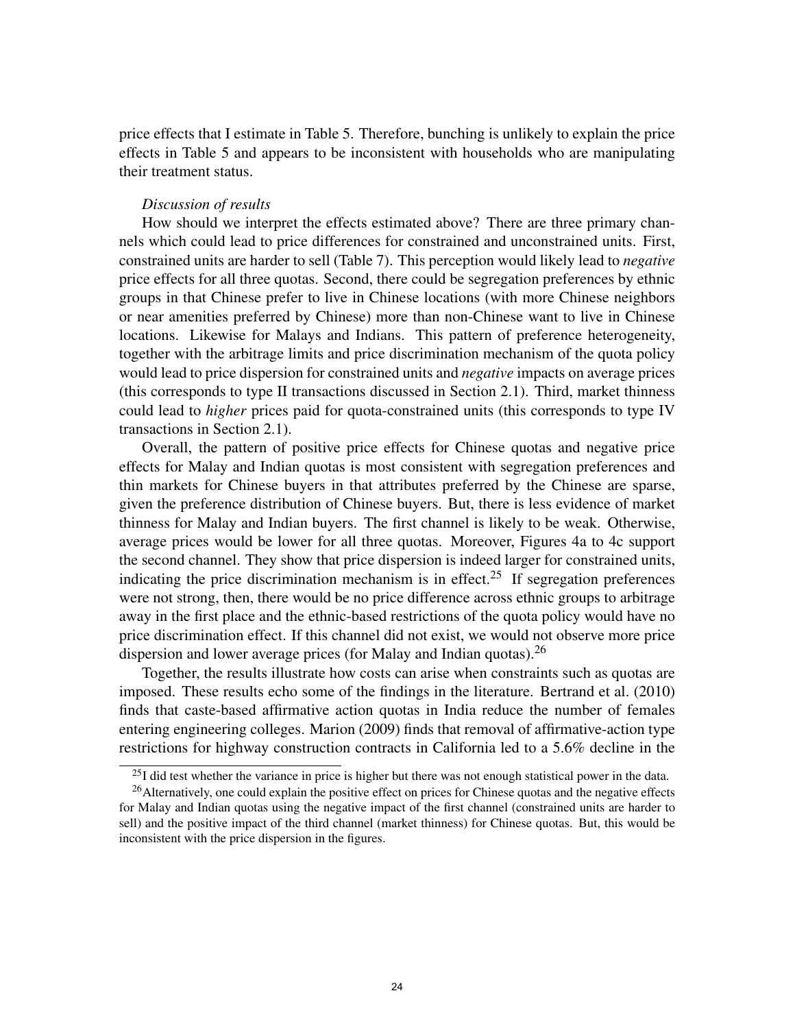price effects that I estimate in Table 5. Therefore, bunching is unlikely to explain the price effects in Table 5 and appears to be inconsistent with households who are manipulating their treatment status.

*Discussion of results*

How should we interpret the effects estimated above? There are three primary channels which could lead to price differences for constrained and unconstrained units. First, constrained units are harder to sell (Table 7). This perception would likely lead to *negative* price effects for all three quotas. Second, there could be segregation preferences by ethnic groups in that Chinese prefer to live in Chinese locations (with more Chinese neighbors or near amenities preferred by Chinese) more than non-Chinese want to live in Chinese locations. Likewise for Malays and Indians. This pattern of preference heterogeneity, together with the arbitrage limits and price discrimination mechanism of the quota policy would lead to price dispersion for constrained units and *negative* impacts on average prices (this corresponds to type II transactions discussed in Section 2.1). Third, market thinness could lead to *higher* prices paid for quota-constrained units (this corresponds to type IV transactions in Section 2.1).

Overall, the pattern of positive price effects for Chinese quotas and negative price effects for Malay and Indian quotas is most consistent with segregation preferences and thin markets for Chinese buyers in that attributes preferred by the Chinese are sparse, given the preference distribution of Chinese buyers. But, there is less evidence of market thinness for Malay and Indian buyers. The first channel is likely to be weak. Otherwise, average prices would be lower for all three quotas. Moreover, Figures 4a to 4c support the second channel. They show that price dispersion is indeed larger for constrained units, indicating the price discrimination mechanism is in effect.[25] If segregation preferences were not strong, then, there would be no price difference across ethnic groups to arbitrage away in the first place and the ethnic-based restrictions of the quota policy would have no price discrimination effect. If this channel did not exist, we would not observe more price dispersion and lower average prices (for Malay and Indian quotas).[26]

Together, the results illustrate how costs can arise when constraints such as quotas are imposed. These results echo some of the findings in the literature. Bertrand et al. (2010) finds that caste-based affirmative action quotas in India reduce the number of females entering engineering colleges. Marion (2009) finds that removal of affirmative-action type restrictions for highway construction contracts in California led to a 5.6% decline in the

[25] I did test whether the variance in price is higher but there was not enough statistical power in the data.

[26] Alternatively, one could explain the positive effect on prices for Chinese quotas and the negative effects for Malay and Indian quotas using the negative impact of the first channel (constrained units are harder to sell) and the positive impact of the third channel (market thinness) for Chinese quotas. But, this would be inconsistent with the price dispersion in the figures.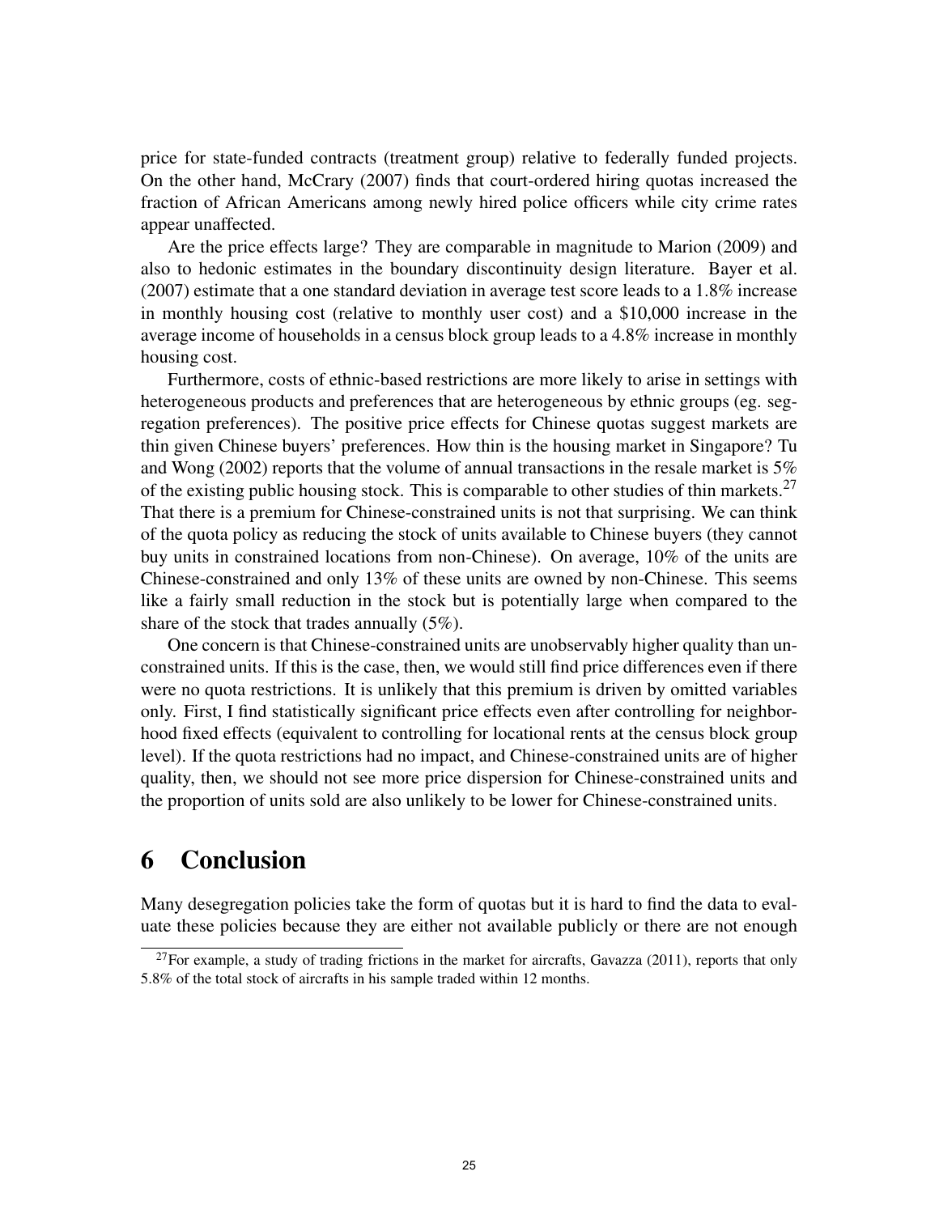price for state-funded contracts (treatment group) relative to federally funded projects. On the other hand, McCrary (2007) finds that court-ordered hiring quotas increased the fraction of African Americans among newly hired police officers while city crime rates appear unaffected.

Are the price effects large? They are comparable in magnitude to Marion (2009) and also to hedonic estimates in the boundary discontinuity design literature. Bayer et al. (2007) estimate that a one standard deviation in average test score leads to a 1.8% increase in monthly housing cost (relative to monthly user cost) and a $10,000 increase in the average income of households in a census block group leads to a 4.8% increase in monthly housing cost.

Furthermore, costs of ethnic-based restrictions are more likely to arise in settings with heterogeneous products and preferences that are heterogeneous by ethnic groups (eg. segregation preferences). The positive price effects for Chinese quotas suggest markets are thin given Chinese buyers' preferences. How thin is the housing market in Singapore? Tu and Wong (2002) reports that the volume of annual transactions in the resale market is 5% of the existing public housing stock. This is comparable to other studies of thin markets.[27] That there is a premium for Chinese-constrained units is not that surprising. We can think of the quota policy as reducing the stock of units available to Chinese buyers (they cannot buy units in constrained locations from non-Chinese). On average, 10% of the units are Chinese-constrained and only 13% of these units are owned by non-Chinese. This seems like a fairly small reduction in the stock but is potentially large when compared to the share of the stock that trades annually (5%).

One concern is that Chinese-constrained units are unobservably higher quality than unconstrained units. If this is the case, then, we would still find price differences even if there were no quota restrictions. It is unlikely that this premium is driven by omitted variables only. First, I find statistically significant price effects even after controlling for neighborhood fixed effects (equivalent to controlling for locational rents at the census block group level). If the quota restrictions had no impact, and Chinese-constrained units are of higher quality, then, we should not see more price dispersion for Chinese-constrained units and the proportion of units sold are also unlikely to be lower for Chinese-constrained units.

# 6 Conclusion

Many desegregation policies take the form of quotas but it is hard to find the data to evaluate these policies because they are either not available publicly or there are not enough

[27] For example, a study of trading frictions in the market for aircrafts, Gavazza (2011), reports that only 5.8% of the total stock of aircrafts in his sample traded within 12 months.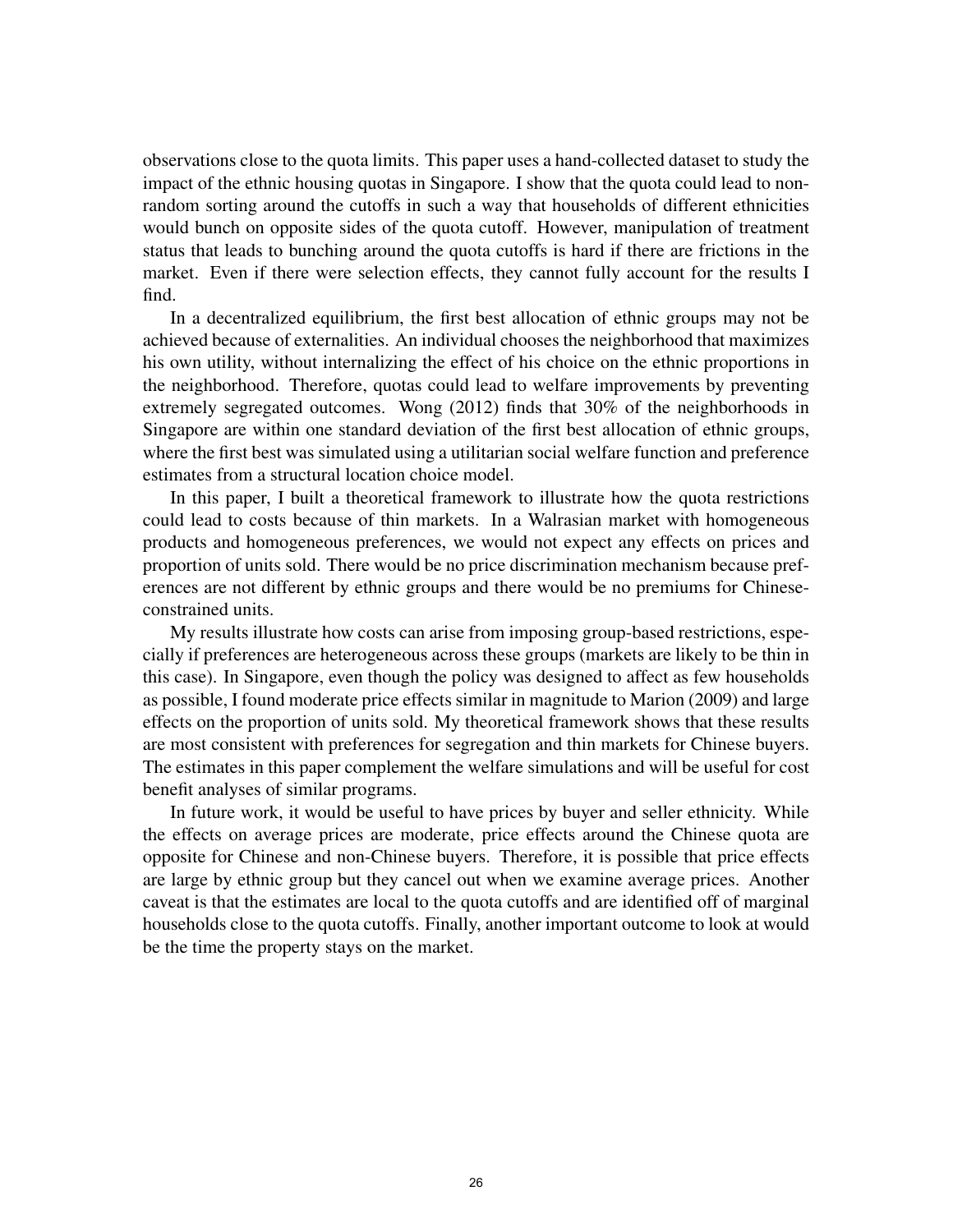observations close to the quota limits. This paper uses a hand-collected dataset to study the impact of the ethnic housing quotas in Singapore. I show that the quota could lead to non-random sorting around the cutoffs in such a way that households of different ethnicities would bunch on opposite sides of the quota cutoff. However, manipulation of treatment status that leads to bunching around the quota cutoffs is hard if there are frictions in the market. Even if there were selection effects, they cannot fully account for the results I find.

In a decentralized equilibrium, the first best allocation of ethnic groups may not be achieved because of externalities. An individual chooses the neighborhood that maximizes his own utility, without internalizing the effect of his choice on the ethnic proportions in the neighborhood. Therefore, quotas could lead to welfare improvements by preventing extremely segregated outcomes. Wong (2012) finds that 30% of the neighborhoods in Singapore are within one standard deviation of the first best allocation of ethnic groups, where the first best was simulated using a utilitarian social welfare function and preference estimates from a structural location choice model.

In this paper, I built a theoretical framework to illustrate how the quota restrictions could lead to costs because of thin markets. In a Walrasian market with homogeneous products and homogeneous preferences, we would not expect any effects on prices and proportion of units sold. There would be no price discrimination mechanism because preferences are not different by ethnic groups and there would be no premiums for Chinese-constrained units.

My results illustrate how costs can arise from imposing group-based restrictions, especially if preferences are heterogeneous across these groups (markets are likely to be thin in this case). In Singapore, even though the policy was designed to affect as few households as possible, I found moderate price effects similar in magnitude to Marion (2009) and large effects on the proportion of units sold. My theoretical framework shows that these results are most consistent with preferences for segregation and thin markets for Chinese buyers. The estimates in this paper complement the welfare simulations and will be useful for cost benefit analyses of similar programs.

In future work, it would be useful to have prices by buyer and seller ethnicity. While the effects on average prices are moderate, price effects around the Chinese quota are opposite for Chinese and non-Chinese buyers. Therefore, it is possible that price effects are large by ethnic group but they cancel out when we examine average prices. Another caveat is that the estimates are local to the quota cutoffs and are identified off of marginal households close to the quota cutoffs. Finally, another important outcome to look at would be the time the property stays on the market.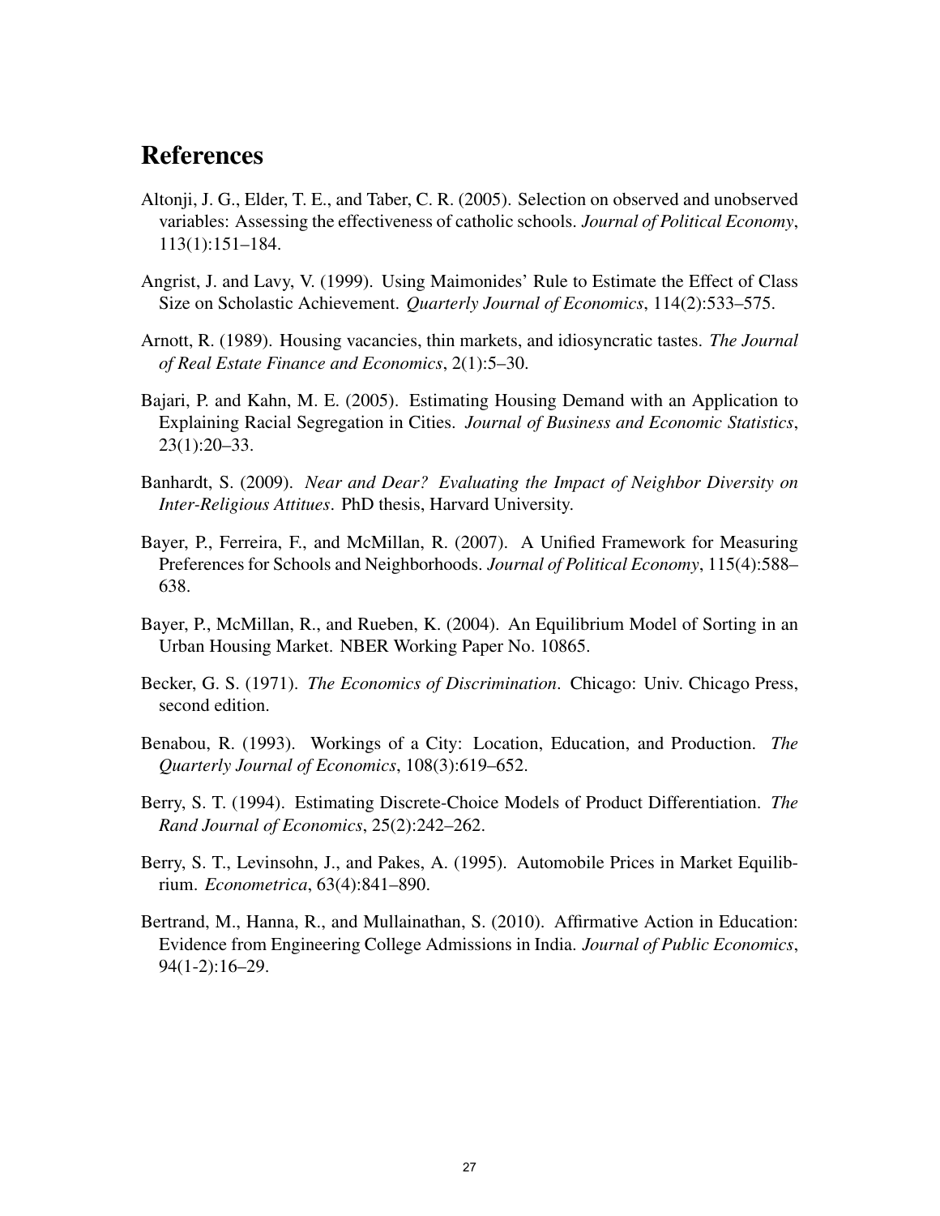# References

Altonji, J. G., Elder, T. E., and Taber, C. R. (2005). Selection on observed and unobserved variables: Assessing the effectiveness of catholic schools. *Journal of Political Economy*, 113(1):151–184.

Angrist, J. and Lavy, V. (1999). Using Maimonides' Rule to Estimate the Effect of Class Size on Scholastic Achievement. *Quarterly Journal of Economics*, 114(2):533–575.

Arnott, R. (1989). Housing vacancies, thin markets, and idiosyncratic tastes. *The Journal of Real Estate Finance and Economics*, 2(1):5–30.

Bajari, P. and Kahn, M. E. (2005). Estimating Housing Demand with an Application to Explaining Racial Segregation in Cities. *Journal of Business and Economic Statistics*, 23(1):20–33.

Banhardt, S. (2009). *Near and Dear? Evaluating the Impact of Neighbor Diversity on Inter-Religious Attitues*. PhD thesis, Harvard University.

Bayer, P., Ferreira, F., and McMillan, R. (2007). A Unified Framework for Measuring Preferences for Schools and Neighborhoods. *Journal of Political Economy*, 115(4):588–638.

Bayer, P., McMillan, R., and Rueben, K. (2004). An Equilibrium Model of Sorting in an Urban Housing Market. NBER Working Paper No. 10865.

Becker, G. S. (1971). *The Economics of Discrimination*. Chicago: Univ. Chicago Press, second edition.

Benabou, R. (1993). Workings of a City: Location, Education, and Production. *The Quarterly Journal of Economics*, 108(3):619–652.

Berry, S. T. (1994). Estimating Discrete-Choice Models of Product Differentiation. *The Rand Journal of Economics*, 25(2):242–262.

Berry, S. T., Levinsohn, J., and Pakes, A. (1995). Automobile Prices in Market Equilibrium. *Econometrica*, 63(4):841–890.

Bertrand, M., Hanna, R., and Mullainathan, S. (2010). Affirmative Action in Education: Evidence from Engineering College Admissions in India. *Journal of Public Economics*, 94(1-2):16–29.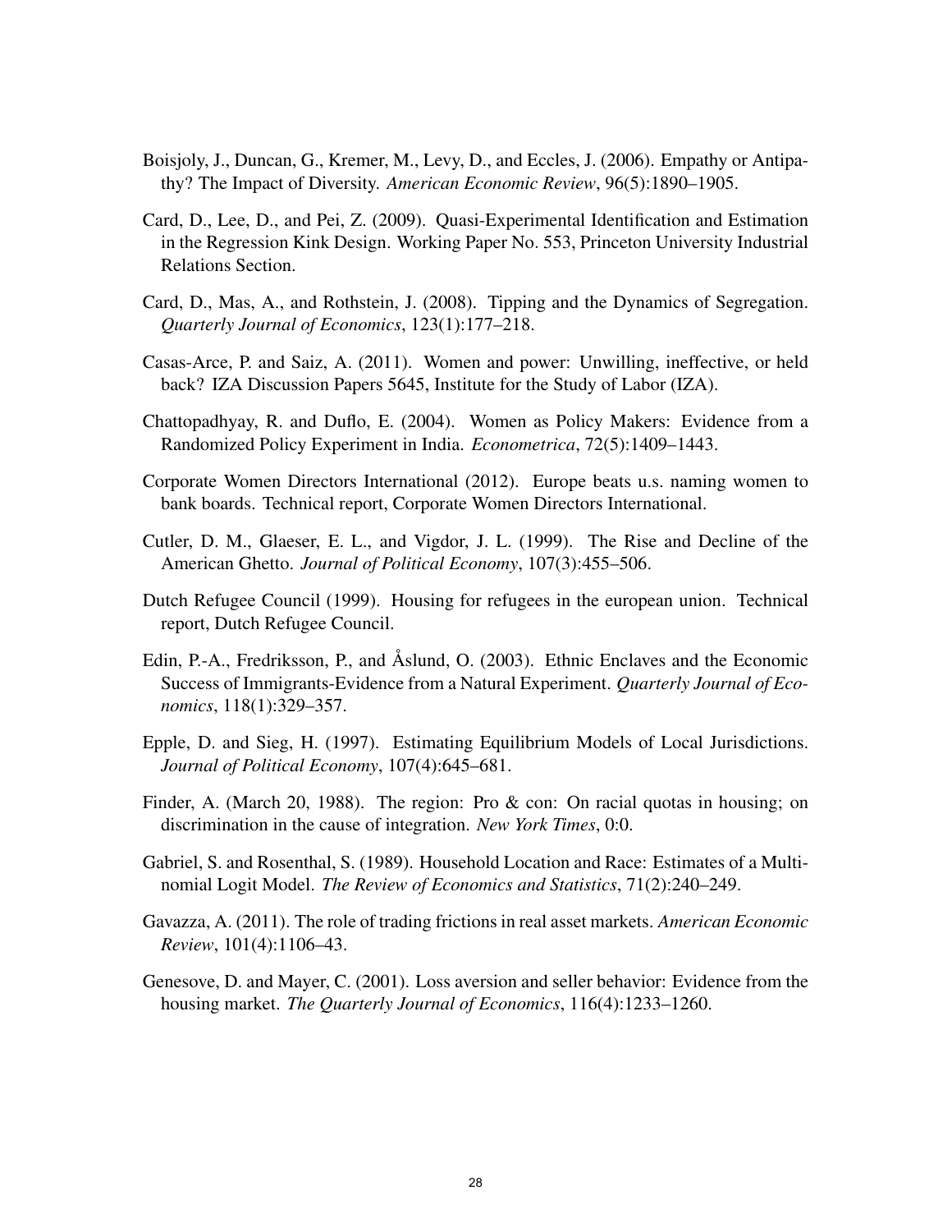Boisjoly, J., Duncan, G., Kremer, M., Levy, D., and Eccles, J. (2006). Empathy or Antipathy? The Impact of Diversity. *American Economic Review*, 96(5):1890–1905.

Card, D., Lee, D., and Pei, Z. (2009). Quasi-Experimental Identification and Estimation in the Regression Kink Design. Working Paper No. 553, Princeton University Industrial Relations Section.

Card, D., Mas, A., and Rothstein, J. (2008). Tipping and the Dynamics of Segregation. *Quarterly Journal of Economics*, 123(1):177–218.

Casas-Arce, P. and Saiz, A. (2011). Women and power: Unwilling, ineffective, or held back? IZA Discussion Papers 5645, Institute for the Study of Labor (IZA).

Chattopadhyay, R. and Duflo, E. (2004). Women as Policy Makers: Evidence from a Randomized Policy Experiment in India. *Econometrica*, 72(5):1409–1443.

Corporate Women Directors International (2012). Europe beats u.s. naming women to bank boards. Technical report, Corporate Women Directors International.

Cutler, D. M., Glaeser, E. L., and Vigdor, J. L. (1999). The Rise and Decline of the American Ghetto. *Journal of Political Economy*, 107(3):455–506.

Dutch Refugee Council (1999). Housing for refugees in the european union. Technical report, Dutch Refugee Council.

Edin, P.-A., Fredriksson, P., and Åslund, O. (2003). Ethnic Enclaves and the Economic Success of Immigrants-Evidence from a Natural Experiment. *Quarterly Journal of Economics*, 118(1):329–357.

Epple, D. and Sieg, H. (1997). Estimating Equilibrium Models of Local Jurisdictions. *Journal of Political Economy*, 107(4):645–681.

Finder, A. (March 20, 1988). The region: Pro & con: On racial quotas in housing; on discrimination in the cause of integration. *New York Times*, 0:0.

Gabriel, S. and Rosenthal, S. (1989). Household Location and Race: Estimates of a Multinomial Logit Model. *The Review of Economics and Statistics*, 71(2):240–249.

Gavazza, A. (2011). The role of trading frictions in real asset markets. *American Economic Review*, 101(4):1106–43.

Genesove, D. and Mayer, C. (2001). Loss aversion and seller behavior: Evidence from the housing market. *The Quarterly Journal of Economics*, 116(4):1233–1260.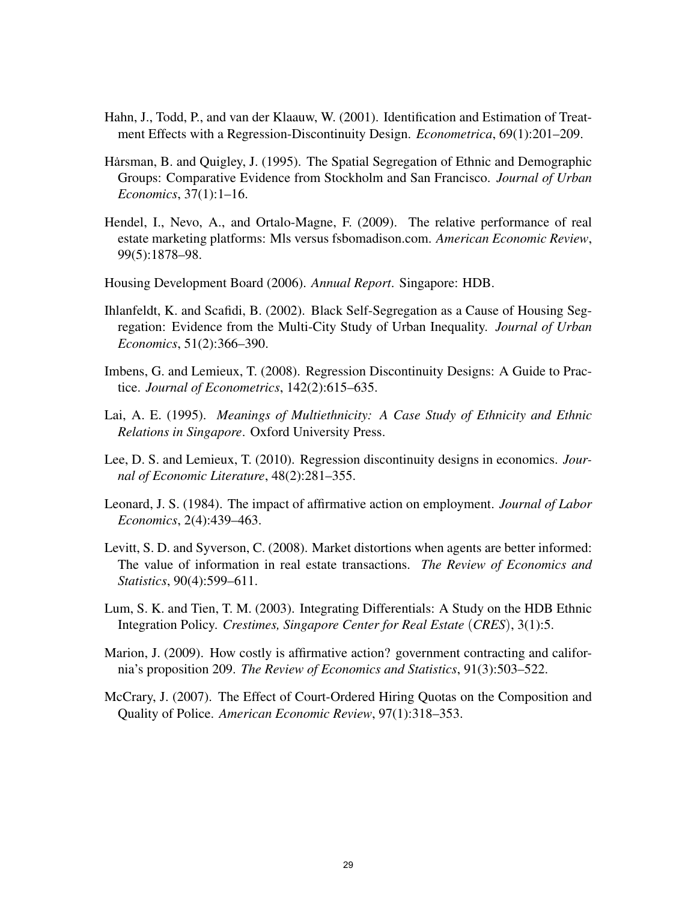Hahn, J., Todd, P., and van der Klaauw, W. (2001). Identification and Estimation of Treatment Effects with a Regression-Discontinuity Design. *Econometrica*, 69(1):201–209.

Hårsman, B. and Quigley, J. (1995). The Spatial Segregation of Ethnic and Demographic Groups: Comparative Evidence from Stockholm and San Francisco. *Journal of Urban Economics*, 37(1):1–16.

Hendel, I., Nevo, A., and Ortalo-Magne, F. (2009). The relative performance of real estate marketing platforms: Mls versus fsbomadison.com. *American Economic Review*, 99(5):1878–98.

Housing Development Board (2006). *Annual Report*. Singapore: HDB.

Ihlanfeldt, K. and Scafidi, B. (2002). Black Self-Segregation as a Cause of Housing Segregation: Evidence from the Multi-City Study of Urban Inequality. *Journal of Urban Economics*, 51(2):366–390.

Imbens, G. and Lemieux, T. (2008). Regression Discontinuity Designs: A Guide to Practice. *Journal of Econometrics*, 142(2):615–635.

Lai, A. E. (1995). *Meanings of Multiethnicity: A Case Study of Ethnicity and Ethnic Relations in Singapore*. Oxford University Press.

Lee, D. S. and Lemieux, T. (2010). Regression discontinuity designs in economics. *Journal of Economic Literature*, 48(2):281–355.

Leonard, J. S. (1984). The impact of affirmative action on employment. *Journal of Labor Economics*, 2(4):439–463.

Levitt, S. D. and Syverson, C. (2008). Market distortions when agents are better informed: The value of information in real estate transactions. *The Review of Economics and Statistics*, 90(4):599–611.

Lum, S. K. and Tien, T. M. (2003). Integrating Differentials: A Study on the HDB Ethnic Integration Policy. *Crestimes, Singapore Center for Real Estate (CRES)*, 3(1):5.

Marion, J. (2009). How costly is affirmative action? government contracting and california's proposition 209. *The Review of Economics and Statistics*, 91(3):503–522.

McCrary, J. (2007). The Effect of Court-Ordered Hiring Quotas on the Composition and Quality of Police. *American Economic Review*, 97(1):318–353.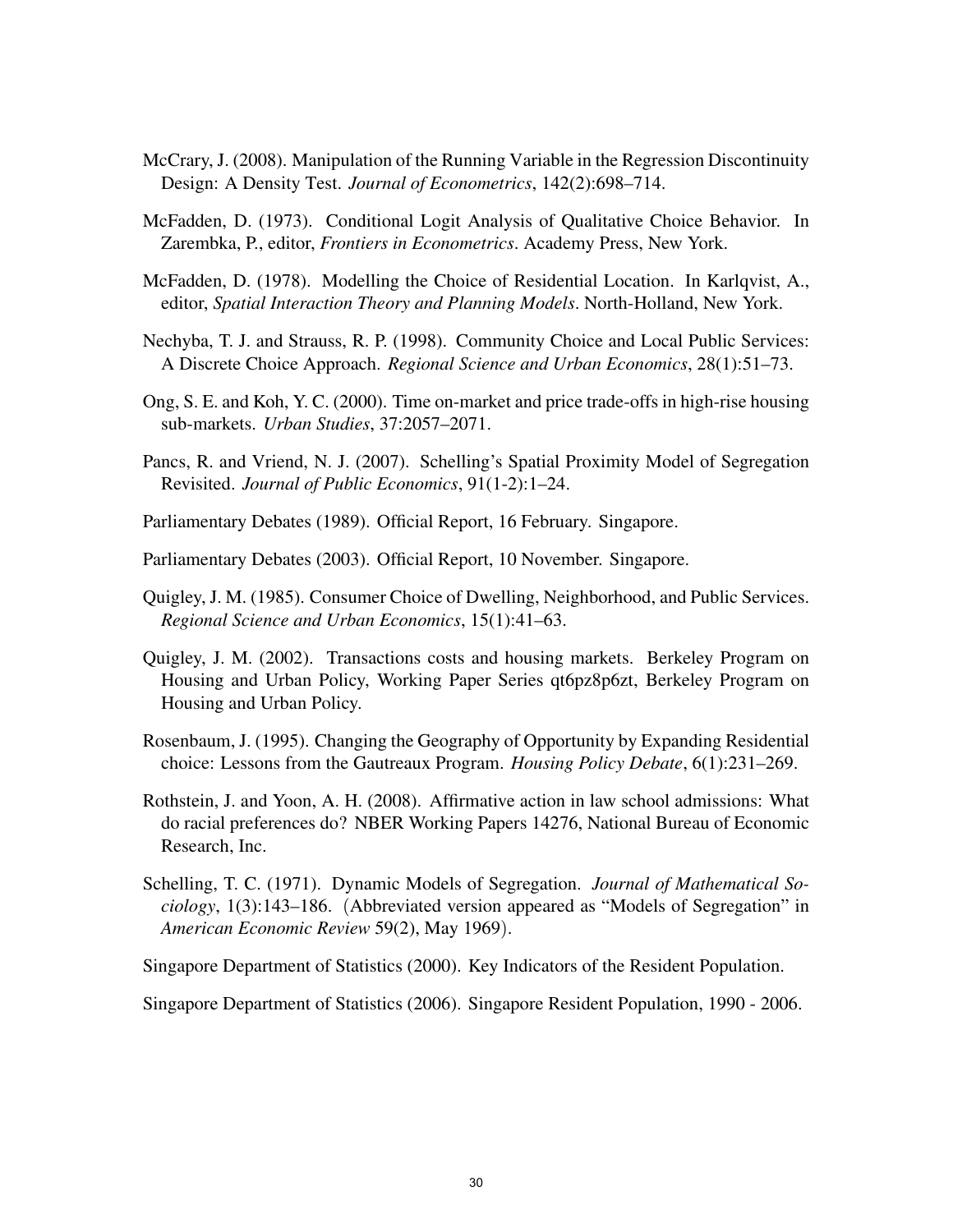McCrary, J. (2008). Manipulation of the Running Variable in the Regression Discontinuity Design: A Density Test. *Journal of Econometrics*, 142(2):698–714.

McFadden, D. (1973). Conditional Logit Analysis of Qualitative Choice Behavior. In Zarembka, P., editor, *Frontiers in Econometrics*. Academy Press, New York.

McFadden, D. (1978). Modelling the Choice of Residential Location. In Karlqvist, A., editor, *Spatial Interaction Theory and Planning Models*. North-Holland, New York.

Nechyba, T. J. and Strauss, R. P. (1998). Community Choice and Local Public Services: A Discrete Choice Approach. *Regional Science and Urban Economics*, 28(1):51–73.

Ong, S. E. and Koh, Y. C. (2000). Time on-market and price trade-offs in high-rise housing sub-markets. *Urban Studies*, 37:2057–2071.

Pancs, R. and Vriend, N. J. (2007). Schelling's Spatial Proximity Model of Segregation Revisited. *Journal of Public Economics*, 91(1-2):1–24.

Parliamentary Debates (1989). Official Report, 16 February. Singapore.

Parliamentary Debates (2003). Official Report, 10 November. Singapore.

Quigley, J. M. (1985). Consumer Choice of Dwelling, Neighborhood, and Public Services. *Regional Science and Urban Economics*, 15(1):41–63.

Quigley, J. M. (2002). Transactions costs and housing markets. Berkeley Program on Housing and Urban Policy, Working Paper Series qt6pz8p6zt, Berkeley Program on Housing and Urban Policy.

Rosenbaum, J. (1995). Changing the Geography of Opportunity by Expanding Residential choice: Lessons from the Gautreaux Program. *Housing Policy Debate*, 6(1):231–269.

Rothstein, J. and Yoon, A. H. (2008). Affirmative action in law school admissions: What do racial preferences do? NBER Working Papers 14276, National Bureau of Economic Research, Inc.

Schelling, T. C. (1971). Dynamic Models of Segregation. *Journal of Mathematical Sociology*, 1(3):143–186. (Abbreviated version appeared as "Models of Segregation" in *American Economic Review* 59(2), May 1969).

Singapore Department of Statistics (2000). Key Indicators of the Resident Population.

Singapore Department of Statistics (2006). Singapore Resident Population, 1990 - 2006.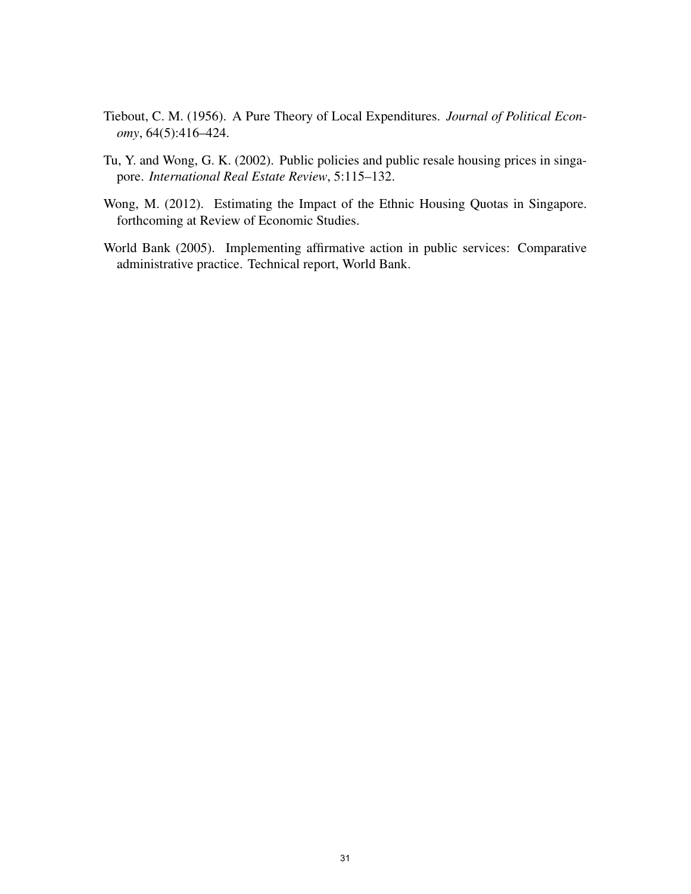Tiebout, C. M. (1956). A Pure Theory of Local Expenditures. *Journal of Political Economy*, 64(5):416–424.

Tu, Y. and Wong, G. K. (2002). Public policies and public resale housing prices in singapore. *International Real Estate Review*, 5:115–132.

Wong, M. (2012). Estimating the Impact of the Ethnic Housing Quotas in Singapore. forthcoming at Review of Economic Studies.

World Bank (2005). Implementing affirmative action in public services: Comparative administrative practice. Technical report, World Bank.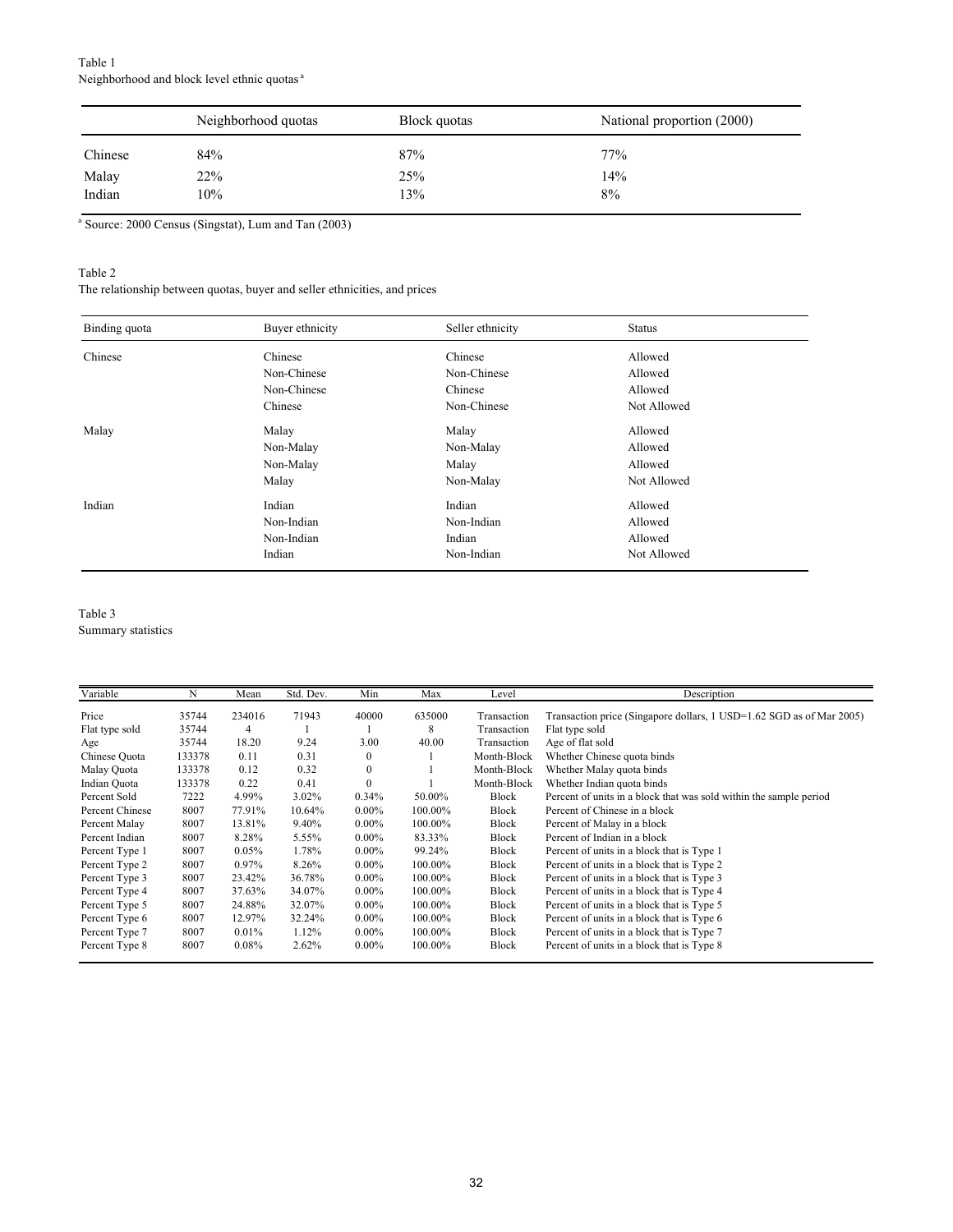Table 1
Neighborhood and block level ethnic quotas [a]

| | Neighborhood quotas | Block quotas | National proportion (2000) |
|---|---|---|---|
| Chinese | 84% | 87% | 77% |
| Malay | 22% | 25% | 14% |
| Indian | 10% | 13% | 8% |

[a] Source: 2000 Census (Singstat), Lum and Tan (2003)

Table 2
The relationship between quotas, buyer and seller ethnicities, and prices

| Binding quota | Buyer ethnicity | Seller ethnicity | Status |
|---|---|---|---|
| Chinese | Chinese | Chinese | Allowed |
| | Non-Chinese | Non-Chinese | Allowed |
| | Non-Chinese | Chinese | Allowed |
| | Chinese | Non-Chinese | Not Allowed |
| Malay | Malay | Malay | Allowed |
| | Non-Malay | Non-Malay | Allowed |
| | Non-Malay | Malay | Allowed |
| | Malay | Non-Malay | Not Allowed |
| Indian | Indian | Indian | Allowed |
| | Non-Indian | Non-Indian | Allowed |
| | Non-Indian | Indian | Allowed |
| | Indian | Non-Indian | Not Allowed |

Table 3
Summary statistics

| Variable | N | Mean | Std. Dev. | Min | Max | Level | Description |
|---|---|---|---|---|---|---|---|
| Price | 35744 | 234016 | 71943 | 40000 | 635000 | Transaction | Transaction price (Singapore dollars, 1 USD=1.62 SGD as of Mar 2005) |
| Flat type sold | 35744 | 4 | 1 | 1 | 8 | Transaction | Flat type sold |
| Age | 35744 | 18.20 | 9.24 | 3.00 | 40.00 | Transaction | Age of flat sold |
| Chinese Quota | 133378 | 0.11 | 0.31 | 0 | 1 | Month-Block | Whether Chinese quota binds |
| Malay Quota | 133378 | 0.12 | 0.32 | 0 | 1 | Month-Block | Whether Malay quota binds |
| Indian Quota | 133378 | 0.22 | 0.41 | 0 | 1 | Month-Block | Whether Indian quota binds |
| Percent Sold | 7222 | 4.99% | 3.02% | 0.34% | 50.00% | Block | Percent of units in a block that was sold within the sample period |
| Percent Chinese | 8007 | 77.91% | 10.64% | 0.00% | 100.00% | Block | Percent of Chinese in a block |
| Percent Malay | 8007 | 13.81% | 9.40% | 0.00% | 100.00% | Block | Percent of Malay in a block |
| Percent Indian | 8007 | 8.28% | 5.55% | 0.00% | 83.33% | Block | Percent of Indian in a block |
| Percent Type 1 | 8007 | 0.05% | 1.78% | 0.00% | 99.24% | Block | Percent of units in a block that is Type 1 |
| Percent Type 2 | 8007 | 0.97% | 8.26% | 0.00% | 100.00% | Block | Percent of units in a block that is Type 2 |
| Percent Type 3 | 8007 | 23.42% | 36.78% | 0.00% | 100.00% | Block | Percent of units in a block that is Type 3 |
| Percent Type 4 | 8007 | 37.63% | 34.07% | 0.00% | 100.00% | Block | Percent of units in a block that is Type 4 |
| Percent Type 5 | 8007 | 24.88% | 32.07% | 0.00% | 100.00% | Block | Percent of units in a block that is Type 5 |
| Percent Type 6 | 8007 | 12.97% | 32.24% | 0.00% | 100.00% | Block | Percent of units in a block that is Type 6 |
| Percent Type 7 | 8007 | 0.01% | 1.12% | 0.00% | 100.00% | Block | Percent of units in a block that is Type 7 |
| Percent Type 8 | 8007 | 0.08% | 2.62% | 0.00% | 100.00% | Block | Percent of units in a block that is Type 8 |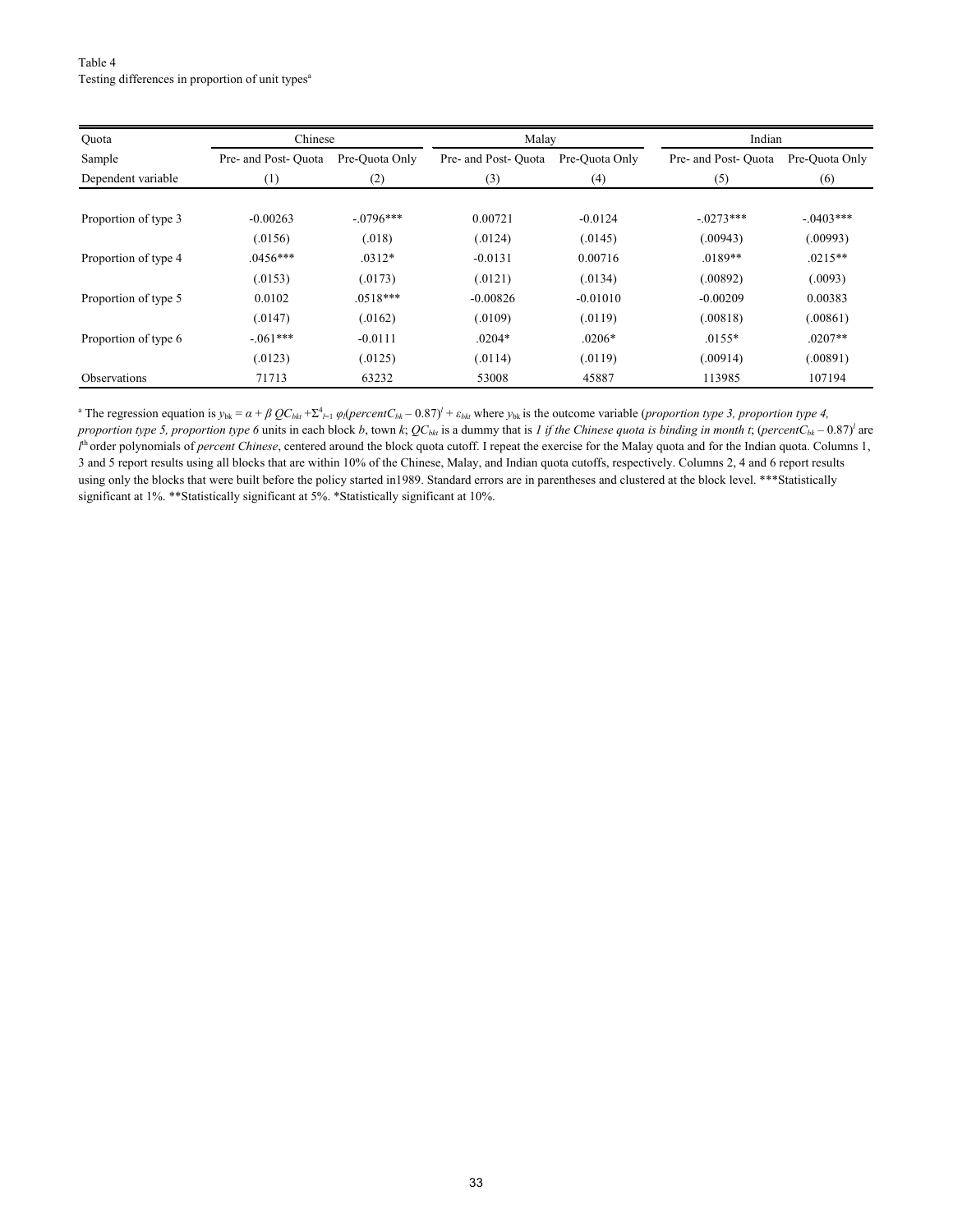Table 4
Testing differences in proportion of unit types[a]

| Quota | Chinese | | Malay | | Indian | |
|---|---|---|---|---|---|---|
| Sample | Pre- and Post- Quota | Pre-Quota Only | Pre- and Post- Quota | Pre-Quota Only | Pre- and Post- Quota | Pre-Quota Only |
| Dependent variable | (1) | (2) | (3) | (4) | (5) | (6) |
| Proportion of type 3 | -0.00263 | -.0796*** | 0.00721 | -0.0124 | -.0273*** | -.0403*** |
| | (.0156) | (.018) | (.0124) | (.0145) | (.00943) | (.00993) |
| Proportion of type 4 | .0456*** | .0312* | -0.0131 | 0.00716 | .0189** | .0215** |
| | (.0153) | (.0173) | (.0121) | (.0134) | (.00892) | (.0093) |
| Proportion of type 5 | 0.0102 | .0518*** | -0.00826 | -0.01010 | -0.00209 | 0.00383 |
| | (.0147) | (.0162) | (.0109) | (.0119) | (.00818) | (.00861) |
| Proportion of type 6 | -.061*** | -0.0111 | .0204* | .0206* | .0155* | .0207** |
| | (.0123) | (.0125) | (.0114) | (.0119) | (.00914) | (.00891) |
| Observations | 71713 | 63232 | 53008 | 45887 | 113985 | 107194 |

[a] The regression equation is $y_{bk} = \alpha + \beta\, QC_{bkt} + \Sigma^{4}_{l=1}\, \varphi_l (percentC_{bk} - 0.87)^l + \varepsilon_{bkt}$ where $y_{bk}$ is the outcome variable (*proportion type 3, proportion type 4, proportion type 5, proportion type 6* units in each block $b$, town $k$; $QC_{bkt}$ is a dummy that is *1 if the Chinese quota is binding in month t*; $(percentC_{bk} - 0.87)^l$ are $l^{th}$ order polynomials of *percent Chinese*, centered around the block quota cutoff. I repeat the exercise for the Malay quota and for the Indian quota. Columns 1, 3 and 5 report results using all blocks that are within 10% of the Chinese, Malay, and Indian quota cutoffs, respectively. Columns 2, 4 and 6 report results using only the blocks that were built before the policy started in1989. Standard errors are in parentheses and clustered at the block level. ***Statistically significant at 1%. **Statistically significant at 5%. *Statistically significant at 10%.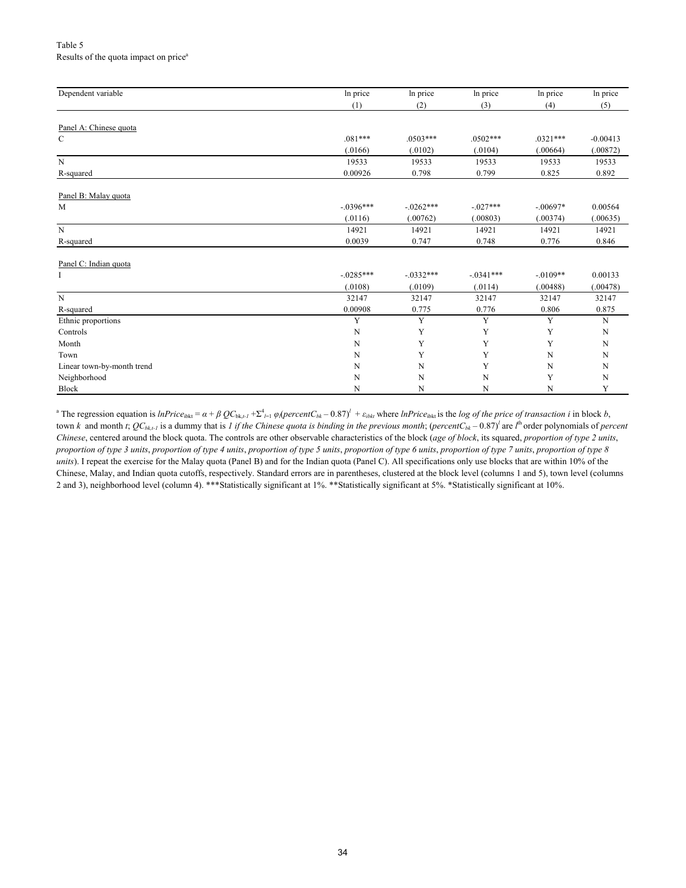Table 5
Results of the quota impact on price[a]

| Dependent variable | ln price | ln price | ln price | ln price | ln price |
|---|---|---|---|---|---|
| | (1) | (2) | (3) | (4) | (5) |
| Panel A: Chinese quota | | | | | |
| C | .081*** | .0503*** | .0502*** | .0321*** | -0.00413 |
| | (.0166) | (.0102) | (.0104) | (.00664) | (.00872) |
| N | 19533 | 19533 | 19533 | 19533 | 19533 |
| R-squared | 0.00926 | 0.798 | 0.799 | 0.825 | 0.892 |
| Panel B: Malay quota | | | | | |
| M | -.0396*** | -.0262*** | -.027*** | -.00697* | 0.00564 |
| | (.0116) | (.00762) | (.00803) | (.00374) | (.00635) |
| N | 14921 | 14921 | 14921 | 14921 | 14921 |
| R-squared | 0.0039 | 0.747 | 0.748 | 0.776 | 0.846 |
| Panel C: Indian quota | | | | | |
| I | -.0285*** | -.0332*** | -.0341*** | -.0109** | 0.00133 |
| | (.0108) | (.0109) | (.0114) | (.00488) | (.00478) |
| N | 32147 | 32147 | 32147 | 32147 | 32147 |
| R-squared | 0.00908 | 0.775 | 0.776 | 0.806 | 0.875 |
| Ethnic proportions | Y | Y | Y | Y | N |
| Controls | N | Y | Y | Y | N |
| Month | N | Y | Y | Y | N |
| Town | N | Y | Y | N | N |
| Linear town-by-month trend | N | N | Y | N | N |
| Neighborhood | N | N | N | Y | N |
| Block | N | N | N | N | Y |

[a] The regression equation is $lnPrice_{ibkt} = \alpha + \beta\, QC_{bk,t-1} + \Sigma^{4}_{l=1}\, \varphi_l (percentC_{bk} - 0.87)^l + \varepsilon_{ibkt}$ where $lnPrice_{ibkt}$ is the *log of the price of transaction i* in block $b$, town $k$ and month $t$; $QC_{bk,t-1}$ is a dummy that is *1 if the Chinese quota is binding in the previous month*; $(percentC_{bk} - 0.87)^l$ are $l^{th}$ order polynomials of *percent Chinese*, centered around the block quota. The controls are other observable characteristics of the block (*age of block*, its squared, *proportion of type 2 units*, *proportion of type 3 units*, *proportion of type 4 units*, *proportion of type 5 units*, *proportion of type 6 units*, *proportion of type 7 units*, *proportion of type 8 units*). I repeat the exercise for the Malay quota (Panel B) and for the Indian quota (Panel C). All specifications only use blocks that are within 10% of the Chinese, Malay, and Indian quota cutoffs, respectively. Standard errors are in parentheses, clustered at the block level (columns 1 and 5), town level (columns 2 and 3), neighborhood level (column 4). ***Statistically significant at 1%. **Statistically significant at 5%. *Statistically significant at 10%.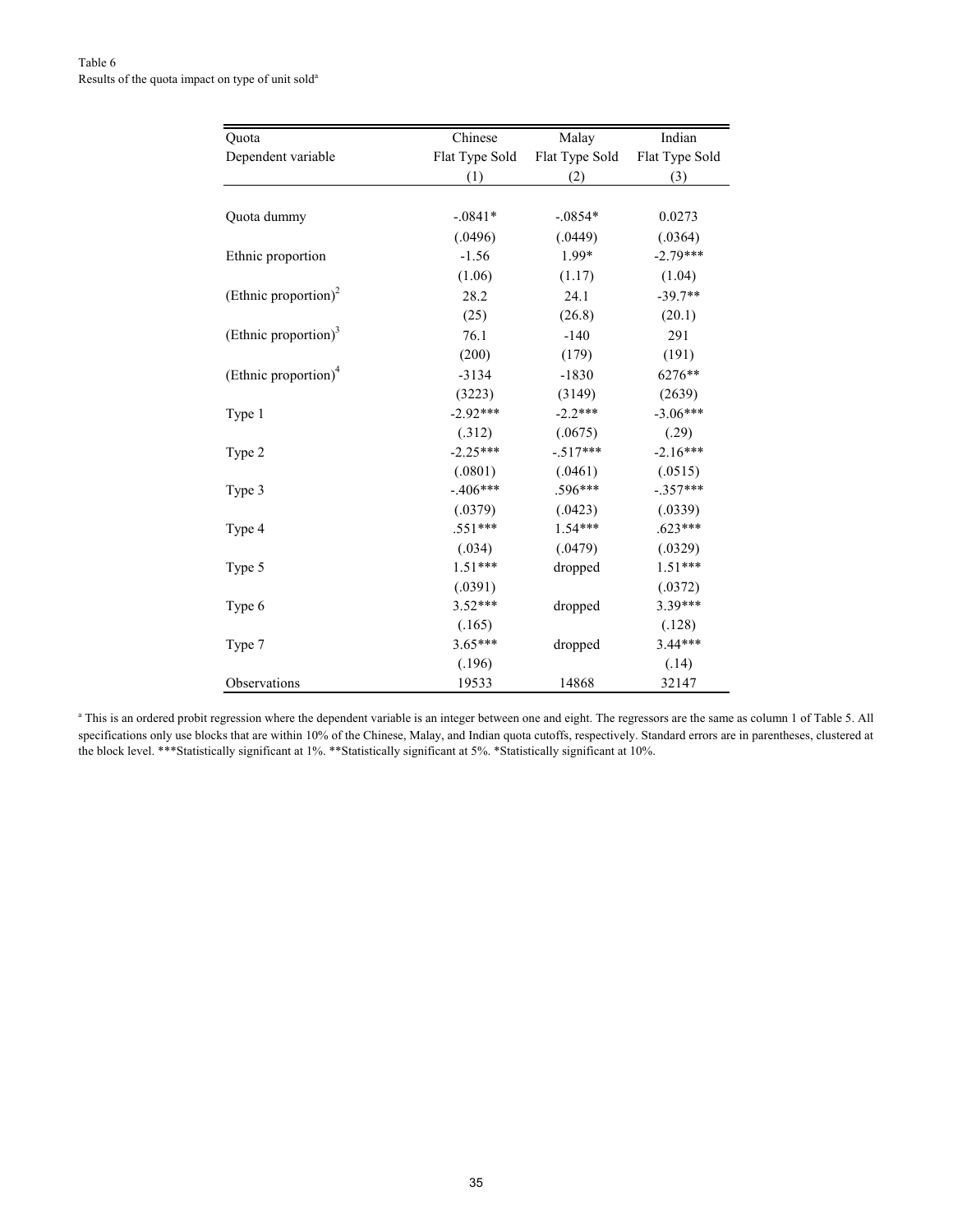Table 6
Results of the quota impact on type of unit sold[a]

| Quota | Chinese | Malay | Indian |
|---|---|---|---|
| Dependent variable | Flat Type Sold | Flat Type Sold | Flat Type Sold |
| | (1) | (2) | (3) |
| Quota dummy | -.0841* | -.0854* | 0.0273 |
| | (.0496) | (.0449) | (.0364) |
| Ethnic proportion | -1.56 | 1.99* | -2.79*** |
| | (1.06) | (1.17) | (1.04) |
| (Ethnic proportion)$^2$ | 28.2 | 24.1 | -39.7** |
| | (25) | (26.8) | (20.1) |
| (Ethnic proportion)$^3$ | 76.1 | -140 | 291 |
| | (200) | (179) | (191) |
| (Ethnic proportion)$^4$ | -3134 | -1830 | 6276** |
| | (3223) | (3149) | (2639) |
| Type 1 | -2.92*** | -2.2*** | -3.06*** |
| | (.312) | (.0675) | (.29) |
| Type 2 | -2.25*** | -.517*** | -2.16*** |
| | (.0801) | (.0461) | (.0515) |
| Type 3 | -.406*** | .596*** | -.357*** |
| | (.0379) | (.0423) | (.0339) |
| Type 4 | .551*** | 1.54*** | .623*** |
| | (.034) | (.0479) | (.0329) |
| Type 5 | 1.51*** | dropped | 1.51*** |
| | (.0391) | | (.0372) |
| Type 6 | 3.52*** | dropped | 3.39*** |
| | (.165) | | (.128) |
| Type 7 | 3.65*** | dropped | 3.44*** |
| | (.196) | | (.14) |
| Observations | 19533 | 14868 | 32147 |

[a] This is an ordered probit regression where the dependent variable is an integer between one and eight. The regressors are the same as column 1 of Table 5. All specifications only use blocks that are within 10% of the Chinese, Malay, and Indian quota cutoffs, respectively. Standard errors are in parentheses, clustered at the block level. ***Statistically significant at 1%. **Statistically significant at 5%. *Statistically significant at 10%.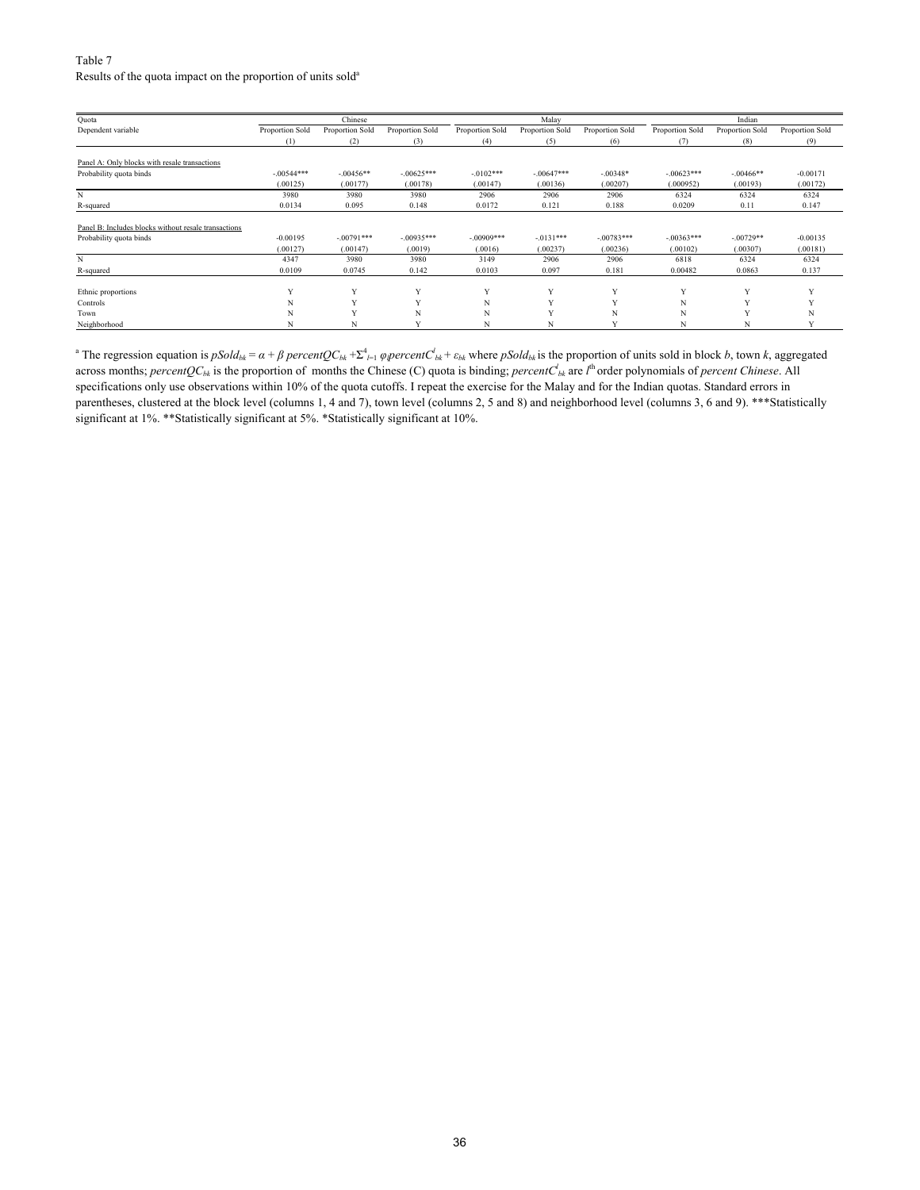Table 7
Results of the quota impact on the proportion of units sold[a]

| Quota | Chinese | | | Malay | | | Indian | | |
|---|---|---|---|---|---|---|---|---|---|
| Dependent variable | Proportion Sold | Proportion Sold | Proportion Sold | Proportion Sold | Proportion Sold | Proportion Sold | Proportion Sold | Proportion Sold | Proportion Sold |
| | (1) | (2) | (3) | (4) | (5) | (6) | (7) | (8) | (9) |
| Panel A: Only blocks with resale transactions | | | | | | | | | |
| Probability quota binds | -.00544*** | -.00456** | -.00625*** | -.0102*** | -.00647*** | -.00348* | -.00623*** | -.00466** | -0.00171 |
| | (.00125) | (.00177) | (.00178) | (.00147) | (.00136) | (.00207) | (.000952) | (.00193) | (.00172) |
| N | 3980 | 3980 | 3980 | 2906 | 2906 | 2906 | 6324 | 6324 | 6324 |
| R-squared | 0.0134 | 0.095 | 0.148 | 0.0172 | 0.121 | 0.188 | 0.0209 | 0.11 | 0.147 |
| Panel B: Includes blocks without resale transactions | | | | | | | | | |
| Probability quota binds | -0.00195 | -.00791*** | -.00935*** | -.00909*** | -.0131*** | -.00783*** | -.00363*** | -.00729** | -0.00135 |
| | (.00127) | (.00147) | (.0019) | (.0016) | (.00237) | (.00236) | (.00102) | (.00307) | (.00181) |
| N | 4347 | 3980 | 3980 | 3149 | 2906 | 2906 | 6818 | 6324 | 6324 |
| R-squared | 0.0109 | 0.0745 | 0.142 | 0.0103 | 0.097 | 0.181 | 0.00482 | 0.0863 | 0.137 |
| Ethnic proportions | Y | Y | Y | Y | Y | Y | Y | Y | Y |
| Controls | N | Y | Y | N | Y | Y | N | Y | Y |
| Town | N | Y | N | N | Y | N | N | Y | N |
| Neighborhood | N | N | Y | N | N | Y | N | N | Y |

[a] The regression equation is $pSold_{bk} = \alpha + \beta\, percentQC_{bk} + \Sigma^{4}_{l=1}\, \varphi_l percentC^{l}_{bk} + \varepsilon_{bk}$ where $pSold_{bk}$ is the proportion of units sold in block $b$, town $k$, aggregated across months; $percentQC_{bk}$ is the proportion of months the Chinese (C) quota is binding; $percentC^{l}_{bk}$ are $l^{th}$ order polynomials of *percent Chinese*. All specifications only use observations within 10% of the quota cutoffs. I repeat the exercise for the Malay and for the Indian quotas. Standard errors in parentheses, clustered at the block level (columns 1, 4 and 7), town level (columns 2, 5 and 8) and neighborhood level (columns 3, 6 and 9). ***Statistically significant at 1%. **Statistically significant at 5%. *Statistically significant at 10%.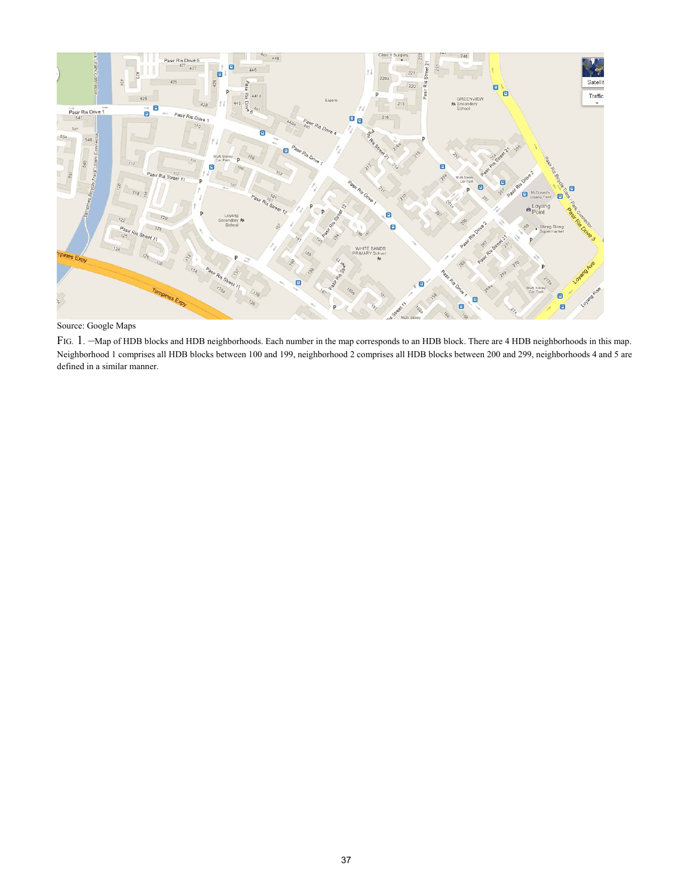Source: Google Maps

FIG. 1. —Map of HDB blocks and HDB neighborhoods. Each number in the map corresponds to an HDB block. There are 4 HDB neighborhoods in this map. Neighborhood 1 comprises all HDB blocks between 100 and 199, neighborhood 2 comprises all HDB blocks between 200 and 299, neighborhoods 4 and 5 are defined in a similar manner.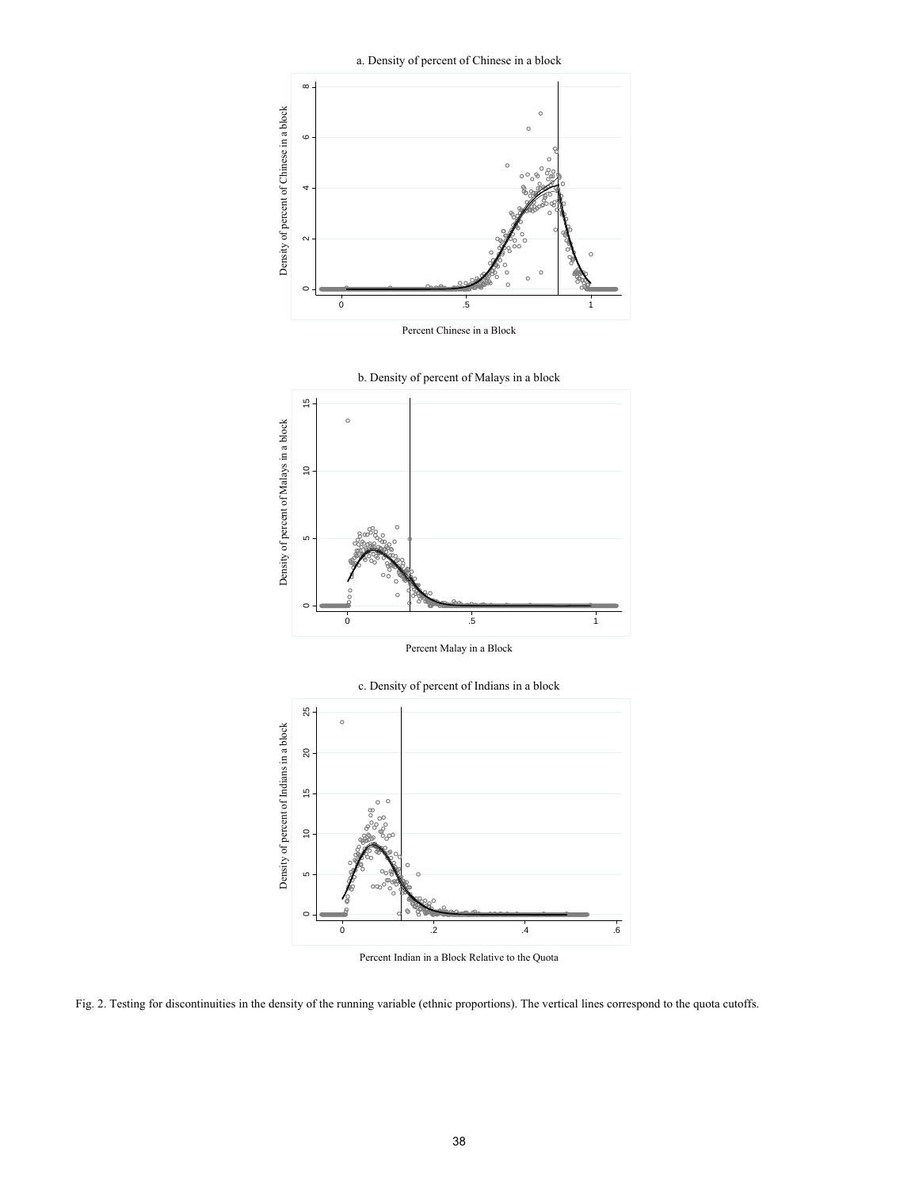a. Density of percent of Chinese in a block

b. Density of percent of Malays in a block

c. Density of percent of Indians in a block

Fig. 2. Testing for discontinuities in the density of the running variable (ethnic proportions). The vertical lines correspond to the quota cutoffs.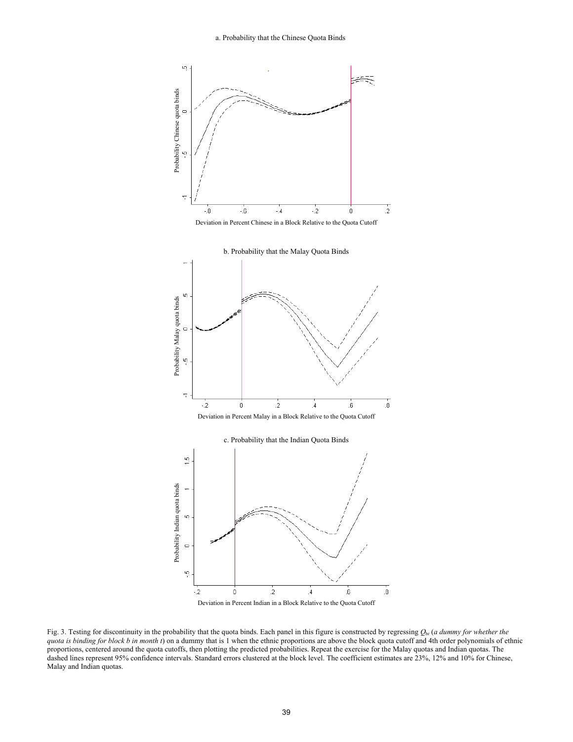a. Probability that the Chinese Quota Binds

b. Probability that the Malay Quota Binds

c. Probability that the Indian Quota Binds

Fig. 3. Testing for discontinuity in the probability that the quota binds. Each panel in this figure is constructed by regressing $Q_{bt}$ (*a dummy for whether the quota is binding for block b in month t*) on a dummy that is 1 when the ethnic proportions are above the block quota cutoff and 4th order polynomials of ethnic proportions, centered around the quota cutoffs, then plotting the predicted probabilities. Repeat the exercise for the Malay quotas and Indian quotas. The dashed lines represent 95% confidence intervals. Standard errors clustered at the block level. The coefficient estimates are 23%, 12% and 10% for Chinese, Malay and Indian quotas.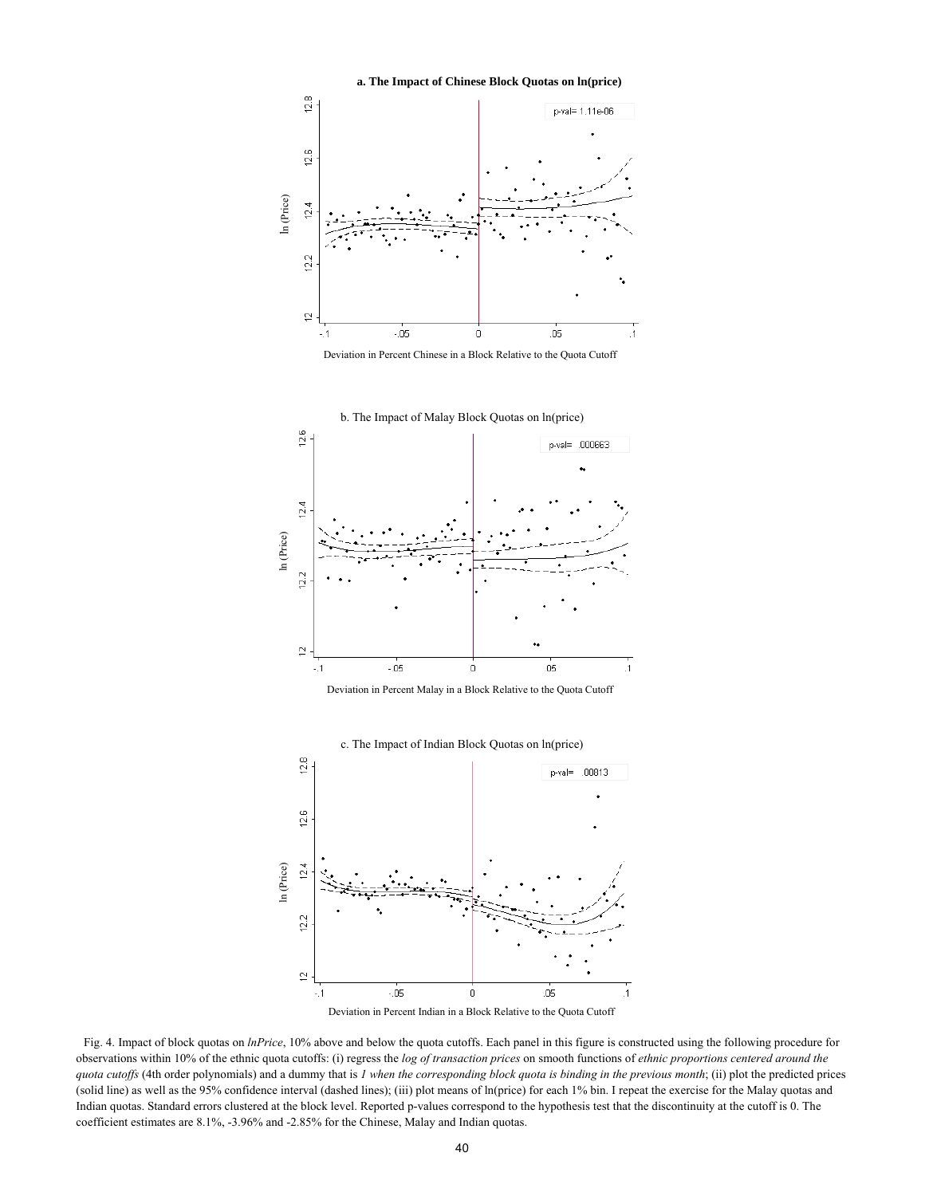a. The Impact of Chinese Block Quotas on ln(price)

b. The Impact of Malay Block Quotas on ln(price)

c. The Impact of Indian Block Quotas on ln(price)

Fig. 4. Impact of block quotas on *lnPrice*, 10% above and below the quota cutoffs. Each panel in this figure is constructed using the following procedure for observations within 10% of the ethnic quota cutoffs: (i) regress the *log of transaction prices* on smooth functions of *ethnic proportions centered around the quota cutoffs* (4th order polynomials) and a dummy that is *1 when the corresponding block quota is binding in the previous month*; (ii) plot the predicted prices (solid line) as well as the 95% confidence interval (dashed lines); (iii) plot means of ln(price) for each 1% bin. I repeat the exercise for the Malay quotas and Indian quotas. Standard errors clustered at the block level. Reported p-values correspond to the hypothesis test that the discontinuity at the cutoff is 0. The coefficient estimates are 8.1%, -3.96% and -2.85% for the Chinese, Malay and Indian quotas.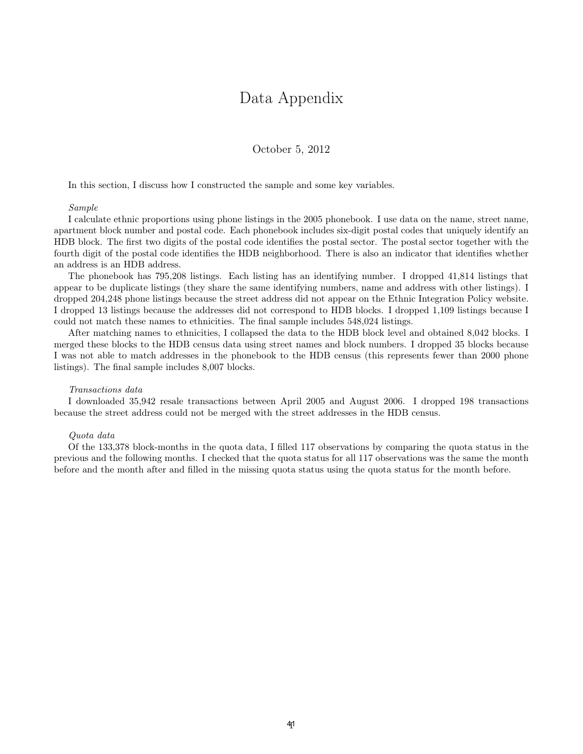# Data Appendix

October 5, 2012

In this section, I discuss how I constructed the sample and some key variables.

*Sample*

I calculate ethnic proportions using phone listings in the 2005 phonebook. I use data on the name, street name, apartment block number and postal code. Each phonebook includes six-digit postal codes that uniquely identify an HDB block. The first two digits of the postal code identifies the postal sector. The postal sector together with the fourth digit of the postal code identifies the HDB neighborhood. There is also an indicator that identifies whether an address is an HDB address.

The phonebook has 795,208 listings. Each listing has an identifying number. I dropped 41,814 listings that appear to be duplicate listings (they share the same identifying numbers, name and address with other listings). I dropped 204,248 phone listings because the street address did not appear on the Ethnic Integration Policy website. I dropped 13 listings because the addresses did not correspond to HDB blocks. I dropped 1,109 listings because I could not match these names to ethnicities. The final sample includes 548,024 listings.

After matching names to ethnicities, I collapsed the data to the HDB block level and obtained 8,042 blocks. I merged these blocks to the HDB census data using street names and block numbers. I dropped 35 blocks because I was not able to match addresses in the phonebook to the HDB census (this represents fewer than 2000 phone listings). The final sample includes 8,007 blocks.

*Transactions data*

I downloaded 35,942 resale transactions between April 2005 and August 2006. I dropped 198 transactions because the street address could not be merged with the street addresses in the HDB census.

*Quota data*

Of the 133,378 block-months in the quota data, I filled 117 observations by comparing the quota status in the previous and the following months. I checked that the quota status for all 117 observations was the same the month before and the month after and filled in the missing quota status using the quota status for the month before.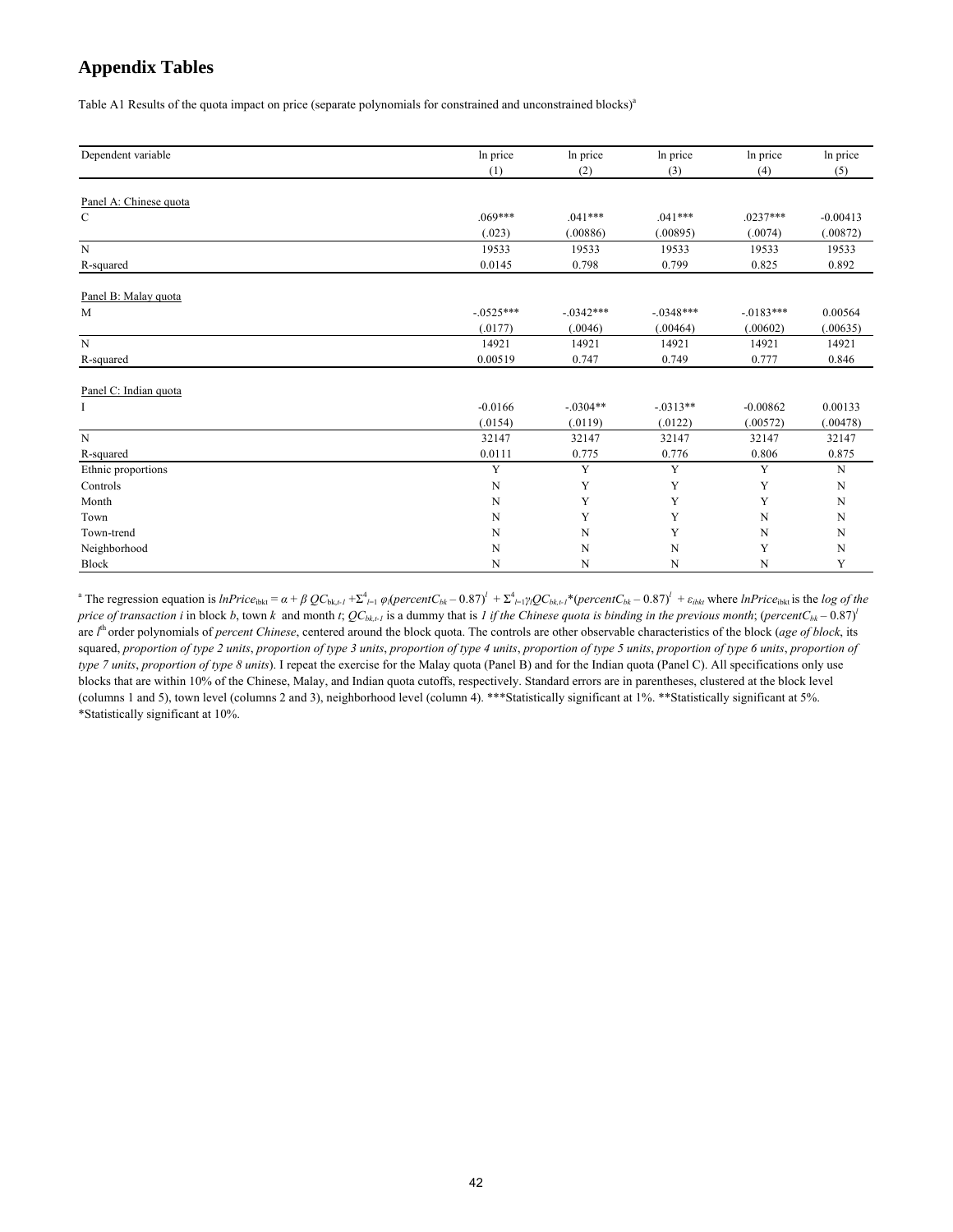## Appendix Tables

Table A1 Results of the quota impact on price (separate polynomials for constrained and unconstrained blocks)[a]

| Dependent variable | ln price (1) | ln price (2) | ln price (3) | ln price (4) | ln price (5) |
|---|---|---|---|---|---|
| Panel A: Chinese quota | | | | | |
| C | .069*** | .041*** | .041*** | .0237*** | -0.00413 |
| | (.023) | (.00886) | (.00895) | (.0074) | (.00872) |
| N | 19533 | 19533 | 19533 | 19533 | 19533 |
| R-squared | 0.0145 | 0.798 | 0.799 | 0.825 | 0.892 |
| Panel B: Malay quota | | | | | |
| M | -.0525*** | -.0342*** | -.0348*** | -.0183*** | 0.00564 |
| | (.0177) | (.0046) | (.00464) | (.00602) | (.00635) |
| N | 14921 | 14921 | 14921 | 14921 | 14921 |
| R-squared | 0.00519 | 0.747 | 0.749 | 0.777 | 0.846 |
| Panel C: Indian quota | | | | | |
| I | -0.0166 | -.0304** | -.0313** | -0.00862 | 0.00133 |
| | (.0154) | (.0119) | (.0122) | (.00572) | (.00478) |
| N | 32147 | 32147 | 32147 | 32147 | 32147 |
| R-squared | 0.0111 | 0.775 | 0.776 | 0.806 | 0.875 |
| Ethnic proportions | Y | Y | Y | Y | N |
| Controls | N | Y | Y | Y | N |
| Month | N | Y | Y | Y | N |
| Town | N | Y | Y | N | N |
| Town-trend | N | N | Y | N | N |
| Neighborhood | N | N | N | Y | N |
| Block | N | N | N | N | Y |

[a] The regression equation is $lnPrice_{ibkt} = \alpha + \beta\, QC_{bk,t-1} + \Sigma^4_{l=1}\, \varphi_l(percentC_{bk} - 0.87)^l + \Sigma^4_{l=1}\gamma_l QC_{bk,t-1}*(percentC_{bk} - 0.87)^l + \varepsilon_{ibkt}$ where $lnPrice_{ibkt}$ is the *log of the price of transaction i* in block $b$, town $k$ and month $t$; $QC_{bk,t-1}$ is a dummy that is *1 if the Chinese quota is binding in the previous month*; $(percentC_{bk} - 0.87)^l$ are $l^{th}$ order polynomials of *percent Chinese*, centered around the block quota. The controls are other observable characteristics of the block (*age of block*, its squared, *proportion of type 2 units*, *proportion of type 3 units*, *proportion of type 4 units*, *proportion of type 5 units*, *proportion of type 6 units*, *proportion of type 7 units*, *proportion of type 8 units*). I repeat the exercise for the Malay quota (Panel B) and for the Indian quota (Panel C). All specifications only use blocks that are within 10% of the Chinese, Malay, and Indian quota cutoffs, respectively. Standard errors are in parentheses, clustered at the block level (columns 1 and 5), town level (columns 2 and 3), neighborhood level (column 4). ***Statistically significant at 1%. **Statistically significant at 5%. *Statistically significant at 10%.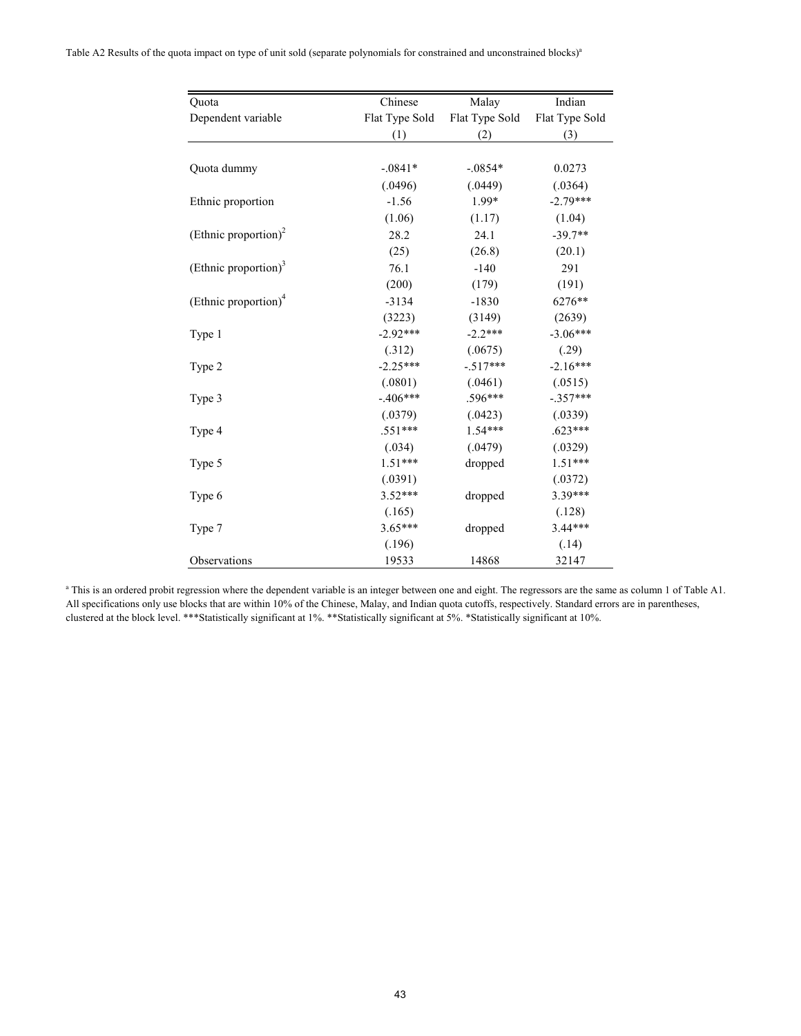Table A2 Results of the quota impact on type of unit sold (separate polynomials for constrained and unconstrained blocks)[a]

| Quota | Chinese | Malay | Indian |
|---|---|---|---|
| Dependent variable | Flat Type Sold | Flat Type Sold | Flat Type Sold |
| | (1) | (2) | (3) |
| Quota dummy | -.0841* | -.0854* | 0.0273 |
| | (.0496) | (.0449) | (.0364) |
| Ethnic proportion | -1.56 | 1.99* | -2.79*** |
| | (1.06) | (1.17) | (1.04) |
| (Ethnic proportion)$^2$ | 28.2 | 24.1 | -39.7** |
| | (25) | (26.8) | (20.1) |
| (Ethnic proportion)$^3$ | 76.1 | -140 | 291 |
| | (200) | (179) | (191) |
| (Ethnic proportion)$^4$ | -3134 | -1830 | 6276** |
| | (3223) | (3149) | (2639) |
| Type 1 | -2.92*** | -2.2*** | -3.06*** |
| | (.312) | (.0675) | (.29) |
| Type 2 | -2.25*** | -.517*** | -2.16*** |
| | (.0801) | (.0461) | (.0515) |
| Type 3 | -.406*** | .596*** | -.357*** |
| | (.0379) | (.0423) | (.0339) |
| Type 4 | .551*** | 1.54*** | .623*** |
| | (.034) | (.0479) | (.0329) |
| Type 5 | 1.51*** | dropped | 1.51*** |
| | (.0391) | | (.0372) |
| Type 6 | 3.52*** | dropped | 3.39*** |
| | (.165) | | (.128) |
| Type 7 | 3.65*** | dropped | 3.44*** |
| | (.196) | | (.14) |
| Observations | 19533 | 14868 | 32147 |

[a] This is an ordered probit regression where the dependent variable is an integer between one and eight. The regressors are the same as column 1 of Table A1. All specifications only use blocks that are within 10% of the Chinese, Malay, and Indian quota cutoffs, respectively. Standard errors are in parentheses, clustered at the block level. ***Statistically significant at 1%. **Statistically significant at 5%. *Statistically significant at 10%.